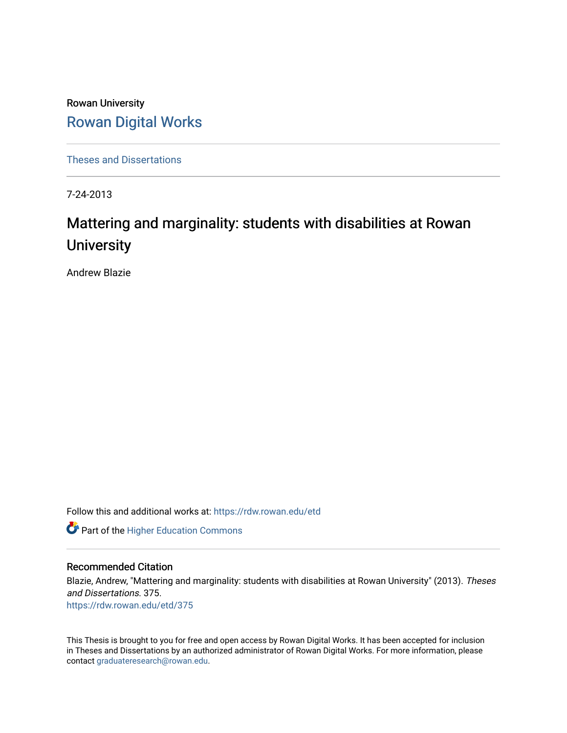Rowan University

# Rowan Digital Works

Theses and Dissertations

7-24-2013

# Mattering and marginality: students with disabilities at Rowan University

Andrew Blazie

Follow this and additional works at: https://rdw.rowan.edu/etd

Part of the Higher Education Commons

## Recommended Citation

Blazie, Andrew, "Mattering and marginality: students with disabilities at Rowan University" (2013). *Theses and Dissertations*. 375.
https://rdw.rowan.edu/etd/375

This Thesis is brought to you for free and open access by Rowan Digital Works. It has been accepted for inclusion in Theses and Dissertations by an authorized administrator of Rowan Digital Works. For more information, please contact graduateresearch@rowan.edu.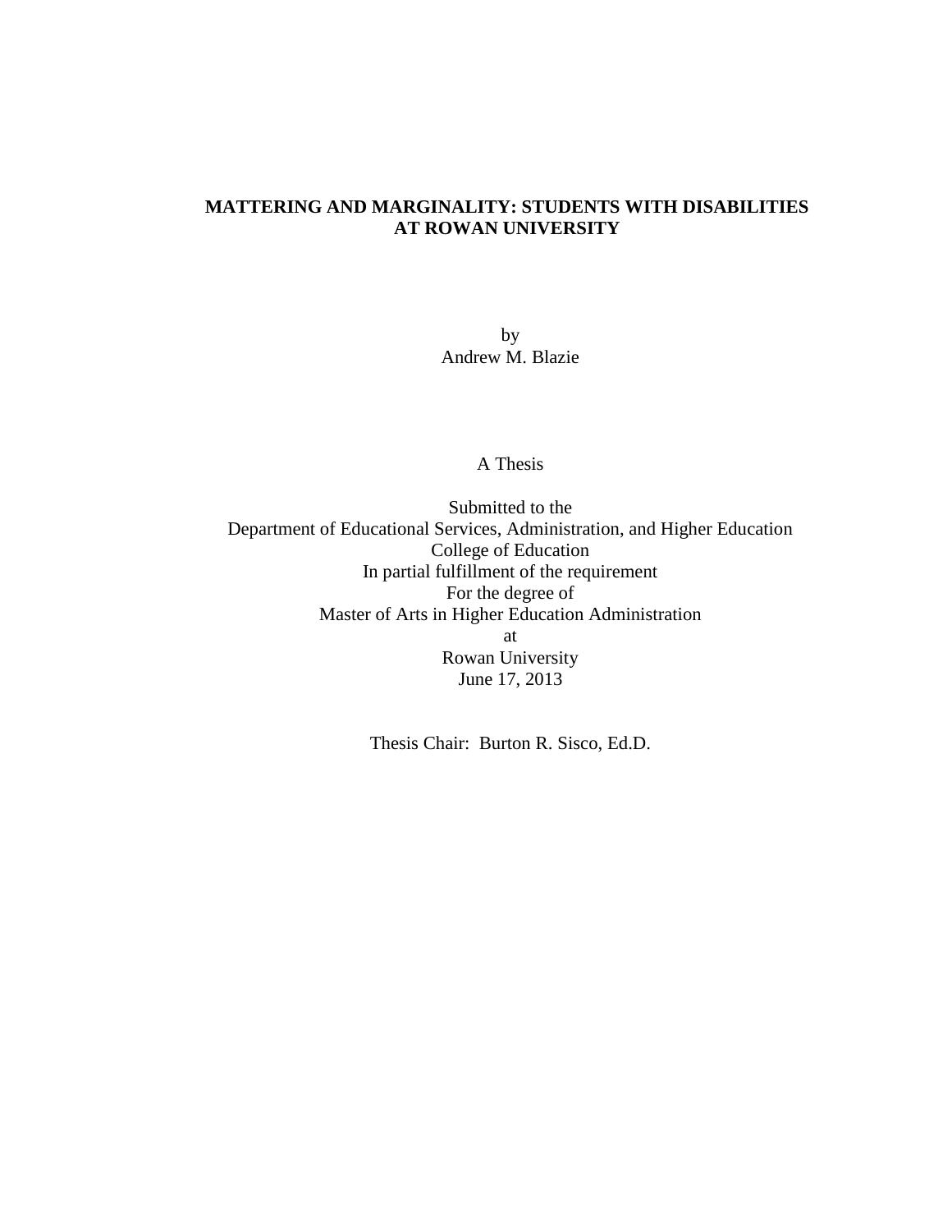# MATTERING AND MARGINALITY: STUDENTS WITH DISABILITIES AT ROWAN UNIVERSITY

by
Andrew M. Blazie

A Thesis

Submitted to the
Department of Educational Services, Administration, and Higher Education
College of Education
In partial fulfillment of the requirement
For the degree of
Master of Arts in Higher Education Administration
at
Rowan University
June 17, 2013

Thesis Chair: Burton R. Sisco, Ed.D.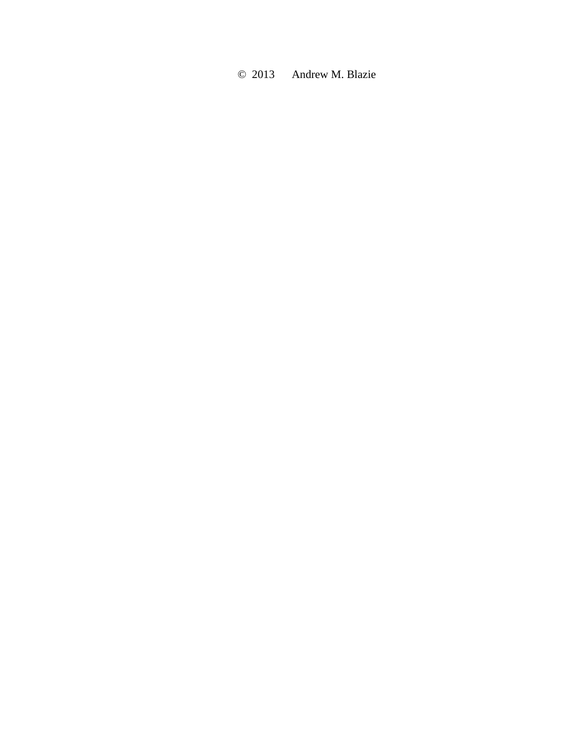© 2013 Andrew M. Blazie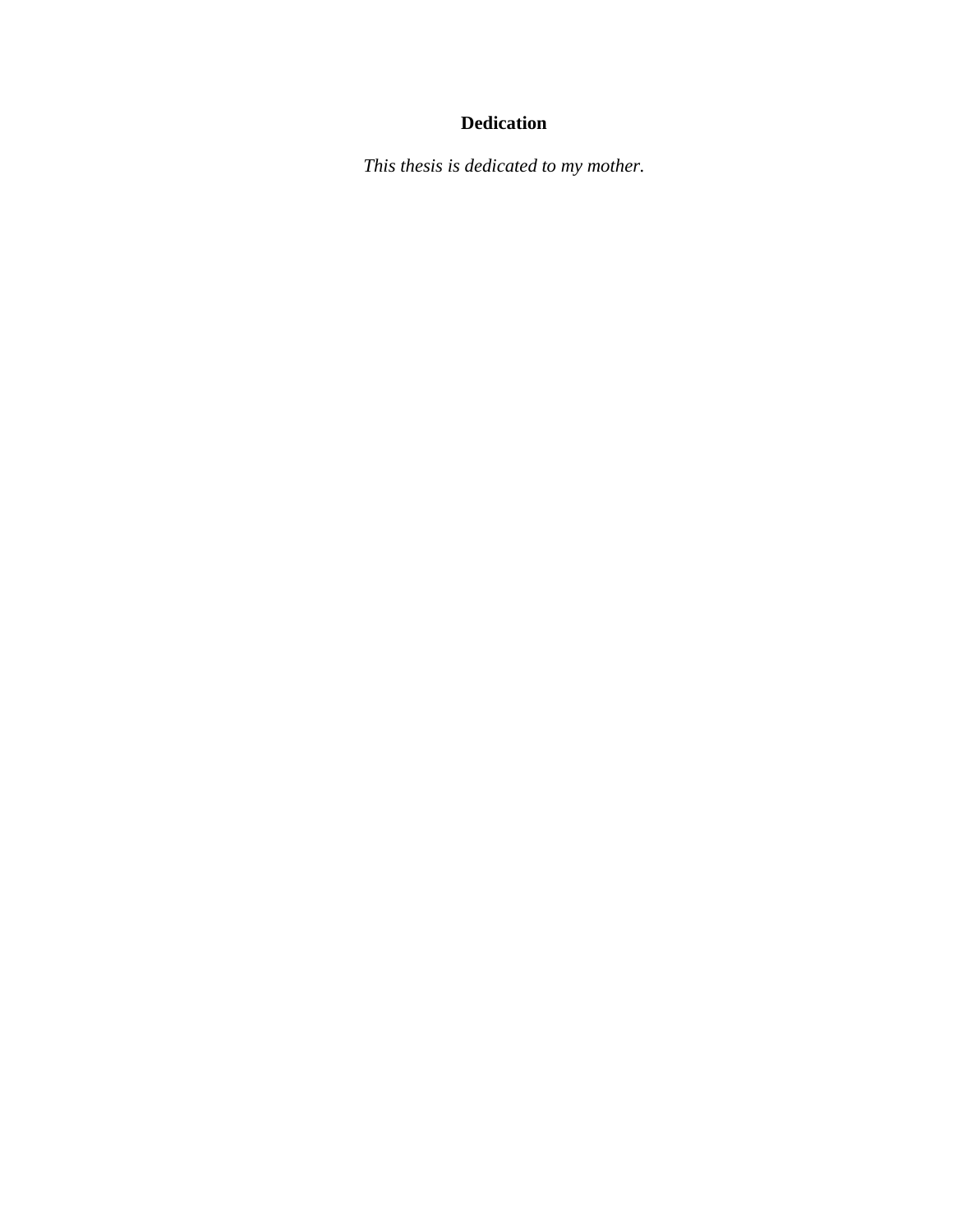# Dedication

*This thesis is dedicated to my mother.*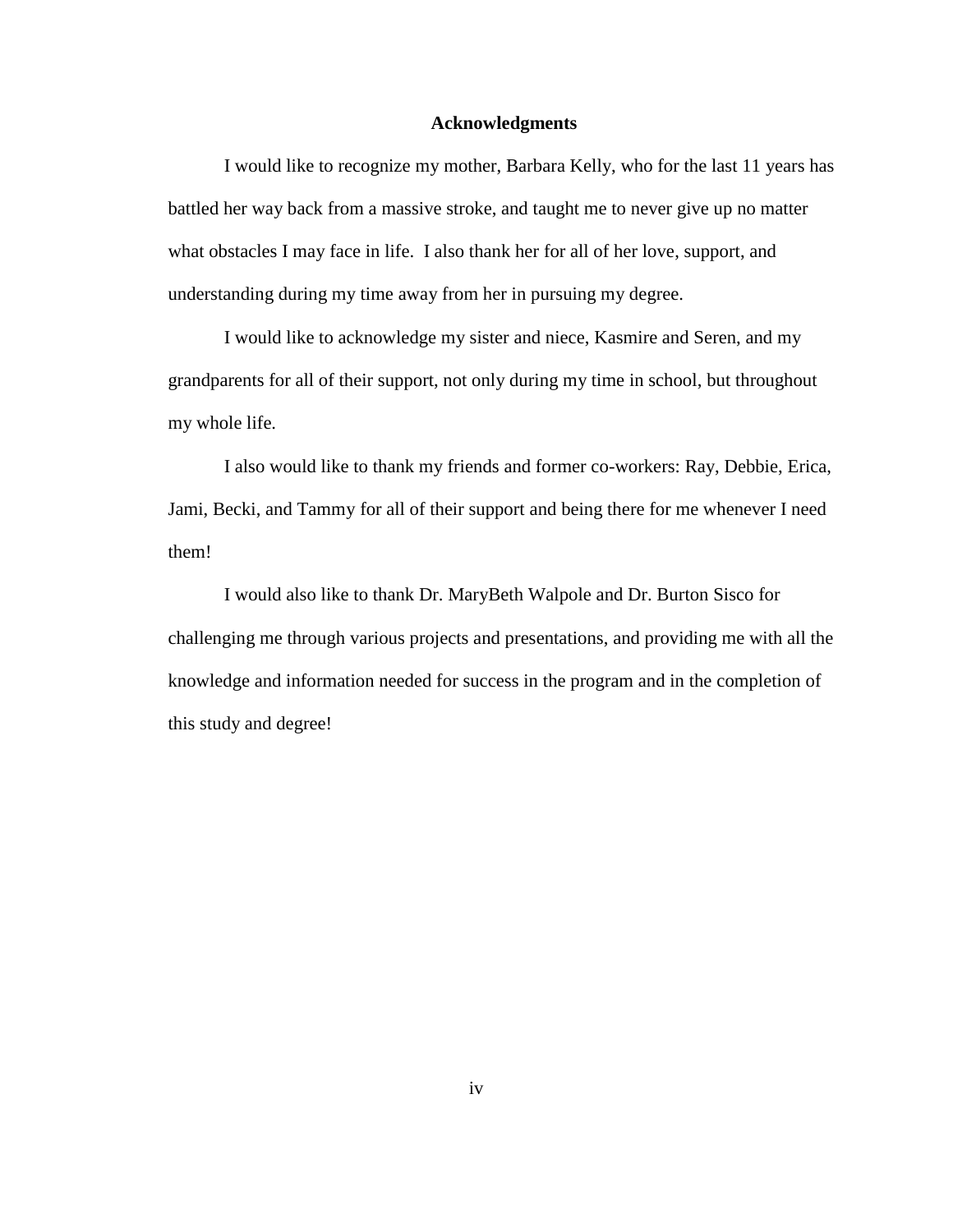## Acknowledgments

I would like to recognize my mother, Barbara Kelly, who for the last 11 years has battled her way back from a massive stroke, and taught me to never give up no matter what obstacles I may face in life.  I also thank her for all of her love, support, and understanding during my time away from her in pursuing my degree.

I would like to acknowledge my sister and niece, Kasmire and Seren, and my grandparents for all of their support, not only during my time in school, but throughout my whole life.

I also would like to thank my friends and former co-workers: Ray, Debbie, Erica, Jami, Becki, and Tammy for all of their support and being there for me whenever I need them!

I would also like to thank Dr. MaryBeth Walpole and Dr. Burton Sisco for challenging me through various projects and presentations, and providing me with all the knowledge and information needed for success in the program and in the completion of this study and degree!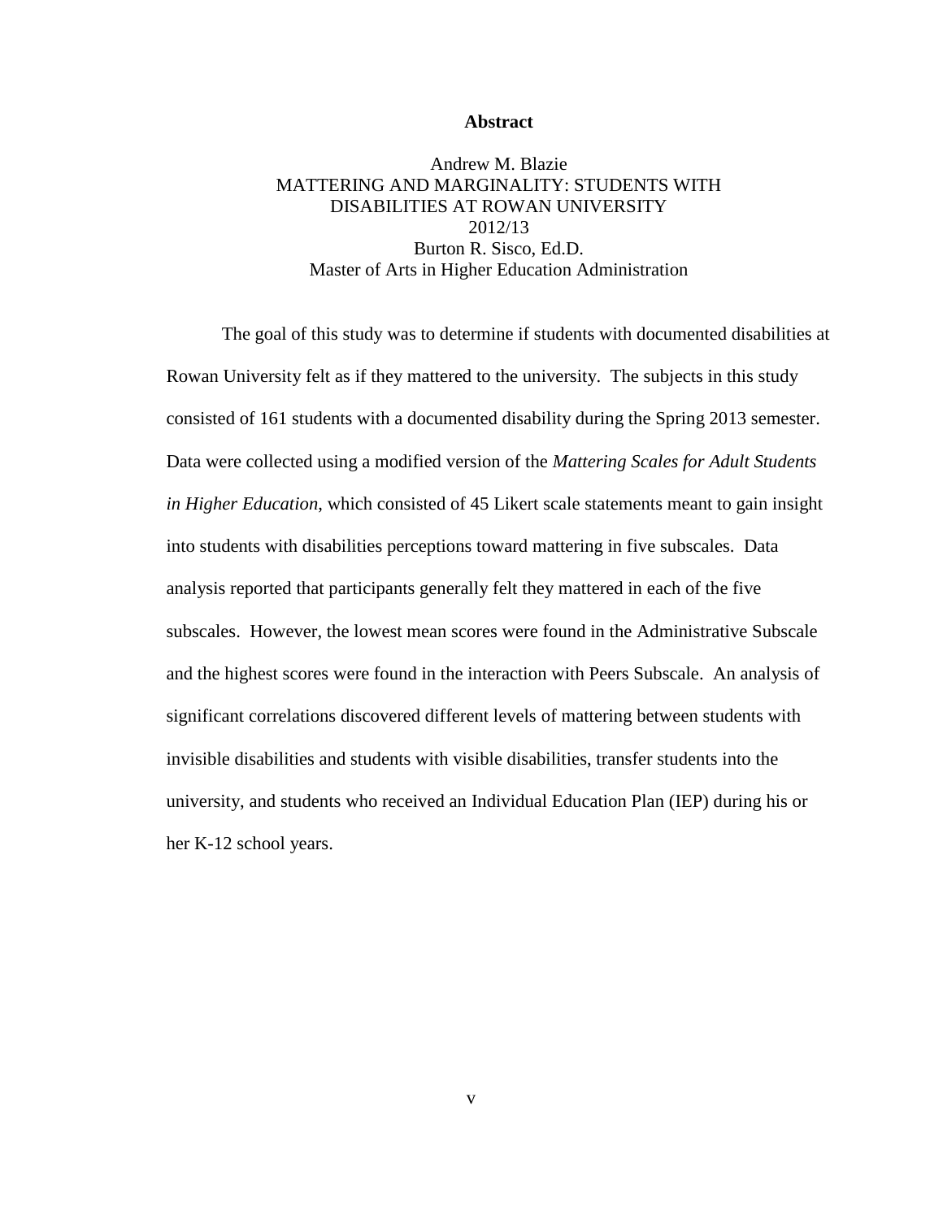# Abstract

Andrew M. Blazie
MATTERING AND MARGINALITY: STUDENTS WITH DISABILITIES AT ROWAN UNIVERSITY
2012/13
Burton R. Sisco, Ed.D.
Master of Arts in Higher Education Administration

The goal of this study was to determine if students with documented disabilities at Rowan University felt as if they mattered to the university. The subjects in this study consisted of 161 students with a documented disability during the Spring 2013 semester. Data were collected using a modified version of the *Mattering Scales for Adult Students in Higher Education*, which consisted of 45 Likert scale statements meant to gain insight into students with disabilities perceptions toward mattering in five subscales. Data analysis reported that participants generally felt they mattered in each of the five subscales. However, the lowest mean scores were found in the Administrative Subscale and the highest scores were found in the interaction with Peers Subscale. An analysis of significant correlations discovered different levels of mattering between students with invisible disabilities and students with visible disabilities, transfer students into the university, and students who received an Individual Education Plan (IEP) during his or her K-12 school years.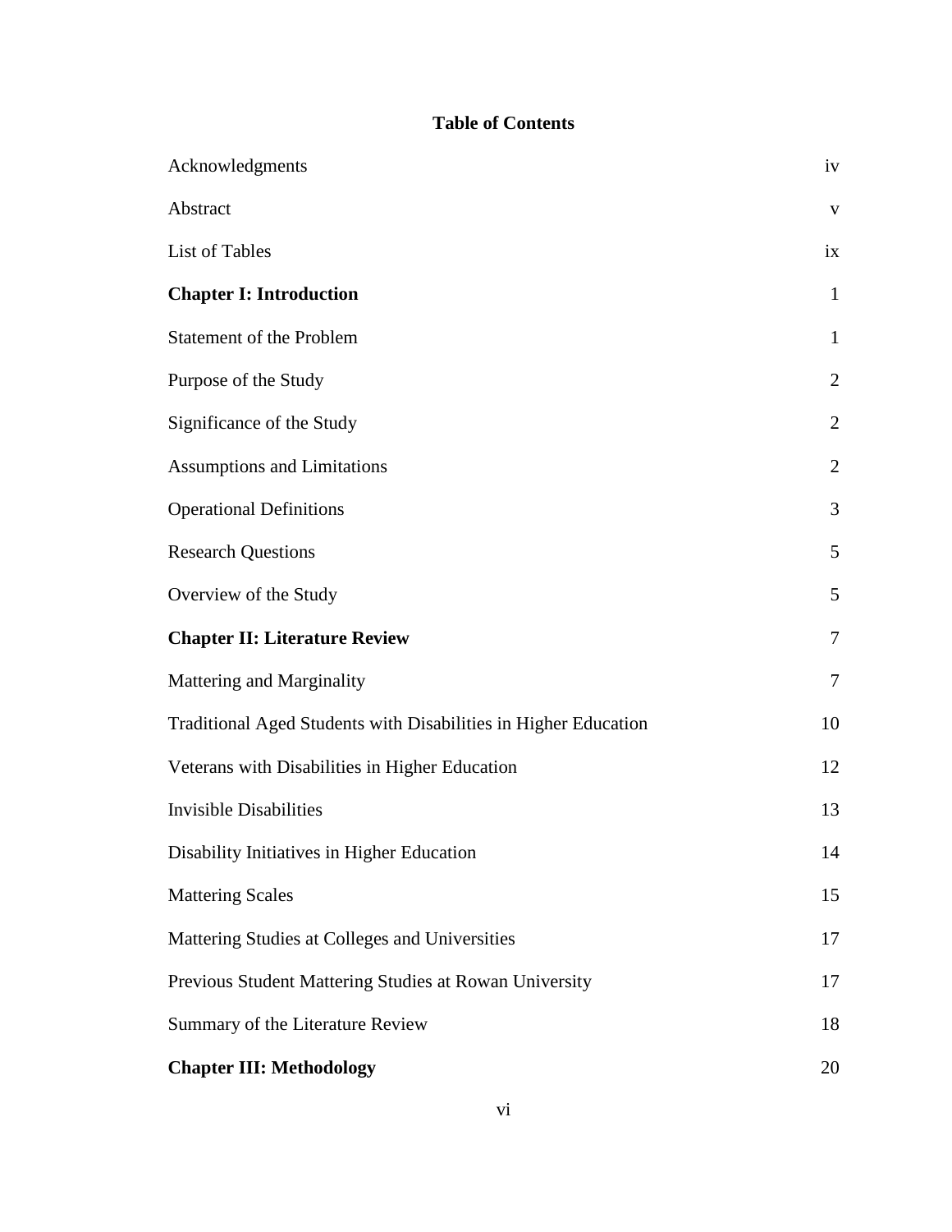**Table of Contents**

| | |
|---|---|
| Acknowledgments | iv |
| Abstract | v |
| List of Tables | ix |
| **Chapter I: Introduction** | 1 |
| Statement of the Problem | 1 |
| Purpose of the Study | 2 |
| Significance of the Study | 2 |
| Assumptions and Limitations | 2 |
| Operational Definitions | 3 |
| Research Questions | 5 |
| Overview of the Study | 5 |
| **Chapter II: Literature Review** | 7 |
| Mattering and Marginality | 7 |
| Traditional Aged Students with Disabilities in Higher Education | 10 |
| Veterans with Disabilities in Higher Education | 12 |
| Invisible Disabilities | 13 |
| Disability Initiatives in Higher Education | 14 |
| Mattering Scales | 15 |
| Mattering Studies at Colleges and Universities | 17 |
| Previous Student Mattering Studies at Rowan University | 17 |
| Summary of the Literature Review | 18 |
| **Chapter III: Methodology** | 20 |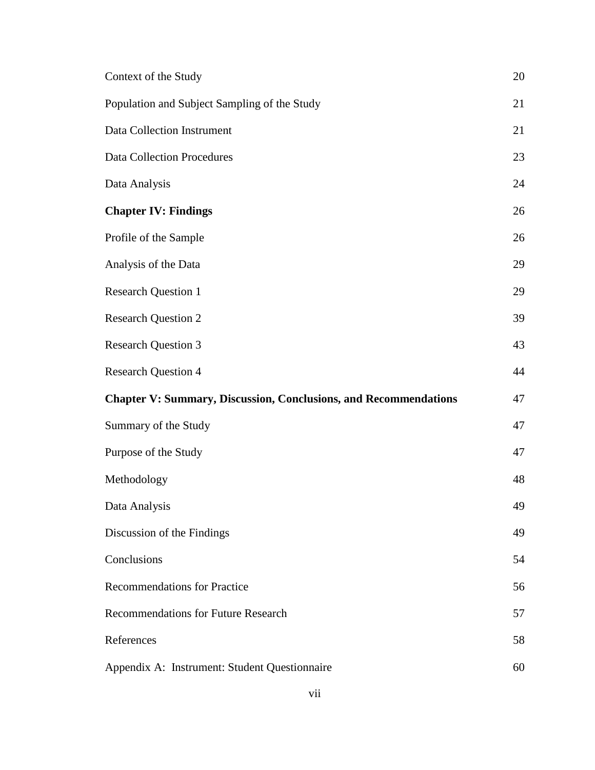| | |
|---|---|
| Context of the Study | 20 |
| Population and Subject Sampling of the Study | 21 |
| Data Collection Instrument | 21 |
| Data Collection Procedures | 23 |
| Data Analysis | 24 |
| **Chapter IV: Findings** | 26 |
| Profile of the Sample | 26 |
| Analysis of the Data | 29 |
| Research Question 1 | 29 |
| Research Question 2 | 39 |
| Research Question 3 | 43 |
| Research Question 4 | 44 |
| **Chapter V: Summary, Discussion, Conclusions, and Recommendations** | 47 |
| Summary of the Study | 47 |
| Purpose of the Study | 47 |
| Methodology | 48 |
| Data Analysis | 49 |
| Discussion of the Findings | 49 |
| Conclusions | 54 |
| Recommendations for Practice | 56 |
| Recommendations for Future Research | 57 |
| References | 58 |
| Appendix A: Instrument: Student Questionnaire | 60 |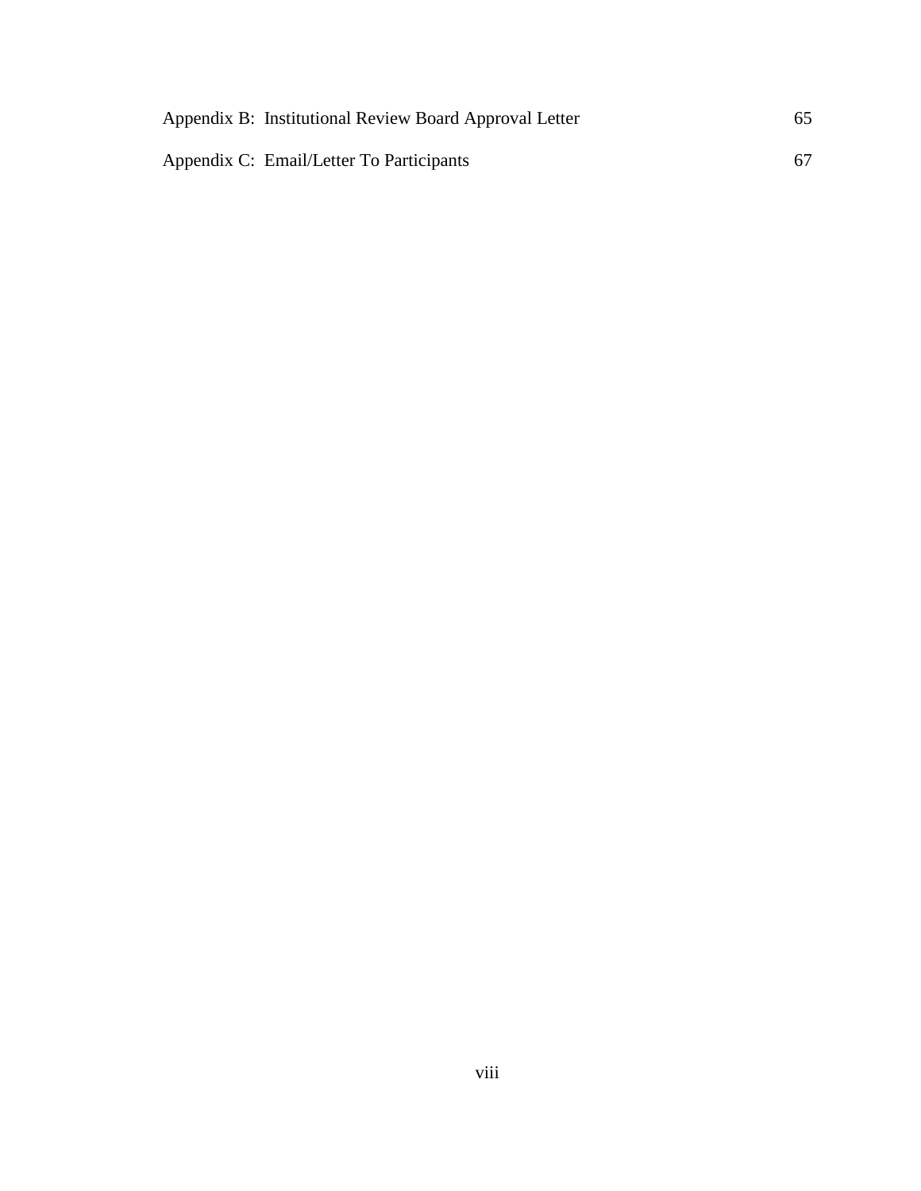| | |
|---|---|
| Appendix B: Institutional Review Board Approval Letter | 65 |
| Appendix C: Email/Letter To Participants | 67 |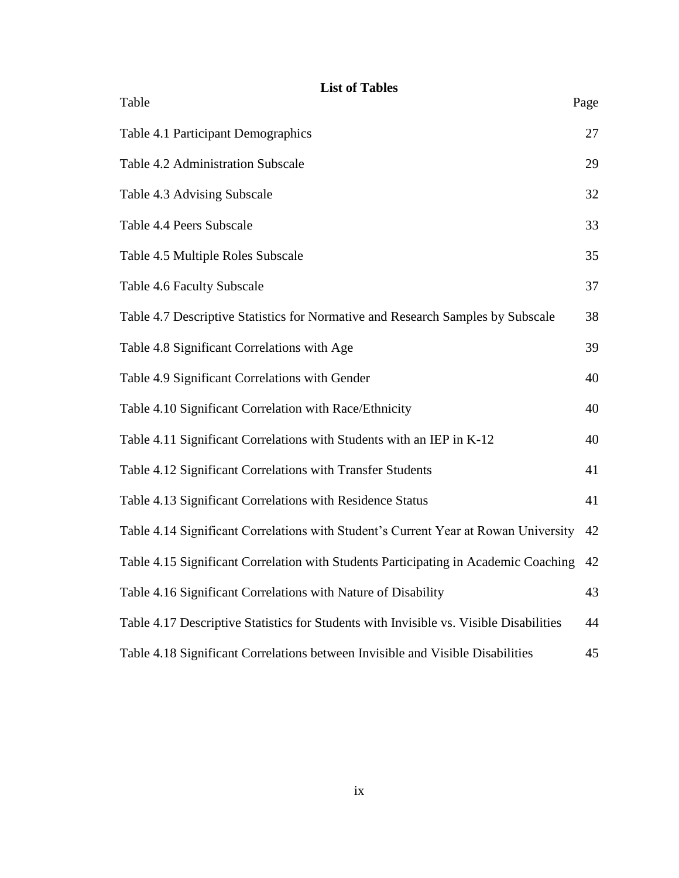# List of Tables

| Table | Page |
|---|---|
| Table 4.1 Participant Demographics | 27 |
| Table 4.2 Administration Subscale | 29 |
| Table 4.3 Advising Subscale | 32 |
| Table 4.4 Peers Subscale | 33 |
| Table 4.5 Multiple Roles Subscale | 35 |
| Table 4.6 Faculty Subscale | 37 |
| Table 4.7 Descriptive Statistics for Normative and Research Samples by Subscale | 38 |
| Table 4.8 Significant Correlations with Age | 39 |
| Table 4.9 Significant Correlations with Gender | 40 |
| Table 4.10 Significant Correlation with Race/Ethnicity | 40 |
| Table 4.11 Significant Correlations with Students with an IEP in K-12 | 40 |
| Table 4.12 Significant Correlations with Transfer Students | 41 |
| Table 4.13 Significant Correlations with Residence Status | 41 |
| Table 4.14 Significant Correlations with Student's Current Year at Rowan University | 42 |
| Table 4.15 Significant Correlation with Students Participating in Academic Coaching | 42 |
| Table 4.16 Significant Correlations with Nature of Disability | 43 |
| Table 4.17 Descriptive Statistics for Students with Invisible vs. Visible Disabilities | 44 |
| Table 4.18 Significant Correlations between Invisible and Visible Disabilities | 45 |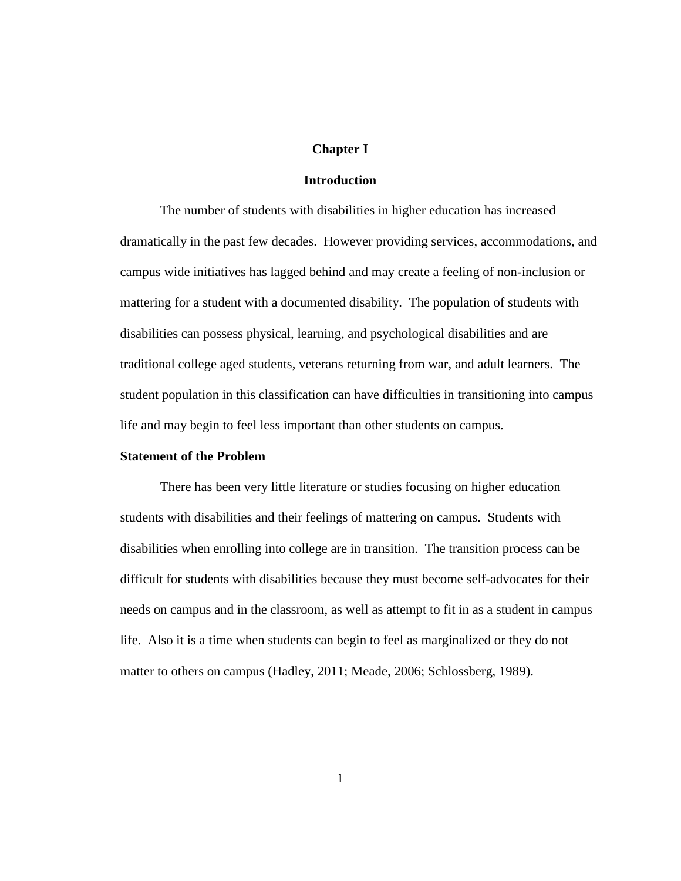# Chapter I

## Introduction

The number of students with disabilities in higher education has increased dramatically in the past few decades. However providing services, accommodations, and campus wide initiatives has lagged behind and may create a feeling of non-inclusion or mattering for a student with a documented disability. The population of students with disabilities can possess physical, learning, and psychological disabilities and are traditional college aged students, veterans returning from war, and adult learners. The student population in this classification can have difficulties in transitioning into campus life and may begin to feel less important than other students on campus.

### Statement of the Problem

There has been very little literature or studies focusing on higher education students with disabilities and their feelings of mattering on campus. Students with disabilities when enrolling into college are in transition. The transition process can be difficult for students with disabilities because they must become self-advocates for their needs on campus and in the classroom, as well as attempt to fit in as a student in campus life. Also it is a time when students can begin to feel as marginalized or they do not matter to others on campus (Hadley, 2011; Meade, 2006; Schlossberg, 1989).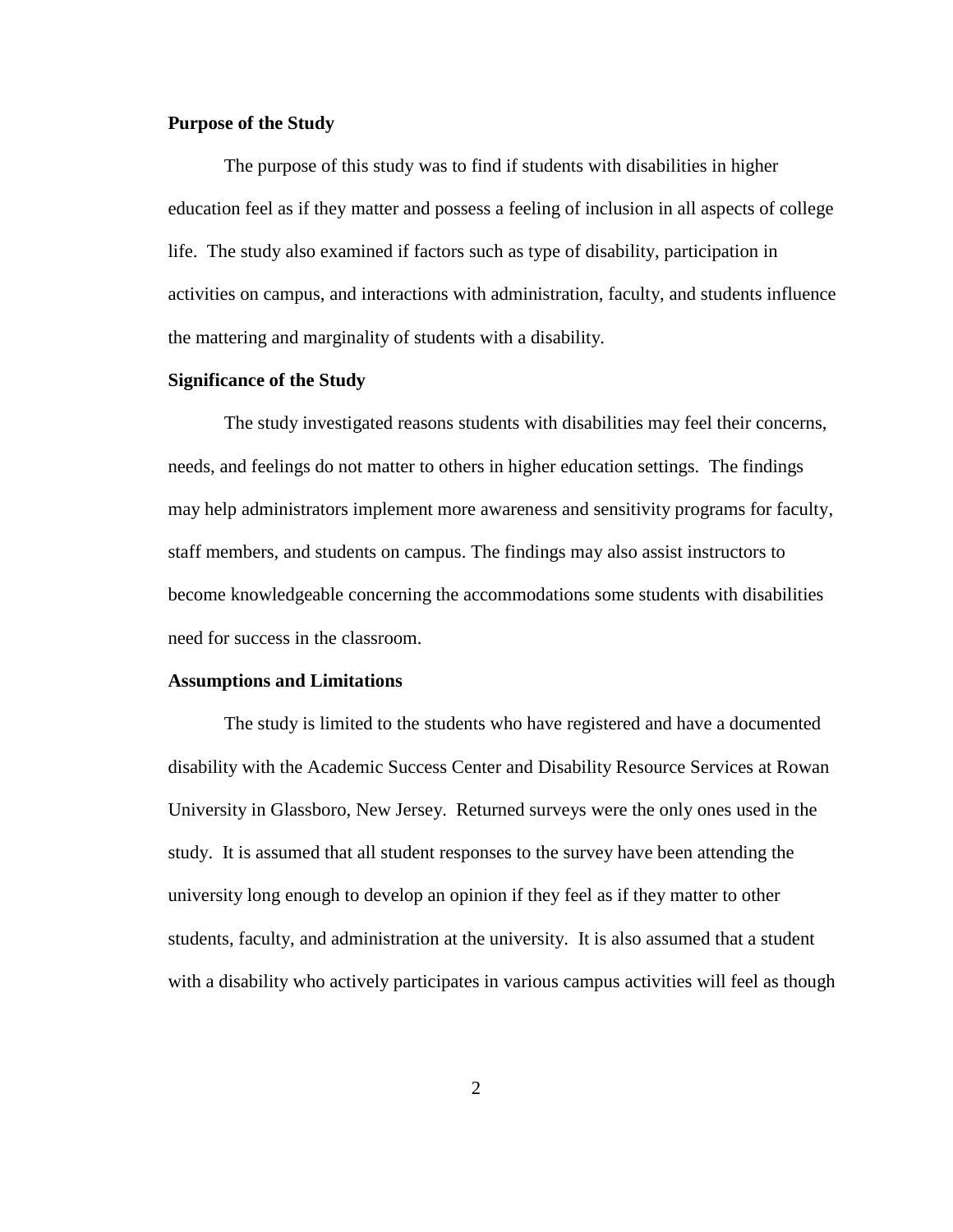### Purpose of the Study

The purpose of this study was to find if students with disabilities in higher education feel as if they matter and possess a feeling of inclusion in all aspects of college life. The study also examined if factors such as type of disability, participation in activities on campus, and interactions with administration, faculty, and students influence the mattering and marginality of students with a disability.

### Significance of the Study

The study investigated reasons students with disabilities may feel their concerns, needs, and feelings do not matter to others in higher education settings. The findings may help administrators implement more awareness and sensitivity programs for faculty, staff members, and students on campus. The findings may also assist instructors to become knowledgeable concerning the accommodations some students with disabilities need for success in the classroom.

### Assumptions and Limitations

The study is limited to the students who have registered and have a documented disability with the Academic Success Center and Disability Resource Services at Rowan University in Glassboro, New Jersey. Returned surveys were the only ones used in the study. It is assumed that all student responses to the survey have been attending the university long enough to develop an opinion if they feel as if they matter to other students, faculty, and administration at the university. It is also assumed that a student with a disability who actively participates in various campus activities will feel as though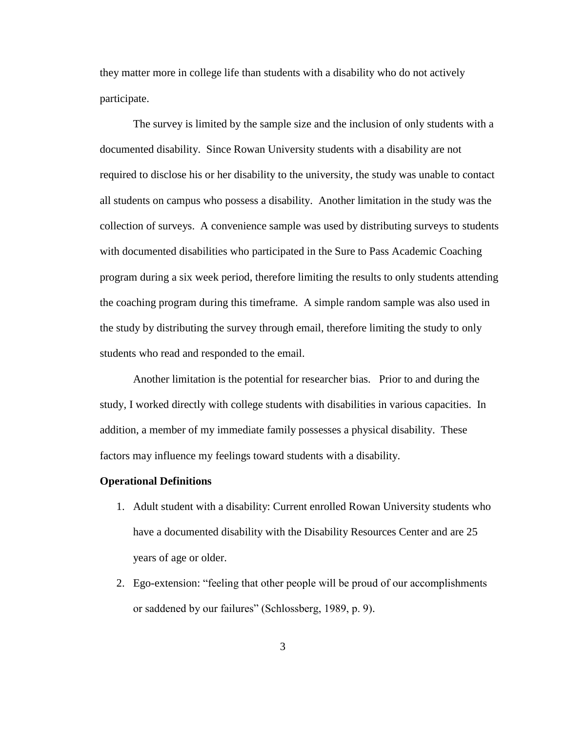they matter more in college life than students with a disability who do not actively participate.

The survey is limited by the sample size and the inclusion of only students with a documented disability. Since Rowan University students with a disability are not required to disclose his or her disability to the university, the study was unable to contact all students on campus who possess a disability. Another limitation in the study was the collection of surveys. A convenience sample was used by distributing surveys to students with documented disabilities who participated in the Sure to Pass Academic Coaching program during a six week period, therefore limiting the results to only students attending the coaching program during this timeframe. A simple random sample was also used in the study by distributing the survey through email, therefore limiting the study to only students who read and responded to the email.

Another limitation is the potential for researcher bias. Prior to and during the study, I worked directly with college students with disabilities in various capacities. In addition, a member of my immediate family possesses a physical disability. These factors may influence my feelings toward students with a disability.

**Operational Definitions**

1. Adult student with a disability: Current enrolled Rowan University students who have a documented disability with the Disability Resources Center and are 25 years of age or older.
2. Ego-extension: "feeling that other people will be proud of our accomplishments or saddened by our failures" (Schlossberg, 1989, p. 9).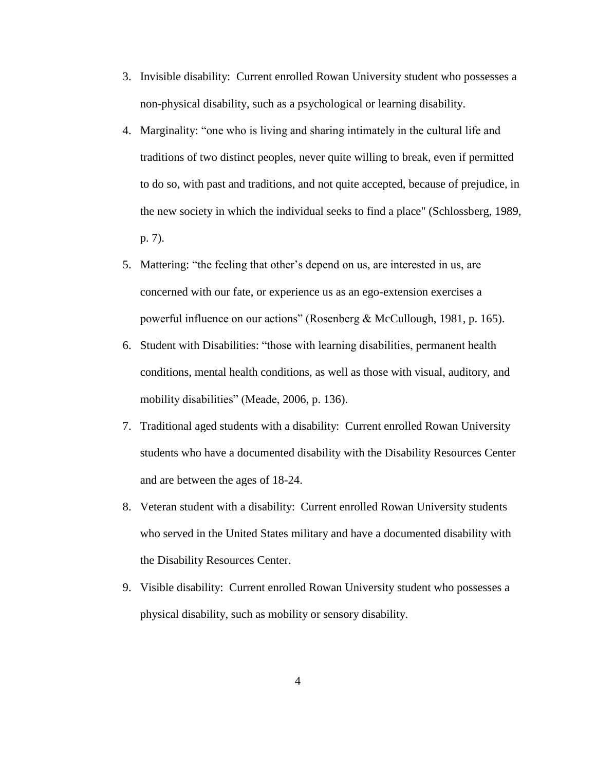3. Invisible disability: Current enrolled Rowan University student who possesses a non-physical disability, such as a psychological or learning disability.
4. Marginality: "one who is living and sharing intimately in the cultural life and traditions of two distinct peoples, never quite willing to break, even if permitted to do so, with past and traditions, and not quite accepted, because of prejudice, in the new society in which the individual seeks to find a place" (Schlossberg, 1989, p. 7).
5. Mattering: "the feeling that other's depend on us, are interested in us, are concerned with our fate, or experience us as an ego-extension exercises a powerful influence on our actions" (Rosenberg & McCullough, 1981, p. 165).
6. Student with Disabilities: "those with learning disabilities, permanent health conditions, mental health conditions, as well as those with visual, auditory, and mobility disabilities" (Meade, 2006, p. 136).
7. Traditional aged students with a disability: Current enrolled Rowan University students who have a documented disability with the Disability Resources Center and are between the ages of 18-24.
8. Veteran student with a disability: Current enrolled Rowan University students who served in the United States military and have a documented disability with the Disability Resources Center.
9. Visible disability: Current enrolled Rowan University student who possesses a physical disability, such as mobility or sensory disability.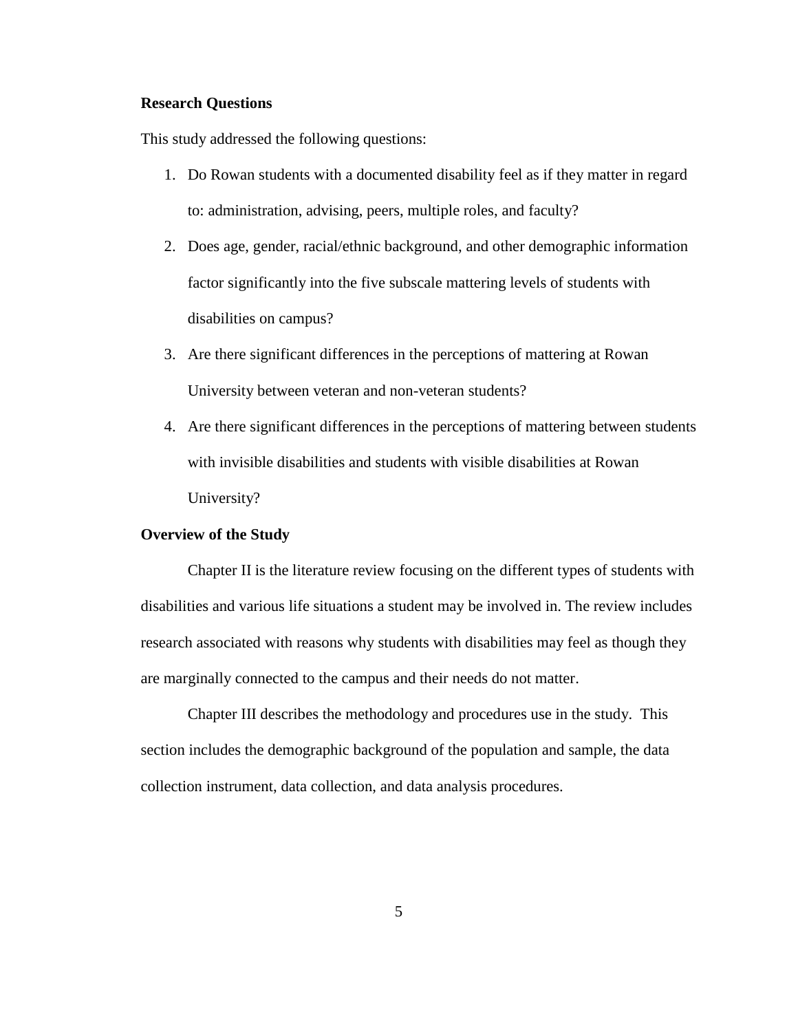**Research Questions**

This study addressed the following questions:

1. Do Rowan students with a documented disability feel as if they matter in regard to: administration, advising, peers, multiple roles, and faculty?
2. Does age, gender, racial/ethnic background, and other demographic information factor significantly into the five subscale mattering levels of students with disabilities on campus?
3. Are there significant differences in the perceptions of mattering at Rowan University between veteran and non-veteran students?
4. Are there significant differences in the perceptions of mattering between students with invisible disabilities and students with visible disabilities at Rowan University?

**Overview of the Study**

Chapter II is the literature review focusing on the different types of students with disabilities and various life situations a student may be involved in. The review includes research associated with reasons why students with disabilities may feel as though they are marginally connected to the campus and their needs do not matter.

Chapter III describes the methodology and procedures use in the study. This section includes the demographic background of the population and sample, the data collection instrument, data collection, and data analysis procedures.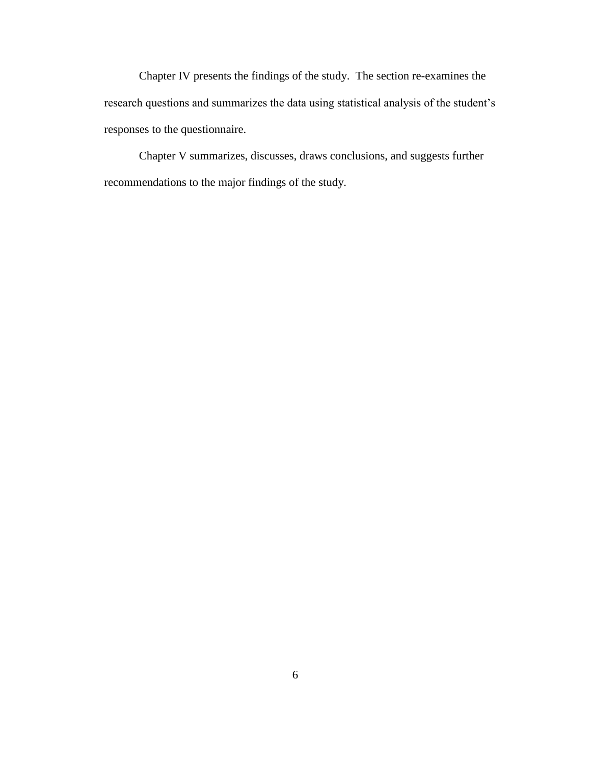Chapter IV presents the findings of the study.  The section re-examines the research questions and summarizes the data using statistical analysis of the student's responses to the questionnaire.

Chapter V summarizes, discusses, draws conclusions, and suggests further recommendations to the major findings of the study.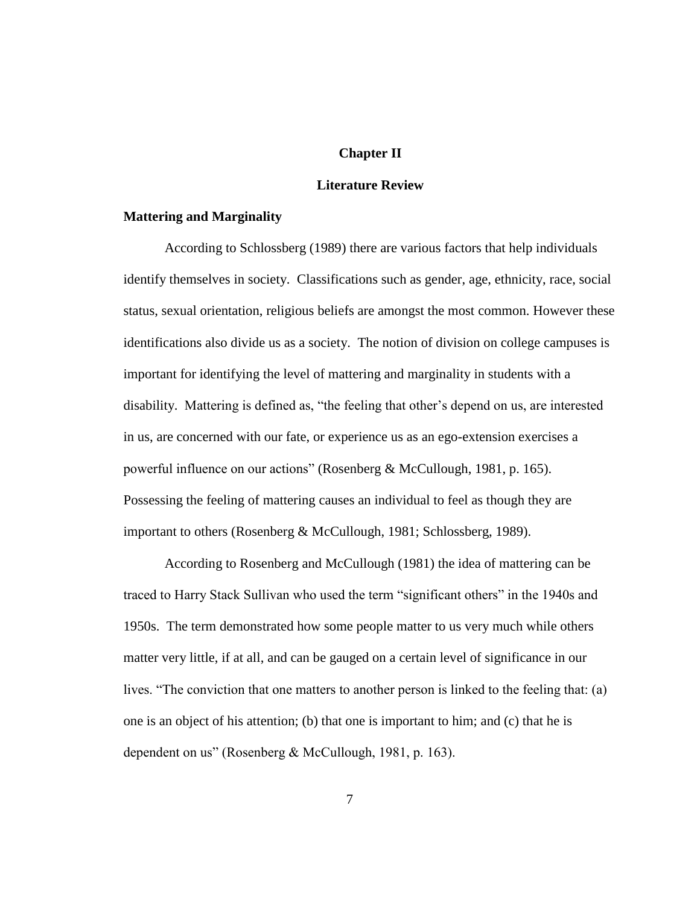# Chapter II

# Literature Review

## Mattering and Marginality

According to Schlossberg (1989) there are various factors that help individuals identify themselves in society. Classifications such as gender, age, ethnicity, race, social status, sexual orientation, religious beliefs are amongst the most common. However these identifications also divide us as a society. The notion of division on college campuses is important for identifying the level of mattering and marginality in students with a disability. Mattering is defined as, "the feeling that other's depend on us, are interested in us, are concerned with our fate, or experience us as an ego-extension exercises a powerful influence on our actions" (Rosenberg & McCullough, 1981, p. 165). Possessing the feeling of mattering causes an individual to feel as though they are important to others (Rosenberg & McCullough, 1981; Schlossberg, 1989).

According to Rosenberg and McCullough (1981) the idea of mattering can be traced to Harry Stack Sullivan who used the term "significant others" in the 1940s and 1950s. The term demonstrated how some people matter to us very much while others matter very little, if at all, and can be gauged on a certain level of significance in our lives. "The conviction that one matters to another person is linked to the feeling that: (a) one is an object of his attention; (b) that one is important to him; and (c) that he is dependent on us" (Rosenberg & McCullough, 1981, p. 163).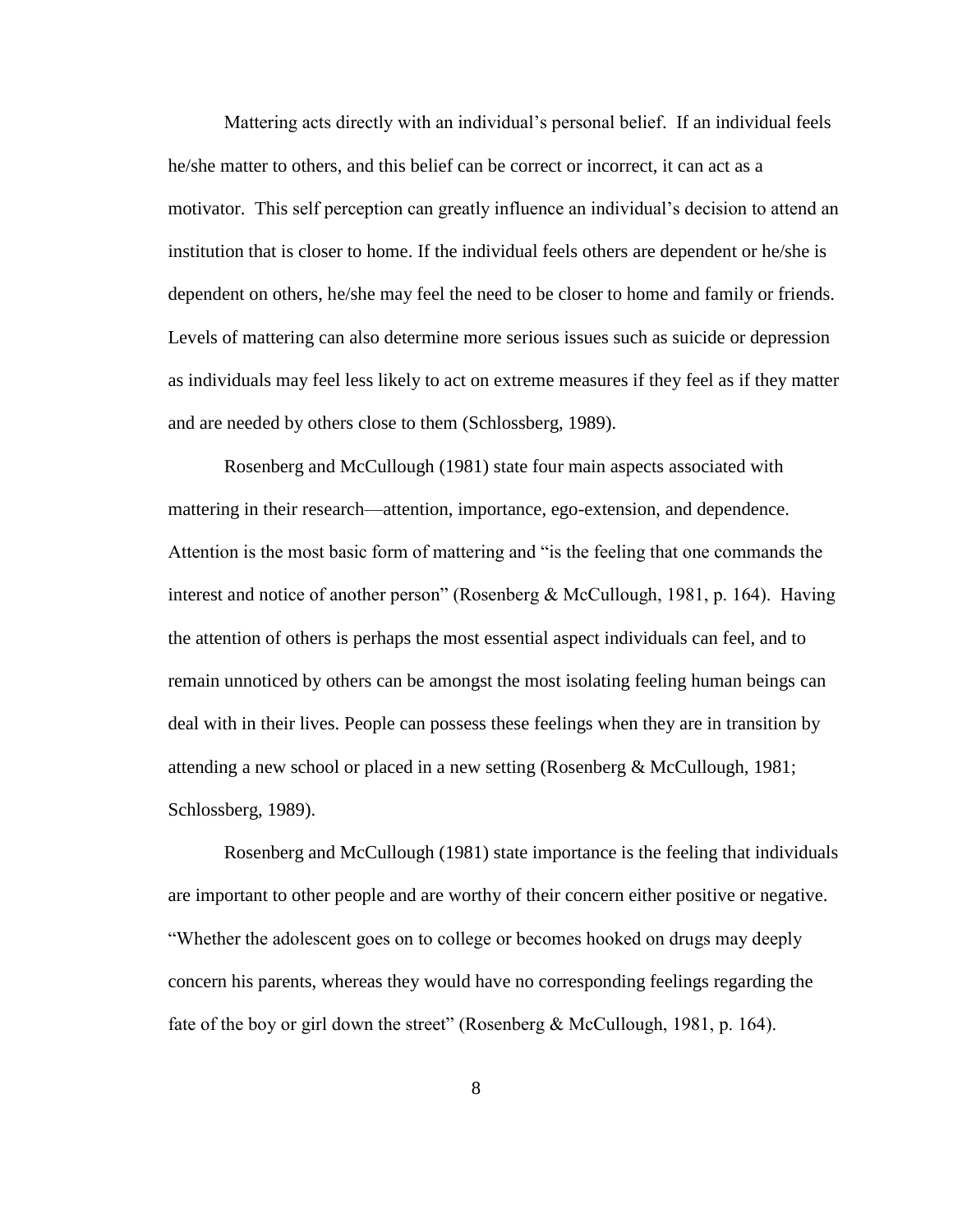Mattering acts directly with an individual's personal belief. If an individual feels he/she matter to others, and this belief can be correct or incorrect, it can act as a motivator. This self perception can greatly influence an individual's decision to attend an institution that is closer to home. If the individual feels others are dependent or he/she is dependent on others, he/she may feel the need to be closer to home and family or friends. Levels of mattering can also determine more serious issues such as suicide or depression as individuals may feel less likely to act on extreme measures if they feel as if they matter and are needed by others close to them (Schlossberg, 1989).

Rosenberg and McCullough (1981) state four main aspects associated with mattering in their research—attention, importance, ego-extension, and dependence. Attention is the most basic form of mattering and "is the feeling that one commands the interest and notice of another person" (Rosenberg & McCullough, 1981, p. 164). Having the attention of others is perhaps the most essential aspect individuals can feel, and to remain unnoticed by others can be amongst the most isolating feeling human beings can deal with in their lives. People can possess these feelings when they are in transition by attending a new school or placed in a new setting (Rosenberg & McCullough, 1981; Schlossberg, 1989).

Rosenberg and McCullough (1981) state importance is the feeling that individuals are important to other people and are worthy of their concern either positive or negative. "Whether the adolescent goes on to college or becomes hooked on drugs may deeply concern his parents, whereas they would have no corresponding feelings regarding the fate of the boy or girl down the street" (Rosenberg & McCullough, 1981, p. 164).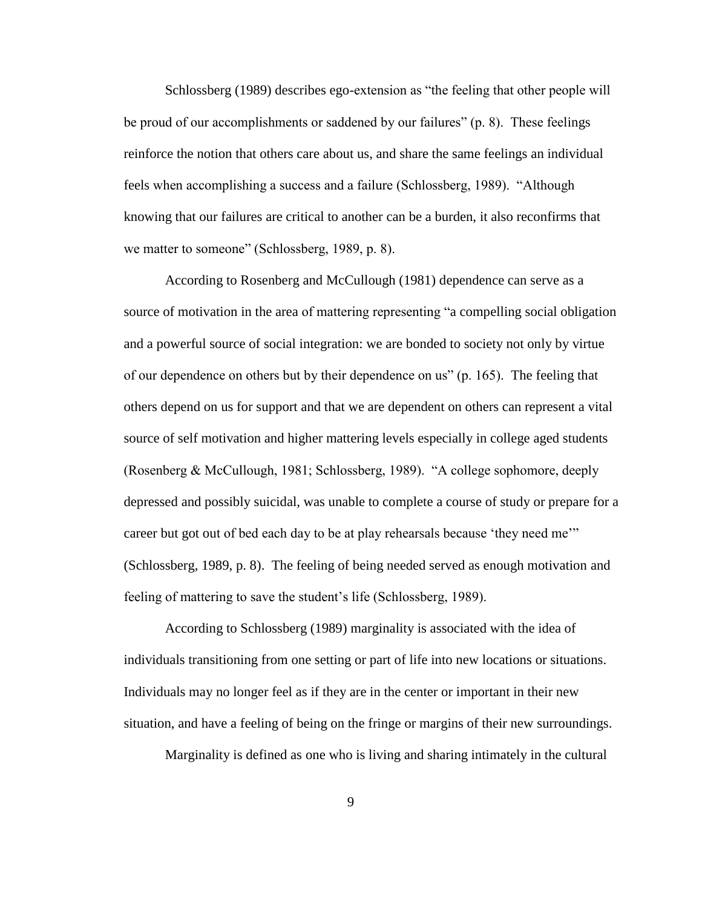Schlossberg (1989) describes ego-extension as "the feeling that other people will be proud of our accomplishments or saddened by our failures" (p. 8). These feelings reinforce the notion that others care about us, and share the same feelings an individual feels when accomplishing a success and a failure (Schlossberg, 1989). "Although knowing that our failures are critical to another can be a burden, it also reconfirms that we matter to someone" (Schlossberg, 1989, p. 8).

According to Rosenberg and McCullough (1981) dependence can serve as a source of motivation in the area of mattering representing "a compelling social obligation and a powerful source of social integration: we are bonded to society not only by virtue of our dependence on others but by their dependence on us" (p. 165). The feeling that others depend on us for support and that we are dependent on others can represent a vital source of self motivation and higher mattering levels especially in college aged students (Rosenberg & McCullough, 1981; Schlossberg, 1989). "A college sophomore, deeply depressed and possibly suicidal, was unable to complete a course of study or prepare for a career but got out of bed each day to be at play rehearsals because 'they need me'" (Schlossberg, 1989, p. 8). The feeling of being needed served as enough motivation and feeling of mattering to save the student's life (Schlossberg, 1989).

According to Schlossberg (1989) marginality is associated with the idea of individuals transitioning from one setting or part of life into new locations or situations. Individuals may no longer feel as if they are in the center or important in their new situation, and have a feeling of being on the fringe or margins of their new surroundings.

Marginality is defined as one who is living and sharing intimately in the cultural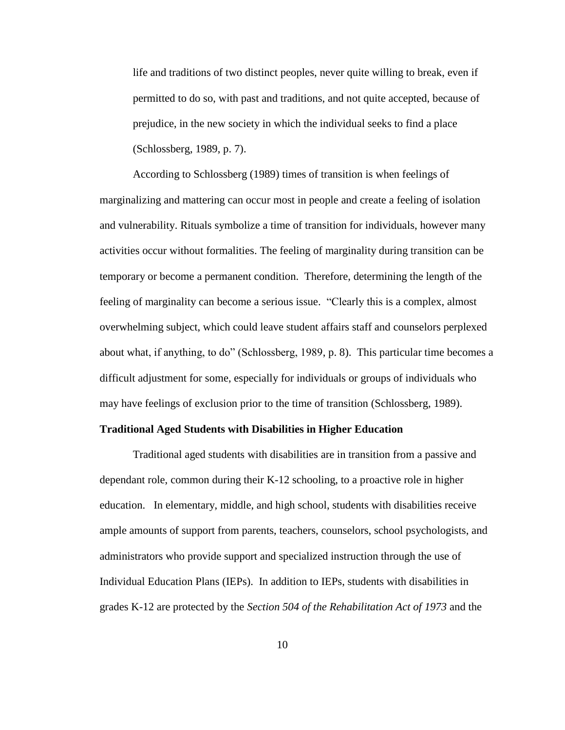> life and traditions of two distinct peoples, never quite willing to break, even if permitted to do so, with past and traditions, and not quite accepted, because of prejudice, in the new society in which the individual seeks to find a place (Schlossberg, 1989, p. 7).

According to Schlossberg (1989) times of transition is when feelings of marginalizing and mattering can occur most in people and create a feeling of isolation and vulnerability. Rituals symbolize a time of transition for individuals, however many activities occur without formalities. The feeling of marginality during transition can be temporary or become a permanent condition. Therefore, determining the length of the feeling of marginality can become a serious issue. "Clearly this is a complex, almost overwhelming subject, which could leave student affairs staff and counselors perplexed about what, if anything, to do" (Schlossberg, 1989, p. 8). This particular time becomes a difficult adjustment for some, especially for individuals or groups of individuals who may have feelings of exclusion prior to the time of transition (Schlossberg, 1989).

**Traditional Aged Students with Disabilities in Higher Education**

Traditional aged students with disabilities are in transition from a passive and dependant role, common during their K-12 schooling, to a proactive role in higher education. In elementary, middle, and high school, students with disabilities receive ample amounts of support from parents, teachers, counselors, school psychologists, and administrators who provide support and specialized instruction through the use of Individual Education Plans (IEPs). In addition to IEPs, students with disabilities in grades K-12 are protected by the *Section 504 of the Rehabilitation Act of 1973* and the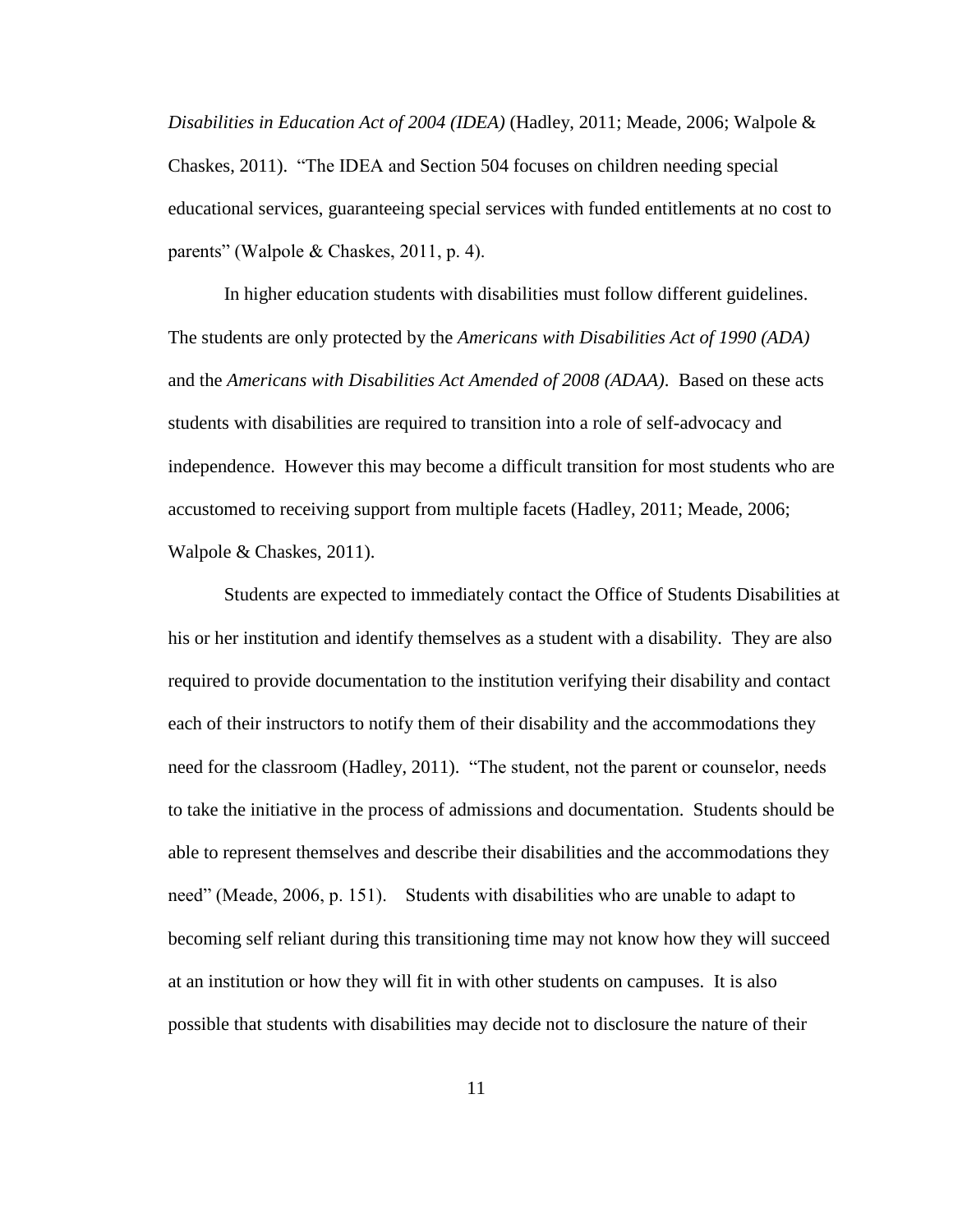*Disabilities in Education Act of 2004 (IDEA)* (Hadley, 2011; Meade, 2006; Walpole & Chaskes, 2011). "The IDEA and Section 504 focuses on children needing special educational services, guaranteeing special services with funded entitlements at no cost to parents" (Walpole & Chaskes, 2011, p. 4).

In higher education students with disabilities must follow different guidelines. The students are only protected by the *Americans with Disabilities Act of 1990 (ADA)* and the *Americans with Disabilities Act Amended of 2008 (ADAA)*. Based on these acts students with disabilities are required to transition into a role of self-advocacy and independence. However this may become a difficult transition for most students who are accustomed to receiving support from multiple facets (Hadley, 2011; Meade, 2006; Walpole & Chaskes, 2011).

Students are expected to immediately contact the Office of Students Disabilities at his or her institution and identify themselves as a student with a disability. They are also required to provide documentation to the institution verifying their disability and contact each of their instructors to notify them of their disability and the accommodations they need for the classroom (Hadley, 2011). "The student, not the parent or counselor, needs to take the initiative in the process of admissions and documentation. Students should be able to represent themselves and describe their disabilities and the accommodations they need" (Meade, 2006, p. 151). Students with disabilities who are unable to adapt to becoming self reliant during this transitioning time may not know how they will succeed at an institution or how they will fit in with other students on campuses. It is also possible that students with disabilities may decide not to disclosure the nature of their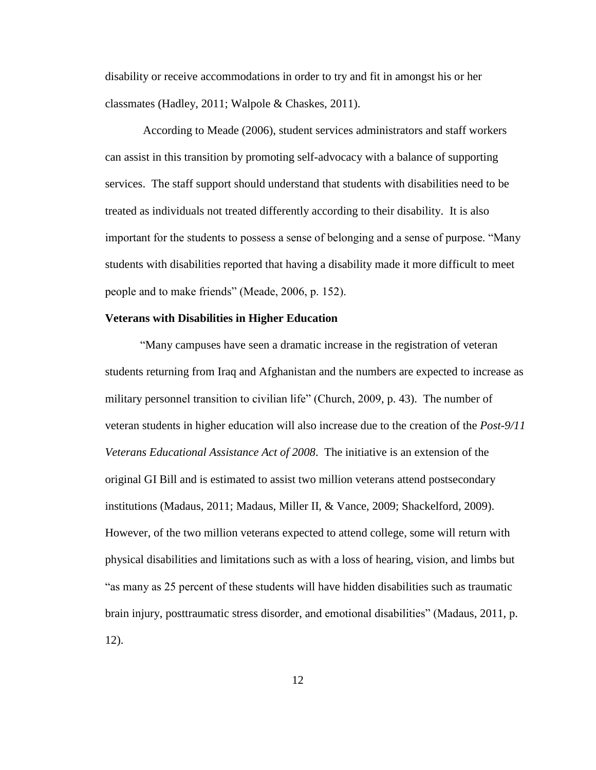disability or receive accommodations in order to try and fit in amongst his or her classmates (Hadley, 2011; Walpole & Chaskes, 2011).

According to Meade (2006), student services administrators and staff workers can assist in this transition by promoting self-advocacy with a balance of supporting services. The staff support should understand that students with disabilities need to be treated as individuals not treated differently according to their disability. It is also important for the students to possess a sense of belonging and a sense of purpose. "Many students with disabilities reported that having a disability made it more difficult to meet people and to make friends" (Meade, 2006, p. 152).

**Veterans with Disabilities in Higher Education**

"Many campuses have seen a dramatic increase in the registration of veteran students returning from Iraq and Afghanistan and the numbers are expected to increase as military personnel transition to civilian life" (Church, 2009, p. 43). The number of veteran students in higher education will also increase due to the creation of the *Post-9/11 Veterans Educational Assistance Act of 2008*. The initiative is an extension of the original GI Bill and is estimated to assist two million veterans attend postsecondary institutions (Madaus, 2011; Madaus, Miller II, & Vance, 2009; Shackelford, 2009). However, of the two million veterans expected to attend college, some will return with physical disabilities and limitations such as with a loss of hearing, vision, and limbs but "as many as 25 percent of these students will have hidden disabilities such as traumatic brain injury, posttraumatic stress disorder, and emotional disabilities" (Madaus, 2011, p. 12).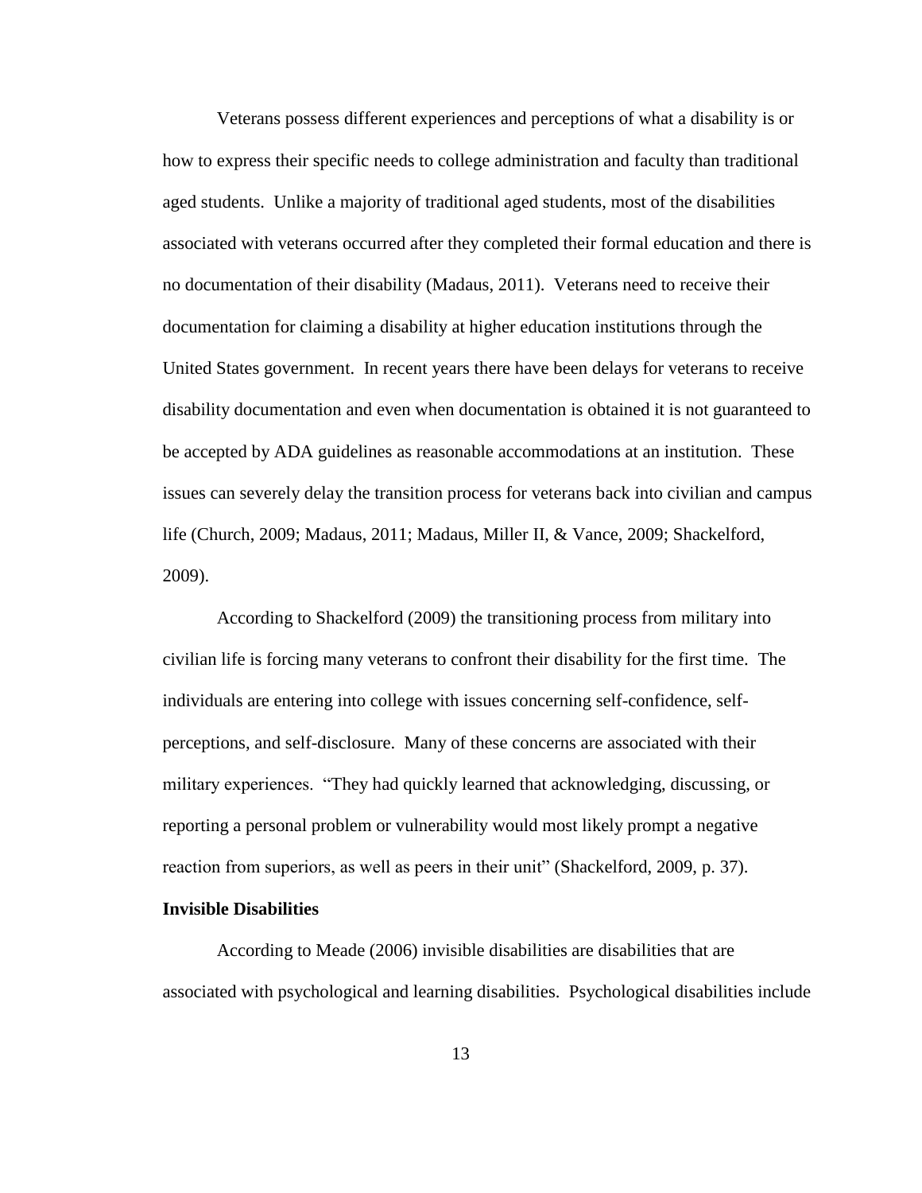Veterans possess different experiences and perceptions of what a disability is or how to express their specific needs to college administration and faculty than traditional aged students. Unlike a majority of traditional aged students, most of the disabilities associated with veterans occurred after they completed their formal education and there is no documentation of their disability (Madaus, 2011). Veterans need to receive their documentation for claiming a disability at higher education institutions through the United States government. In recent years there have been delays for veterans to receive disability documentation and even when documentation is obtained it is not guaranteed to be accepted by ADA guidelines as reasonable accommodations at an institution. These issues can severely delay the transition process for veterans back into civilian and campus life (Church, 2009; Madaus, 2011; Madaus, Miller II, & Vance, 2009; Shackelford, 2009).

According to Shackelford (2009) the transitioning process from military into civilian life is forcing many veterans to confront their disability for the first time. The individuals are entering into college with issues concerning self-confidence, self-perceptions, and self-disclosure. Many of these concerns are associated with their military experiences. "They had quickly learned that acknowledging, discussing, or reporting a personal problem or vulnerability would most likely prompt a negative reaction from superiors, as well as peers in their unit" (Shackelford, 2009, p. 37).

**Invisible Disabilities**

According to Meade (2006) invisible disabilities are disabilities that are associated with psychological and learning disabilities. Psychological disabilities include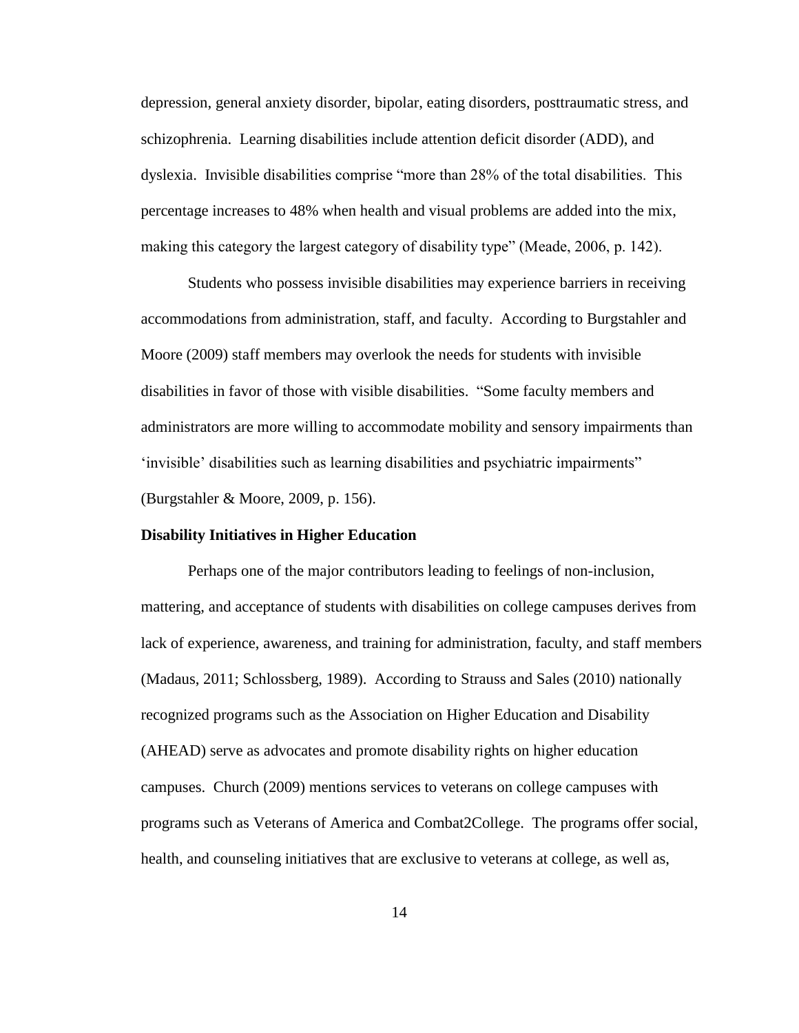depression, general anxiety disorder, bipolar, eating disorders, posttraumatic stress, and schizophrenia. Learning disabilities include attention deficit disorder (ADD), and dyslexia. Invisible disabilities comprise "more than 28% of the total disabilities. This percentage increases to 48% when health and visual problems are added into the mix, making this category the largest category of disability type" (Meade, 2006, p. 142).

Students who possess invisible disabilities may experience barriers in receiving accommodations from administration, staff, and faculty. According to Burgstahler and Moore (2009) staff members may overlook the needs for students with invisible disabilities in favor of those with visible disabilities. "Some faculty members and administrators are more willing to accommodate mobility and sensory impairments than 'invisible' disabilities such as learning disabilities and psychiatric impairments" (Burgstahler & Moore, 2009, p. 156).

**Disability Initiatives in Higher Education**

Perhaps one of the major contributors leading to feelings of non-inclusion, mattering, and acceptance of students with disabilities on college campuses derives from lack of experience, awareness, and training for administration, faculty, and staff members (Madaus, 2011; Schlossberg, 1989). According to Strauss and Sales (2010) nationally recognized programs such as the Association on Higher Education and Disability (AHEAD) serve as advocates and promote disability rights on higher education campuses. Church (2009) mentions services to veterans on college campuses with programs such as Veterans of America and Combat2College. The programs offer social, health, and counseling initiatives that are exclusive to veterans at college, as well as,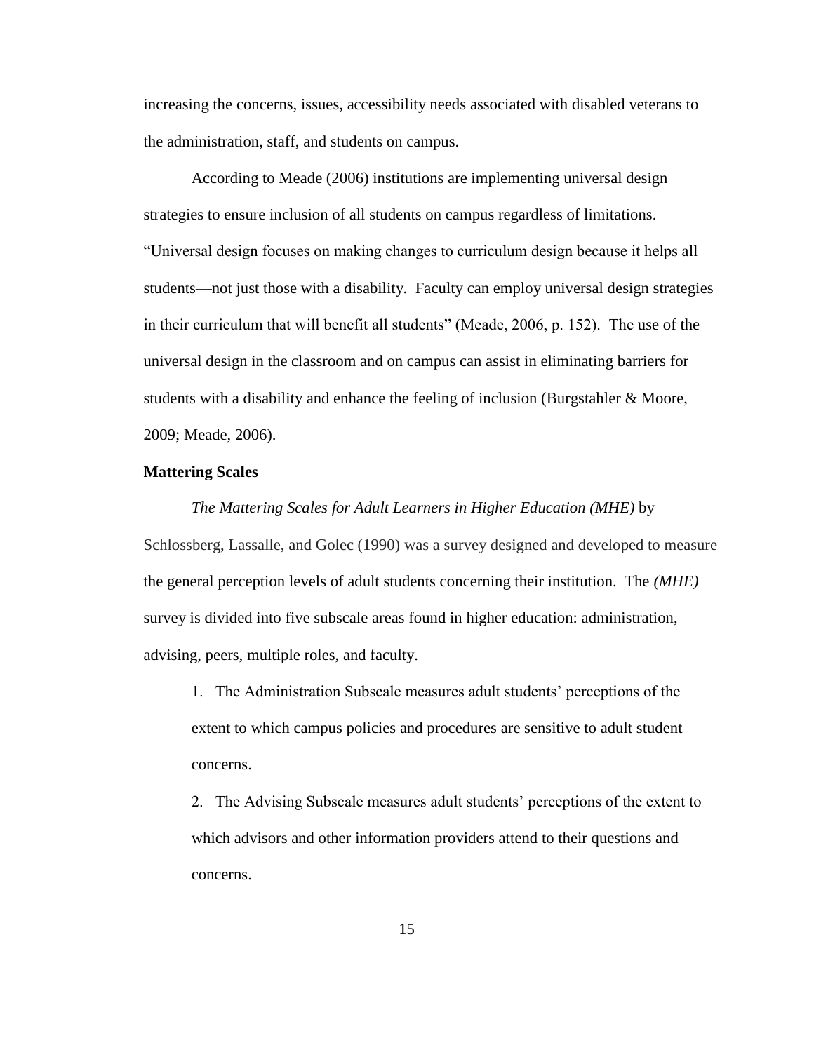increasing the concerns, issues, accessibility needs associated with disabled veterans to the administration, staff, and students on campus.

According to Meade (2006) institutions are implementing universal design strategies to ensure inclusion of all students on campus regardless of limitations. "Universal design focuses on making changes to curriculum design because it helps all students—not just those with a disability. Faculty can employ universal design strategies in their curriculum that will benefit all students" (Meade, 2006, p. 152). The use of the universal design in the classroom and on campus can assist in eliminating barriers for students with a disability and enhance the feeling of inclusion (Burgstahler & Moore, 2009; Meade, 2006).

**Mattering Scales**

*The Mattering Scales for Adult Learners in Higher Education (MHE)* by Schlossberg, Lassalle, and Golec (1990) was a survey designed and developed to measure the general perception levels of adult students concerning their institution. The *(MHE)* survey is divided into five subscale areas found in higher education: administration, advising, peers, multiple roles, and faculty.

1. The Administration Subscale measures adult students' perceptions of the extent to which campus policies and procedures are sensitive to adult student concerns.
2. The Advising Subscale measures adult students' perceptions of the extent to which advisors and other information providers attend to their questions and concerns.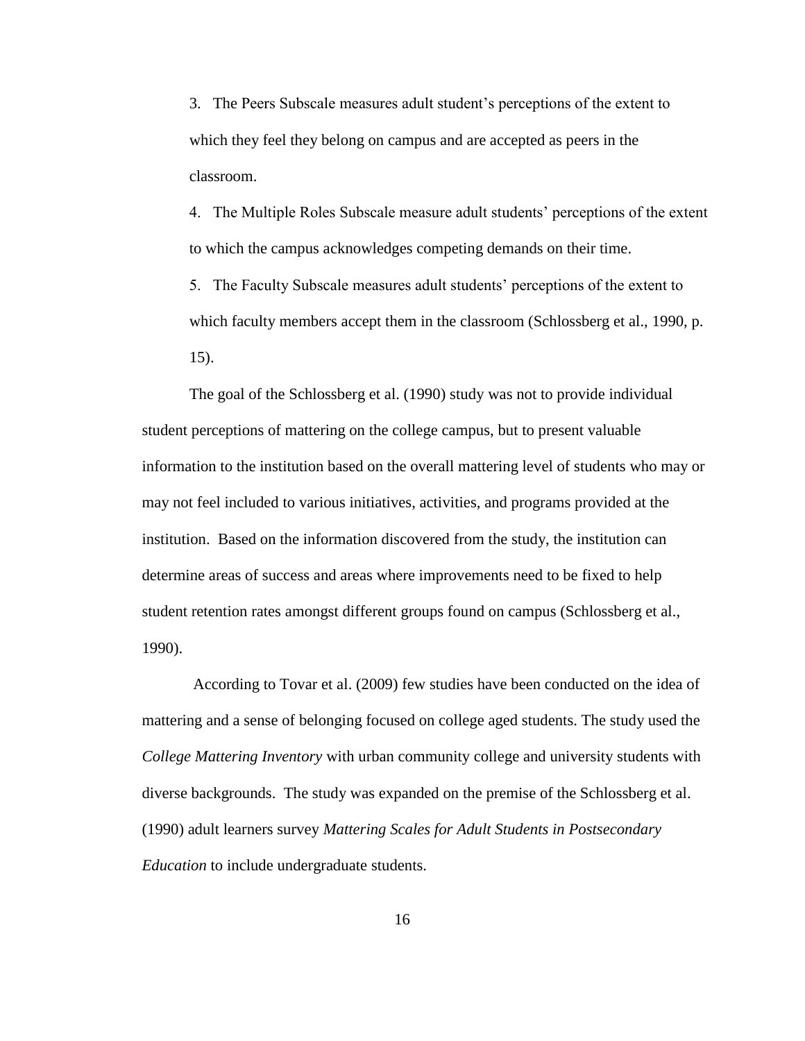3. The Peers Subscale measures adult student's perceptions of the extent to which they feel they belong on campus and are accepted as peers in the classroom.

4. The Multiple Roles Subscale measure adult students' perceptions of the extent to which the campus acknowledges competing demands on their time.

5. The Faculty Subscale measures adult students' perceptions of the extent to which faculty members accept them in the classroom (Schlossberg et al., 1990, p. 15).

The goal of the Schlossberg et al. (1990) study was not to provide individual student perceptions of mattering on the college campus, but to present valuable information to the institution based on the overall mattering level of students who may or may not feel included to various initiatives, activities, and programs provided at the institution. Based on the information discovered from the study, the institution can determine areas of success and areas where improvements need to be fixed to help student retention rates amongst different groups found on campus (Schlossberg et al., 1990).

According to Tovar et al. (2009) few studies have been conducted on the idea of mattering and a sense of belonging focused on college aged students. The study used the *College Mattering Inventory* with urban community college and university students with diverse backgrounds. The study was expanded on the premise of the Schlossberg et al. (1990) adult learners survey *Mattering Scales for Adult Students in Postsecondary Education* to include undergraduate students.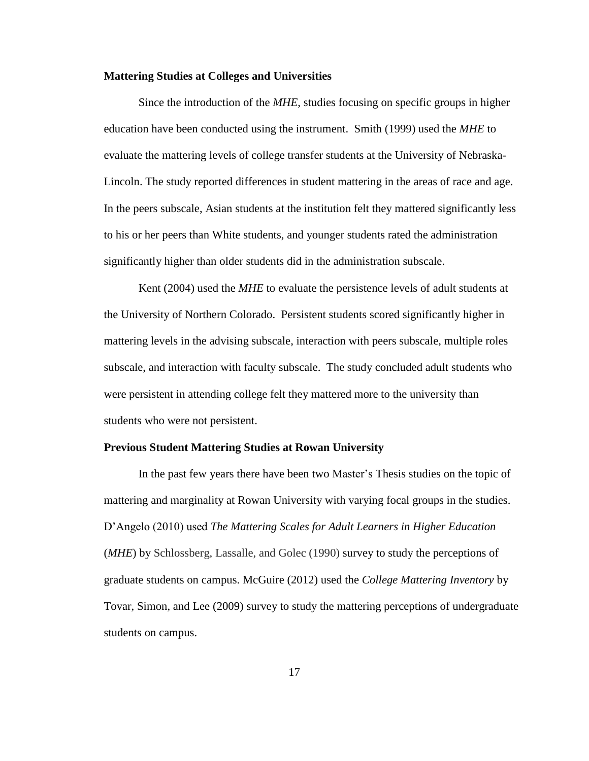**Mattering Studies at Colleges and Universities**

Since the introduction of the *MHE*, studies focusing on specific groups in higher education have been conducted using the instrument. Smith (1999) used the *MHE* to evaluate the mattering levels of college transfer students at the University of Nebraska-Lincoln. The study reported differences in student mattering in the areas of race and age. In the peers subscale, Asian students at the institution felt they mattered significantly less to his or her peers than White students, and younger students rated the administration significantly higher than older students did in the administration subscale.

Kent (2004) used the *MHE* to evaluate the persistence levels of adult students at the University of Northern Colorado. Persistent students scored significantly higher in mattering levels in the advising subscale, interaction with peers subscale, multiple roles subscale, and interaction with faculty subscale. The study concluded adult students who were persistent in attending college felt they mattered more to the university than students who were not persistent.

**Previous Student Mattering Studies at Rowan University**

In the past few years there have been two Master's Thesis studies on the topic of mattering and marginality at Rowan University with varying focal groups in the studies. D'Angelo (2010) used *The Mattering Scales for Adult Learners in Higher Education* (*MHE*) by Schlossberg, Lassalle, and Golec (1990) survey to study the perceptions of graduate students on campus. McGuire (2012) used the *College Mattering Inventory* by Tovar, Simon, and Lee (2009) survey to study the mattering perceptions of undergraduate students on campus.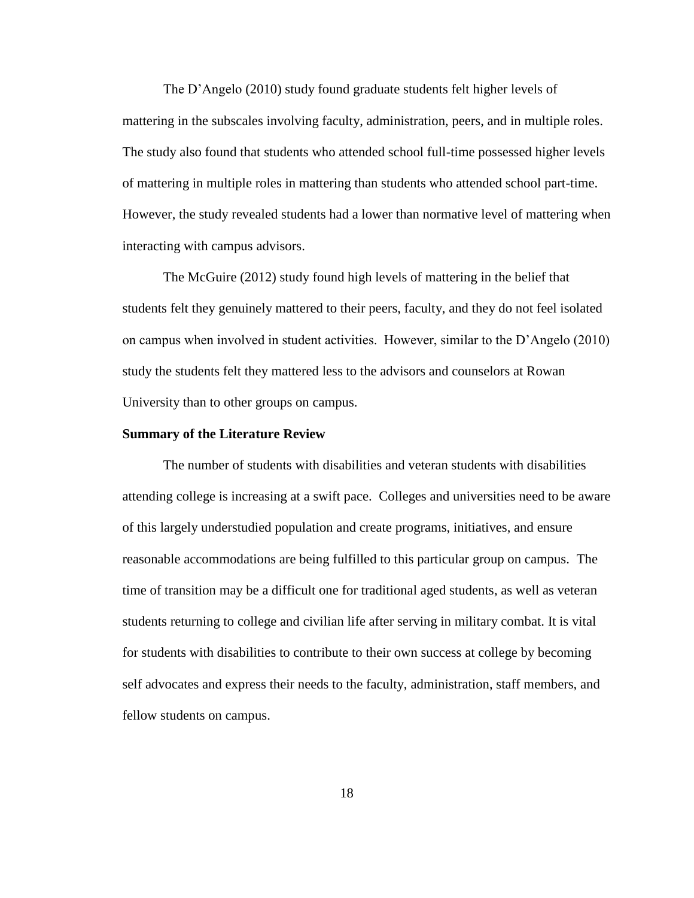The D'Angelo (2010) study found graduate students felt higher levels of mattering in the subscales involving faculty, administration, peers, and in multiple roles. The study also found that students who attended school full-time possessed higher levels of mattering in multiple roles in mattering than students who attended school part-time. However, the study revealed students had a lower than normative level of mattering when interacting with campus advisors.

The McGuire (2012) study found high levels of mattering in the belief that students felt they genuinely mattered to their peers, faculty, and they do not feel isolated on campus when involved in student activities. However, similar to the D'Angelo (2010) study the students felt they mattered less to the advisors and counselors at Rowan University than to other groups on campus.

**Summary of the Literature Review**

The number of students with disabilities and veteran students with disabilities attending college is increasing at a swift pace. Colleges and universities need to be aware of this largely understudied population and create programs, initiatives, and ensure reasonable accommodations are being fulfilled to this particular group on campus. The time of transition may be a difficult one for traditional aged students, as well as veteran students returning to college and civilian life after serving in military combat. It is vital for students with disabilities to contribute to their own success at college by becoming self advocates and express their needs to the faculty, administration, staff members, and fellow students on campus.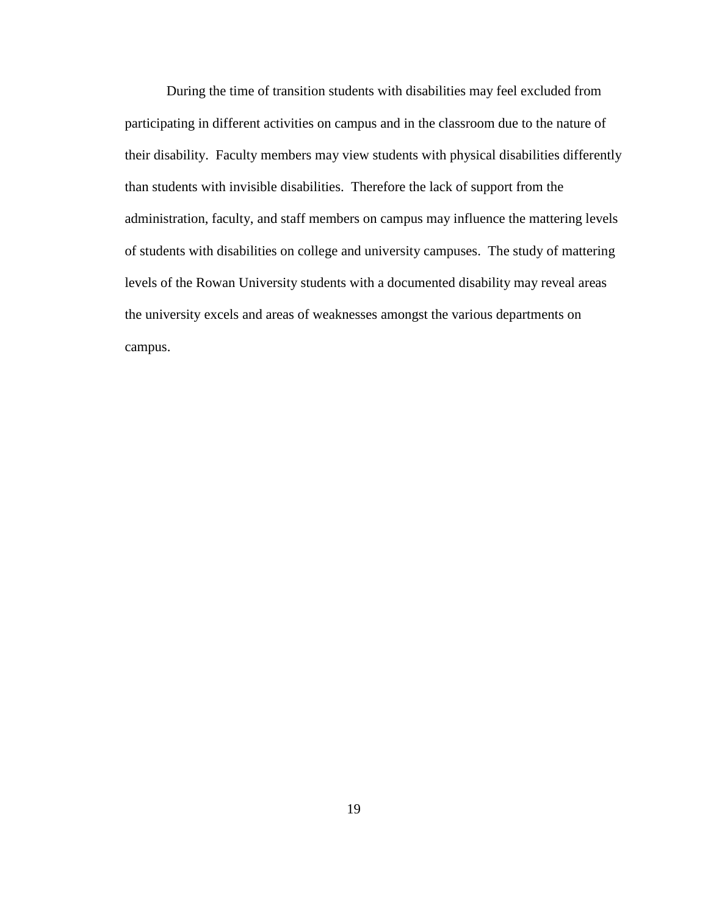During the time of transition students with disabilities may feel excluded from participating in different activities on campus and in the classroom due to the nature of their disability. Faculty members may view students with physical disabilities differently than students with invisible disabilities. Therefore the lack of support from the administration, faculty, and staff members on campus may influence the mattering levels of students with disabilities on college and university campuses. The study of mattering levels of the Rowan University students with a documented disability may reveal areas the university excels and areas of weaknesses amongst the various departments on campus.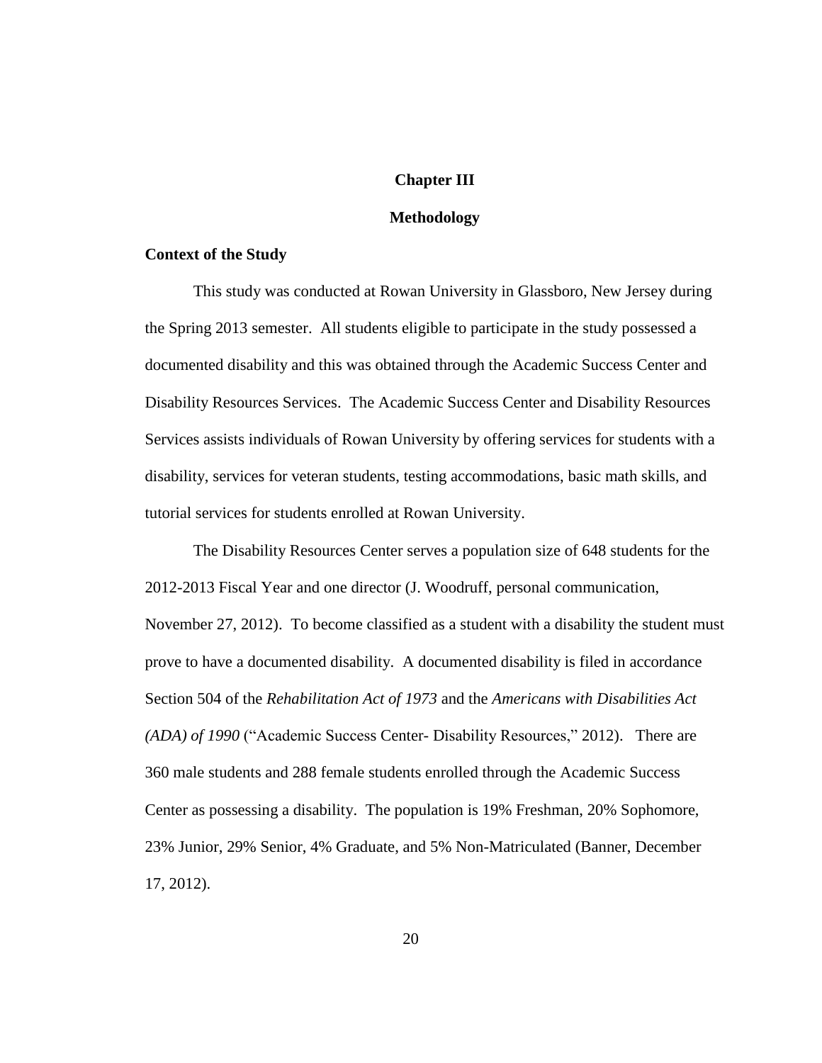# Chapter III

# Methodology

## Context of the Study

This study was conducted at Rowan University in Glassboro, New Jersey during the Spring 2013 semester. All students eligible to participate in the study possessed a documented disability and this was obtained through the Academic Success Center and Disability Resources Services. The Academic Success Center and Disability Resources Services assists individuals of Rowan University by offering services for students with a disability, services for veteran students, testing accommodations, basic math skills, and tutorial services for students enrolled at Rowan University.

The Disability Resources Center serves a population size of 648 students for the 2012-2013 Fiscal Year and one director (J. Woodruff, personal communication, November 27, 2012). To become classified as a student with a disability the student must prove to have a documented disability. A documented disability is filed in accordance Section 504 of the *Rehabilitation Act of 1973* and the *Americans with Disabilities Act (ADA) of 1990* ("Academic Success Center- Disability Resources," 2012). There are 360 male students and 288 female students enrolled through the Academic Success Center as possessing a disability. The population is 19% Freshman, 20% Sophomore, 23% Junior, 29% Senior, 4% Graduate, and 5% Non-Matriculated (Banner, December 17, 2012).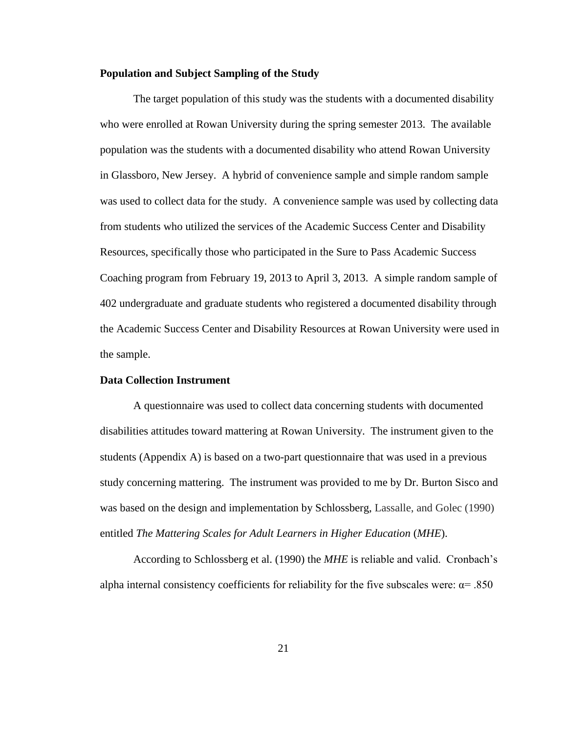**Population and Subject Sampling of the Study**

The target population of this study was the students with a documented disability who were enrolled at Rowan University during the spring semester 2013. The available population was the students with a documented disability who attend Rowan University in Glassboro, New Jersey. A hybrid of convenience sample and simple random sample was used to collect data for the study. A convenience sample was used by collecting data from students who utilized the services of the Academic Success Center and Disability Resources, specifically those who participated in the Sure to Pass Academic Success Coaching program from February 19, 2013 to April 3, 2013. A simple random sample of 402 undergraduate and graduate students who registered a documented disability through the Academic Success Center and Disability Resources at Rowan University were used in the sample.

**Data Collection Instrument**

A questionnaire was used to collect data concerning students with documented disabilities attitudes toward mattering at Rowan University. The instrument given to the students (Appendix A) is based on a two-part questionnaire that was used in a previous study concerning mattering. The instrument was provided to me by Dr. Burton Sisco and was based on the design and implementation by Schlossberg, Lassalle, and Golec (1990) entitled *The Mattering Scales for Adult Learners in Higher Education* (*MHE*).

According to Schlossberg et al. (1990) the *MHE* is reliable and valid. Cronbach's alpha internal consistency coefficients for reliability for the five subscales were: $\alpha = .850$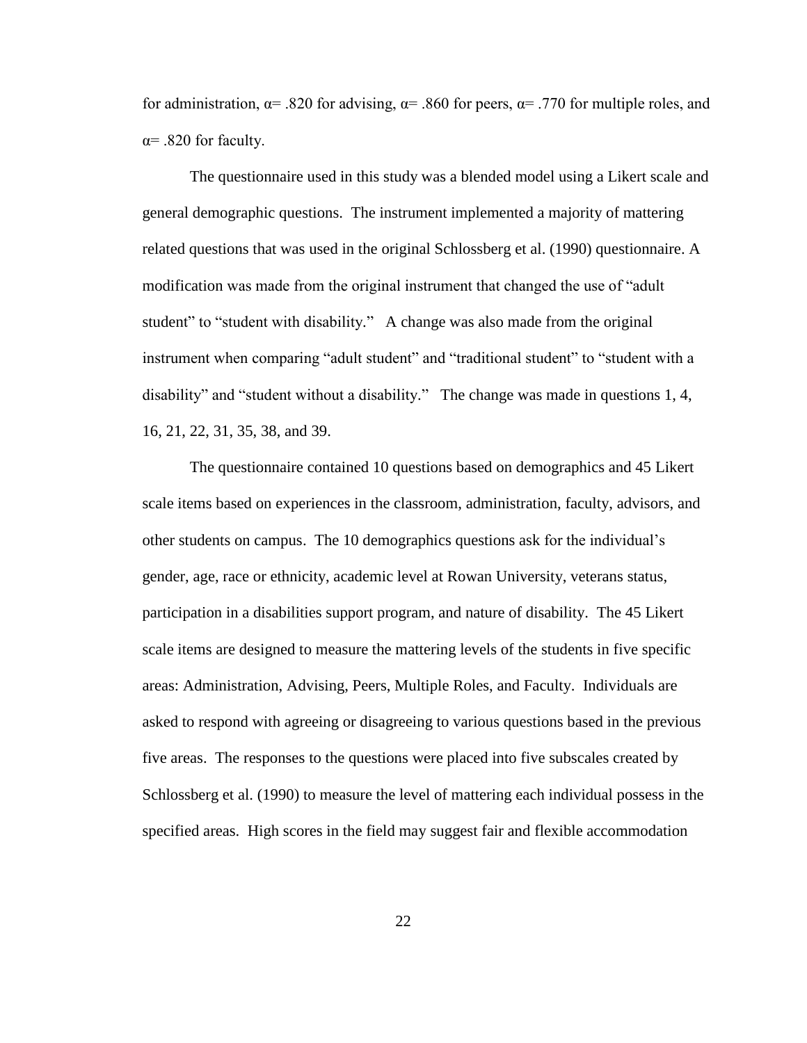for administration, $\alpha = .820$ for advising, $\alpha = .860$ for peers, $\alpha = .770$ for multiple roles, and $\alpha = .820$ for faculty.

The questionnaire used in this study was a blended model using a Likert scale and general demographic questions. The instrument implemented a majority of mattering related questions that was used in the original Schlossberg et al. (1990) questionnaire. A modification was made from the original instrument that changed the use of "adult student" to "student with disability." A change was also made from the original instrument when comparing "adult student" and "traditional student" to "student with a disability" and "student without a disability." The change was made in questions 1, 4, 16, 21, 22, 31, 35, 38, and 39.

The questionnaire contained 10 questions based on demographics and 45 Likert scale items based on experiences in the classroom, administration, faculty, advisors, and other students on campus. The 10 demographics questions ask for the individual's gender, age, race or ethnicity, academic level at Rowan University, veterans status, participation in a disabilities support program, and nature of disability. The 45 Likert scale items are designed to measure the mattering levels of the students in five specific areas: Administration, Advising, Peers, Multiple Roles, and Faculty. Individuals are asked to respond with agreeing or disagreeing to various questions based in the previous five areas. The responses to the questions were placed into five subscales created by Schlossberg et al. (1990) to measure the level of mattering each individual possess in the specified areas. High scores in the field may suggest fair and flexible accommodation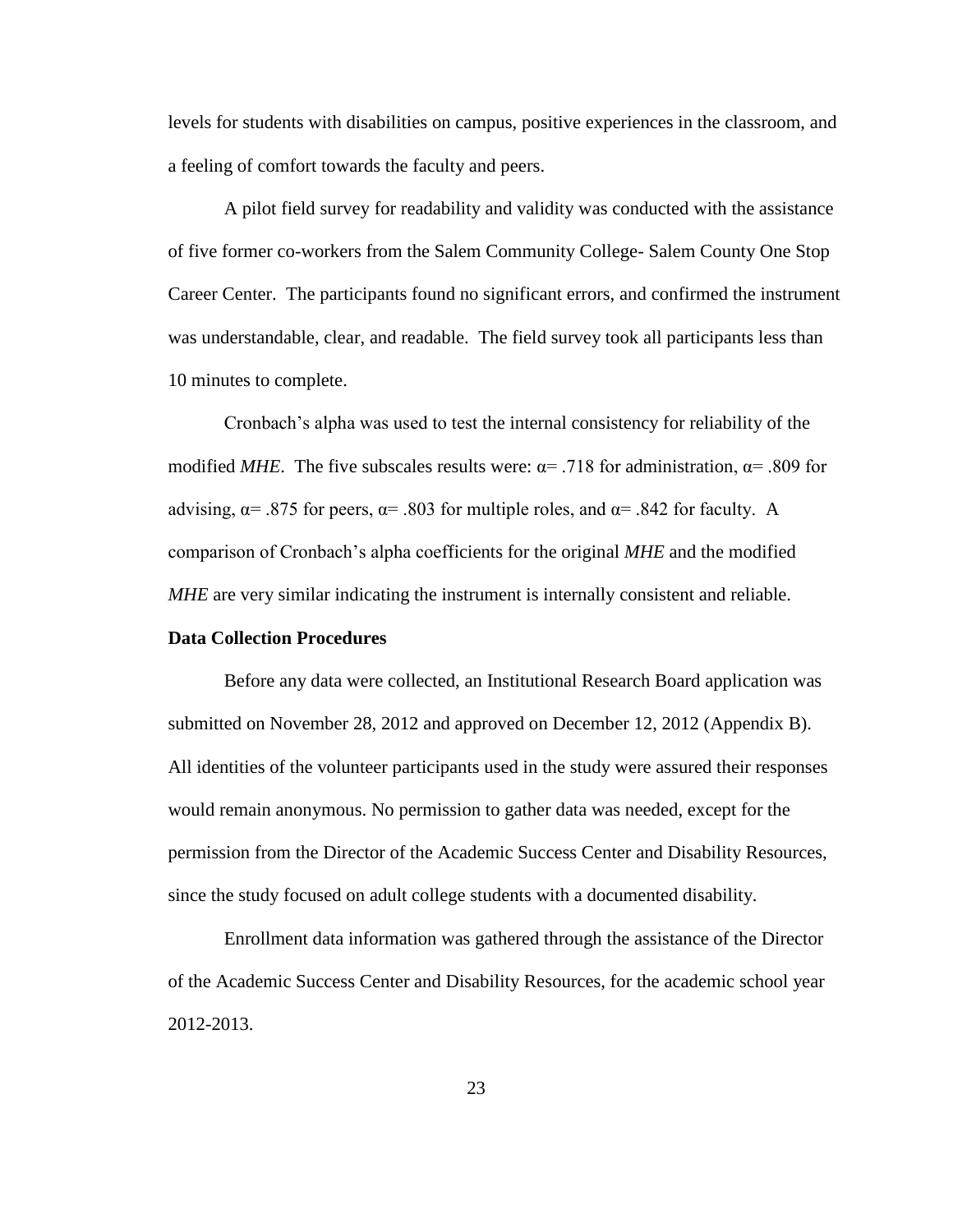levels for students with disabilities on campus, positive experiences in the classroom, and a feeling of comfort towards the faculty and peers.

A pilot field survey for readability and validity was conducted with the assistance of five former co-workers from the Salem Community College- Salem County One Stop Career Center. The participants found no significant errors, and confirmed the instrument was understandable, clear, and readable. The field survey took all participants less than 10 minutes to complete.

Cronbach's alpha was used to test the internal consistency for reliability of the modified *MHE*. The five subscales results were: $\alpha = .718$ for administration, $\alpha = .809$ for advising, $\alpha = .875$ for peers, $\alpha = .803$ for multiple roles, and $\alpha = .842$ for faculty. A comparison of Cronbach's alpha coefficients for the original *MHE* and the modified *MHE* are very similar indicating the instrument is internally consistent and reliable.

**Data Collection Procedures**

Before any data were collected, an Institutional Research Board application was submitted on November 28, 2012 and approved on December 12, 2012 (Appendix B). All identities of the volunteer participants used in the study were assured their responses would remain anonymous. No permission to gather data was needed, except for the permission from the Director of the Academic Success Center and Disability Resources, since the study focused on adult college students with a documented disability.

Enrollment data information was gathered through the assistance of the Director of the Academic Success Center and Disability Resources, for the academic school year 2012-2013.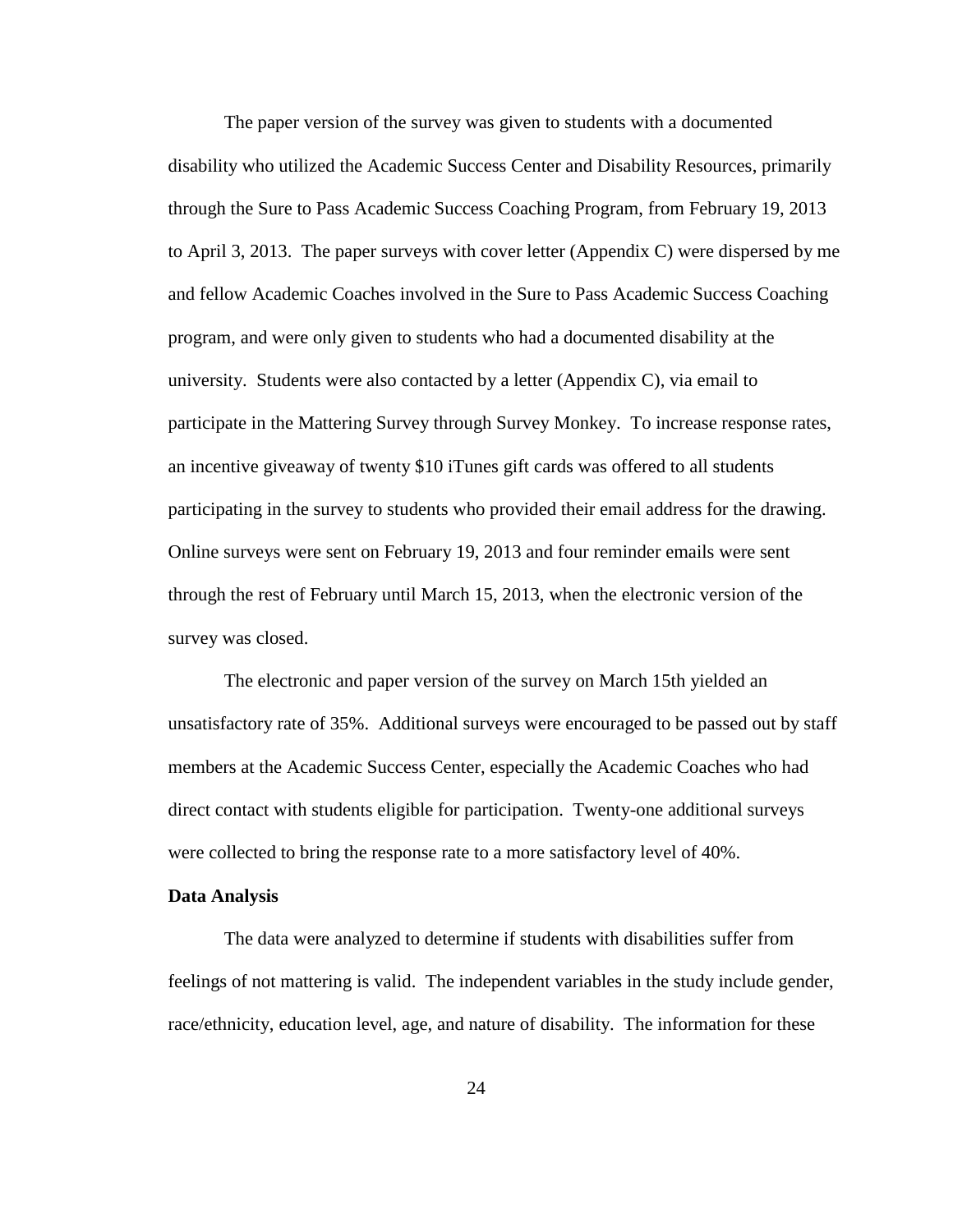The paper version of the survey was given to students with a documented disability who utilized the Academic Success Center and Disability Resources, primarily through the Sure to Pass Academic Success Coaching Program, from February 19, 2013 to April 3, 2013. The paper surveys with cover letter (Appendix C) were dispersed by me and fellow Academic Coaches involved in the Sure to Pass Academic Success Coaching program, and were only given to students who had a documented disability at the university. Students were also contacted by a letter (Appendix C), via email to participate in the Mattering Survey through Survey Monkey. To increase response rates, an incentive giveaway of twenty $10 iTunes gift cards was offered to all students participating in the survey to students who provided their email address for the drawing. Online surveys were sent on February 19, 2013 and four reminder emails were sent through the rest of February until March 15, 2013, when the electronic version of the survey was closed.

The electronic and paper version of the survey on March 15th yielded an unsatisfactory rate of 35%. Additional surveys were encouraged to be passed out by staff members at the Academic Success Center, especially the Academic Coaches who had direct contact with students eligible for participation. Twenty-one additional surveys were collected to bring the response rate to a more satisfactory level of 40%.

**Data Analysis**

The data were analyzed to determine if students with disabilities suffer from feelings of not mattering is valid. The independent variables in the study include gender, race/ethnicity, education level, age, and nature of disability. The information for these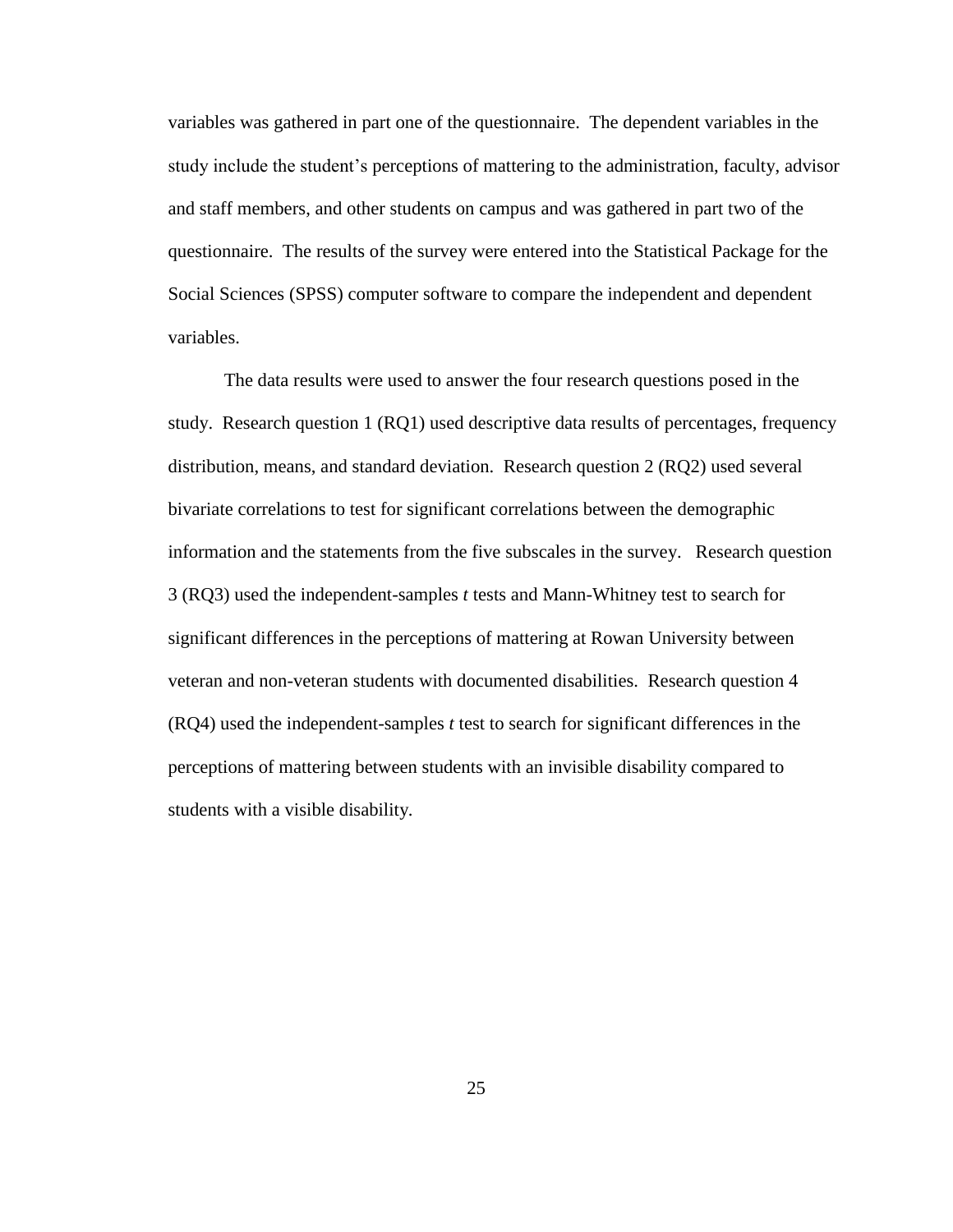variables was gathered in part one of the questionnaire. The dependent variables in the study include the student's perceptions of mattering to the administration, faculty, advisor and staff members, and other students on campus and was gathered in part two of the questionnaire. The results of the survey were entered into the Statistical Package for the Social Sciences (SPSS) computer software to compare the independent and dependent variables.

The data results were used to answer the four research questions posed in the study. Research question 1 (RQ1) used descriptive data results of percentages, frequency distribution, means, and standard deviation. Research question 2 (RQ2) used several bivariate correlations to test for significant correlations between the demographic information and the statements from the five subscales in the survey. Research question 3 (RQ3) used the independent-samples *t* tests and Mann-Whitney test to search for significant differences in the perceptions of mattering at Rowan University between veteran and non-veteran students with documented disabilities. Research question 4 (RQ4) used the independent-samples *t* test to search for significant differences in the perceptions of mattering between students with an invisible disability compared to students with a visible disability.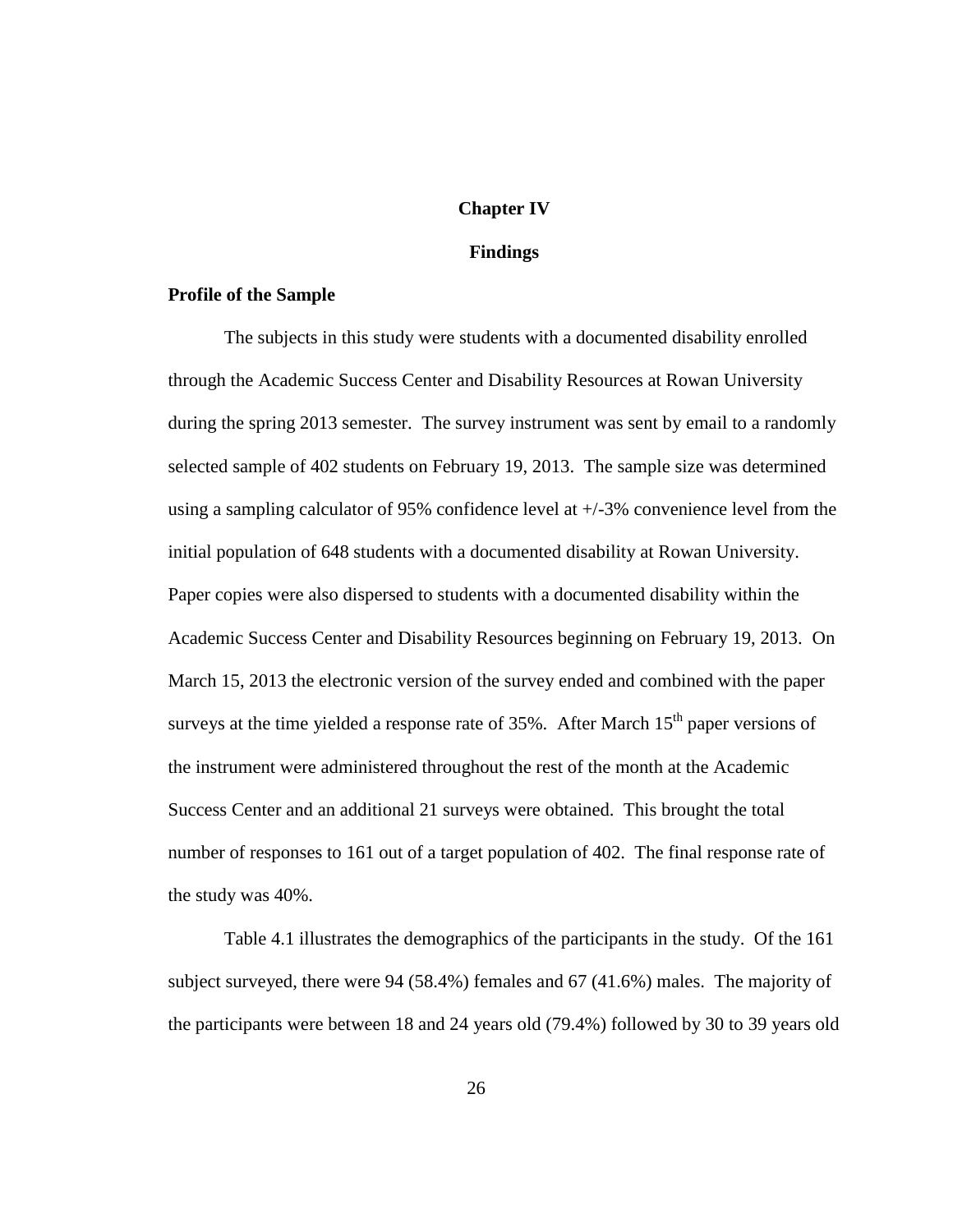# Chapter IV

## Findings

### Profile of the Sample

The subjects in this study were students with a documented disability enrolled through the Academic Success Center and Disability Resources at Rowan University during the spring 2013 semester. The survey instrument was sent by email to a randomly selected sample of 402 students on February 19, 2013. The sample size was determined using a sampling calculator of 95% confidence level at +/-3% convenience level from the initial population of 648 students with a documented disability at Rowan University. Paper copies were also dispersed to students with a documented disability within the Academic Success Center and Disability Resources beginning on February 19, 2013. On March 15, 2013 the electronic version of the survey ended and combined with the paper surveys at the time yielded a response rate of 35%. After March 15th paper versions of the instrument were administered throughout the rest of the month at the Academic Success Center and an additional 21 surveys were obtained. This brought the total number of responses to 161 out of a target population of 402. The final response rate of the study was 40%.

Table 4.1 illustrates the demographics of the participants in the study. Of the 161 subject surveyed, there were 94 (58.4%) females and 67 (41.6%) males. The majority of the participants were between 18 and 24 years old (79.4%) followed by 30 to 39 years old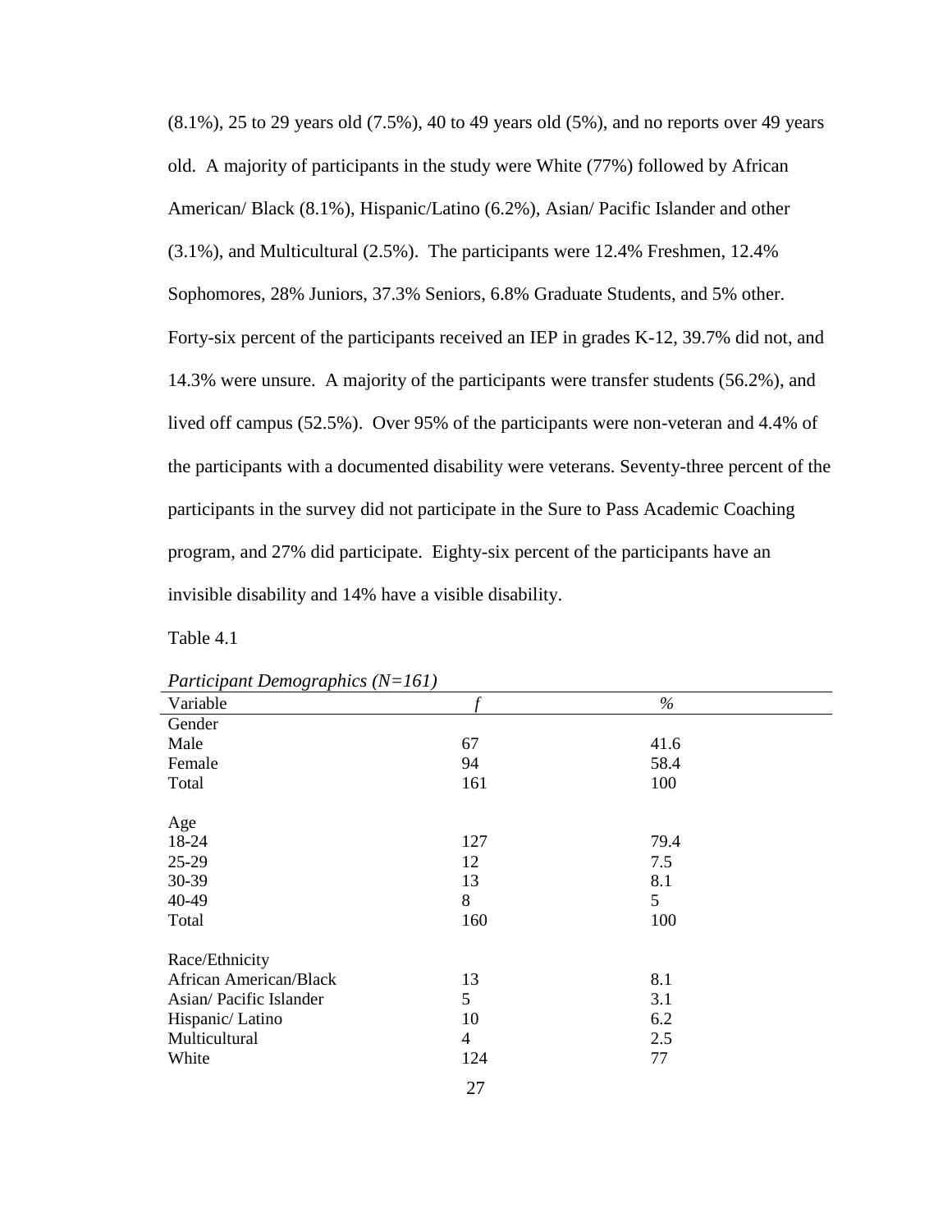(8.1%), 25 to 29 years old (7.5%), 40 to 49 years old (5%), and no reports over 49 years old. A majority of participants in the study were White (77%) followed by African American/ Black (8.1%), Hispanic/Latino (6.2%), Asian/ Pacific Islander and other (3.1%), and Multicultural (2.5%). The participants were 12.4% Freshmen, 12.4% Sophomores, 28% Juniors, 37.3% Seniors, 6.8% Graduate Students, and 5% other. Forty-six percent of the participants received an IEP in grades K-12, 39.7% did not, and 14.3% were unsure. A majority of the participants were transfer students (56.2%), and lived off campus (52.5%). Over 95% of the participants were non-veteran and 4.4% of the participants with a documented disability were veterans. Seventy-three percent of the participants in the survey did not participate in the Sure to Pass Academic Coaching program, and 27% did participate. Eighty-six percent of the participants have an invisible disability and 14% have a visible disability.

Table 4.1

*Participant Demographics (N=161)*

| Variable | *f* | % |
|---|---|---|
| Gender | | |
| Male | 67 | 41.6 |
| Female | 94 | 58.4 |
| Total | 161 | 100 |
| | | |
| Age | | |
| 18-24 | 127 | 79.4 |
| 25-29 | 12 | 7.5 |
| 30-39 | 13 | 8.1 |
| 40-49 | 8 | 5 |
| Total | 160 | 100 |
| | | |
| Race/Ethnicity | | |
| African American/Black | 13 | 8.1 |
| Asian/ Pacific Islander | 5 | 3.1 |
| Hispanic/ Latino | 10 | 6.2 |
| Multicultural | 4 | 2.5 |
| White | 124 | 77 |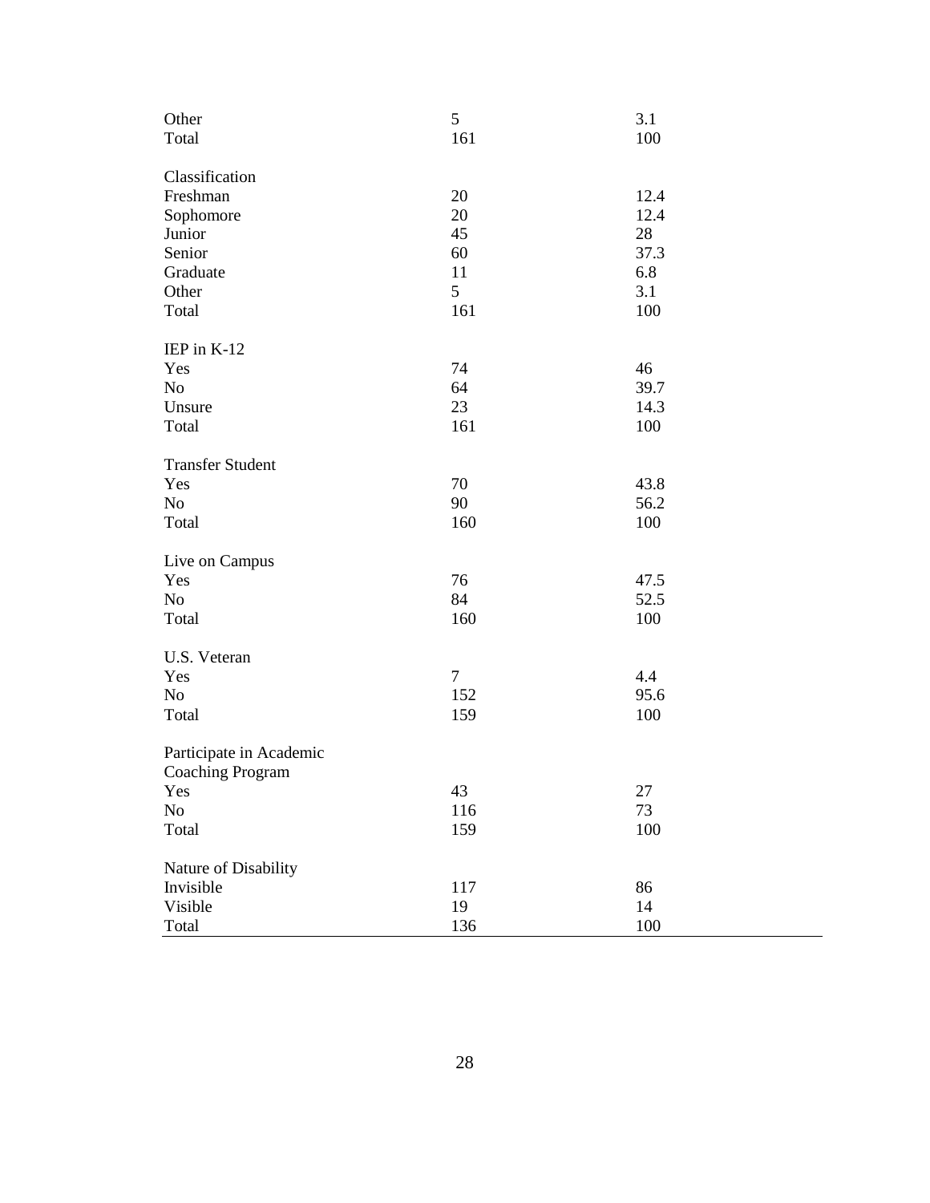| | | |
|---|---|---|
| Other | 5 | 3.1 |
| Total | 161 | 100 |
| | | |
| Classification | | |
| Freshman | 20 | 12.4 |
| Sophomore | 20 | 12.4 |
| Junior | 45 | 28 |
| Senior | 60 | 37.3 |
| Graduate | 11 | 6.8 |
| Other | 5 | 3.1 |
| Total | 161 | 100 |
| | | |
| IEP in K-12 | | |
| Yes | 74 | 46 |
| No | 64 | 39.7 |
| Unsure | 23 | 14.3 |
| Total | 161 | 100 |
| | | |
| Transfer Student | | |
| Yes | 70 | 43.8 |
| No | 90 | 56.2 |
| Total | 160 | 100 |
| | | |
| Live on Campus | | |
| Yes | 76 | 47.5 |
| No | 84 | 52.5 |
| Total | 160 | 100 |
| | | |
| U.S. Veteran | | |
| Yes | 7 | 4.4 |
| No | 152 | 95.6 |
| Total | 159 | 100 |
| | | |
| Participate in Academic Coaching Program | | |
| Yes | 43 | 27 |
| No | 116 | 73 |
| Total | 159 | 100 |
| | | |
| Nature of Disability | | |
| Invisible | 117 | 86 |
| Visible | 19 | 14 |
| Total | 136 | 100 |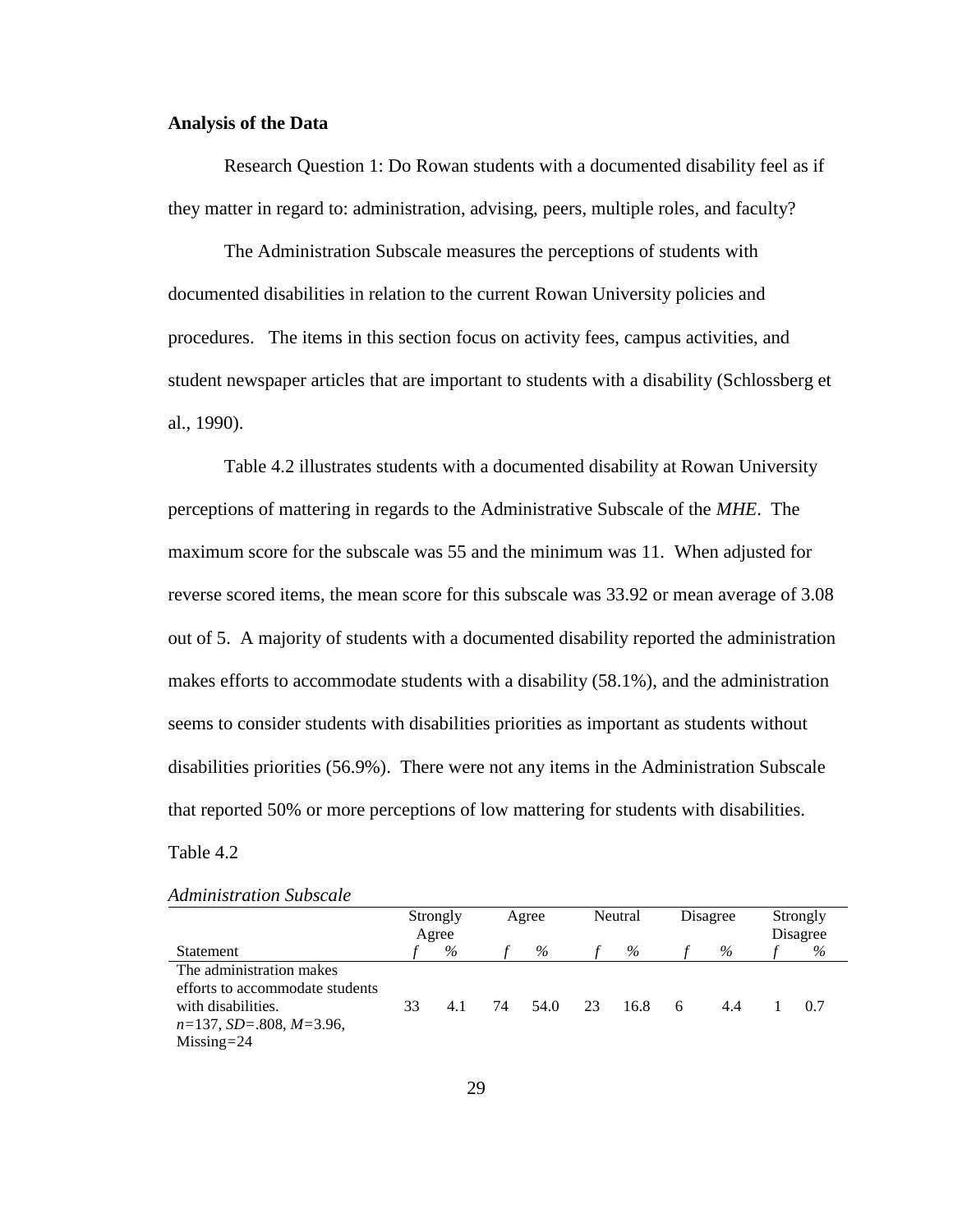**Analysis of the Data**

Research Question 1: Do Rowan students with a documented disability feel as if they matter in regard to: administration, advising, peers, multiple roles, and faculty?

The Administration Subscale measures the perceptions of students with documented disabilities in relation to the current Rowan University policies and procedures. The items in this section focus on activity fees, campus activities, and student newspaper articles that are important to students with a disability (Schlossberg et al., 1990).

Table 4.2 illustrates students with a documented disability at Rowan University perceptions of mattering in regards to the Administrative Subscale of the *MHE*. The maximum score for the subscale was 55 and the minimum was 11. When adjusted for reverse scored items, the mean score for this subscale was 33.92 or mean average of 3.08 out of 5. A majority of students with a documented disability reported the administration makes efforts to accommodate students with a disability (58.1%), and the administration seems to consider students with disabilities priorities as important as students without disabilities priorities (56.9%). There were not any items in the Administration Subscale that reported 50% or more perceptions of low mattering for students with disabilities.

Table 4.2

*Administration Subscale*

| | Strongly Agree | | Agree | | Neutral | | Disagree | | Strongly Disagree | |
|---|---|---|---|---|---|---|---|---|---|---|
| Statement | *f* | % | *f* | % | *f* | % | *f* | % | *f* | % |
| The administration makes efforts to accommodate students with disabilities. *n*=137, *SD*=.808, *M*=3.96, Missing=24 | 33 | 4.1 | 74 | 54.0 | 23 | 16.8 | 6 | 4.4 | 1 | 0.7 |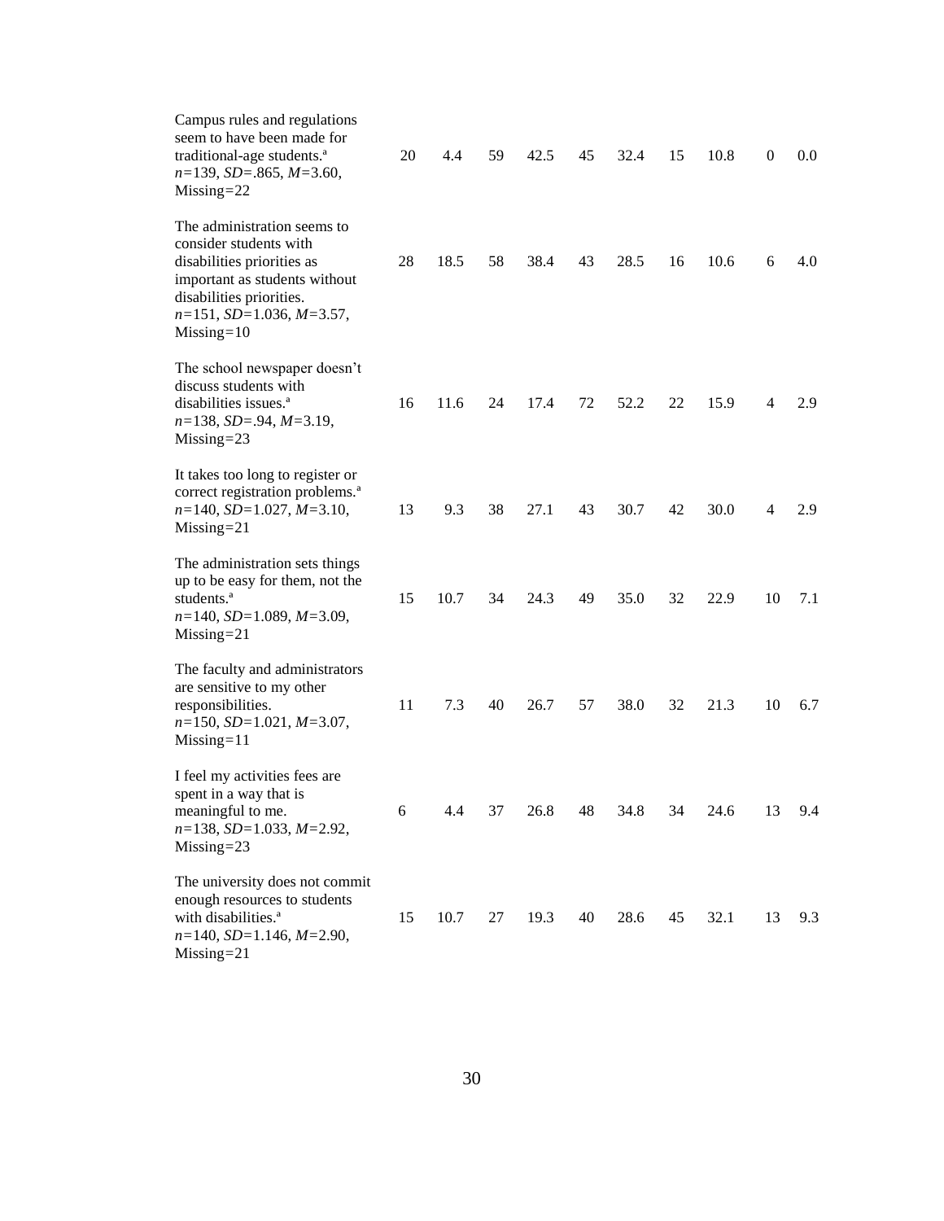| | | | | | | | | | | |
|---|---|---|---|---|---|---|---|---|---|---|
| Campus rules and regulations seem to have been made for traditional-age students.[a] *n*=139, *SD*=.865, *M*=3.60, Missing=22 | 20 | 4.4 | 59 | 42.5 | 45 | 32.4 | 15 | 10.8 | 0 | 0.0 |
| The administration seems to consider students with disabilities priorities as important as students without disabilities priorities. *n*=151, *SD*=1.036, *M*=3.57, Missing=10 | 28 | 18.5 | 58 | 38.4 | 43 | 28.5 | 16 | 10.6 | 6 | 4.0 |
| The school newspaper doesn't discuss students with disabilities issues.[a] *n*=138, *SD*=.94, *M*=3.19, Missing=23 | 16 | 11.6 | 24 | 17.4 | 72 | 52.2 | 22 | 15.9 | 4 | 2.9 |
| It takes too long to register or correct registration problems.[a] *n*=140, *SD*=1.027, *M*=3.10, Missing=21 | 13 | 9.3 | 38 | 27.1 | 43 | 30.7 | 42 | 30.0 | 4 | 2.9 |
| The administration sets things up to be easy for them, not the students.[a] *n*=140, *SD*=1.089, *M*=3.09, Missing=21 | 15 | 10.7 | 34 | 24.3 | 49 | 35.0 | 32 | 22.9 | 10 | 7.1 |
| The faculty and administrators are sensitive to my other responsibilities. *n*=150, *SD*=1.021, *M*=3.07, Missing=11 | 11 | 7.3 | 40 | 26.7 | 57 | 38.0 | 32 | 21.3 | 10 | 6.7 |
| I feel my activities fees are spent in a way that is meaningful to me. *n*=138, *SD*=1.033, *M*=2.92, Missing=23 | 6 | 4.4 | 37 | 26.8 | 48 | 34.8 | 34 | 24.6 | 13 | 9.4 |
| The university does not commit enough resources to students with disabilities.[a] *n*=140, *SD*=1.146, *M*=2.90, Missing=21 | 15 | 10.7 | 27 | 19.3 | 40 | 28.6 | 45 | 32.1 | 13 | 9.3 |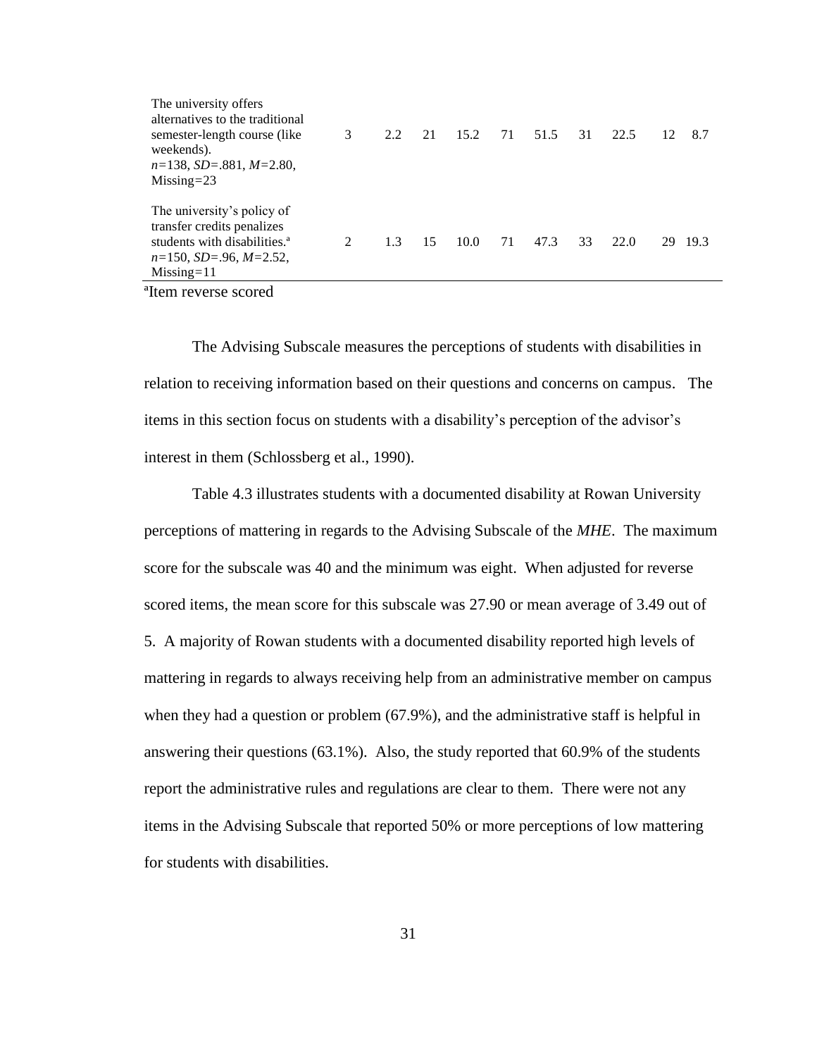| | | | | | | | | | | |
|---|---|---|---|---|---|---|---|---|---|---|
| The university offers alternatives to the traditional semester-length course (like weekends). *n*=138, *SD*=.881, *M*=2.80, Missing=23 | 3 | 2.2 | 21 | 15.2 | 71 | 51.5 | 31 | 22.5 | 12 | 8.7 |
| The university's policy of transfer credits penalizes students with disabilities.[a] *n*=150, *SD*=.96, *M*=2.52, Missing=11 | 2 | 1.3 | 15 | 10.0 | 71 | 47.3 | 33 | 22.0 | 29 | 19.3 |

[a]Item reverse scored

The Advising Subscale measures the perceptions of students with disabilities in relation to receiving information based on their questions and concerns on campus. The items in this section focus on students with a disability's perception of the advisor's interest in them (Schlossberg et al., 1990).

Table 4.3 illustrates students with a documented disability at Rowan University perceptions of mattering in regards to the Advising Subscale of the *MHE*. The maximum score for the subscale was 40 and the minimum was eight. When adjusted for reverse scored items, the mean score for this subscale was 27.90 or mean average of 3.49 out of 5. A majority of Rowan students with a documented disability reported high levels of mattering in regards to always receiving help from an administrative member on campus when they had a question or problem (67.9%), and the administrative staff is helpful in answering their questions (63.1%). Also, the study reported that 60.9% of the students report the administrative rules and regulations are clear to them. There were not any items in the Advising Subscale that reported 50% or more perceptions of low mattering for students with disabilities.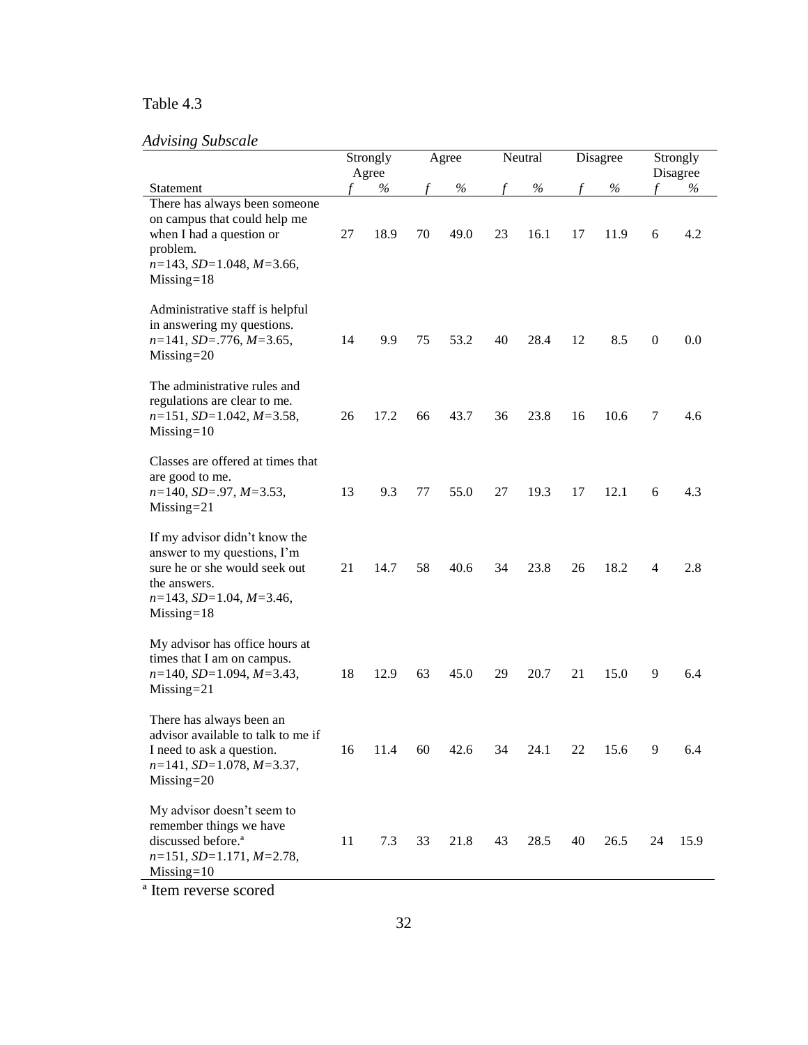Table 4.3

*Advising Subscale*

| Statement | Strongly Agree | | Agree | | Neutral | | Disagree | | Strongly Disagree | |
|---|---|---|---|---|---|---|---|---|---|---|
| | *f* | % | *f* | % | *f* | % | *f* | % | *f* | % |
| There has always been someone on campus that could help me when I had a question or problem. *n*=143, *SD*=1.048, *M*=3.66, Missing=18 | 27 | 18.9 | 70 | 49.0 | 23 | 16.1 | 17 | 11.9 | 6 | 4.2 |
| Administrative staff is helpful in answering my questions. *n*=141, *SD*=.776, *M*=3.65, Missing=20 | 14 | 9.9 | 75 | 53.2 | 40 | 28.4 | 12 | 8.5 | 0 | 0.0 |
| The administrative rules and regulations are clear to me. *n*=151, *SD*=1.042, *M*=3.58, Missing=10 | 26 | 17.2 | 66 | 43.7 | 36 | 23.8 | 16 | 10.6 | 7 | 4.6 |
| Classes are offered at times that are good to me. *n*=140, *SD*=.97, *M*=3.53, Missing=21 | 13 | 9.3 | 77 | 55.0 | 27 | 19.3 | 17 | 12.1 | 6 | 4.3 |
| If my advisor didn't know the answer to my questions, I'm sure he or she would seek out the answers. *n*=143, *SD*=1.04, *M*=3.46, Missing=18 | 21 | 14.7 | 58 | 40.6 | 34 | 23.8 | 26 | 18.2 | 4 | 2.8 |
| My advisor has office hours at times that I am on campus. *n*=140, *SD*=1.094, *M*=3.43, Missing=21 | 18 | 12.9 | 63 | 45.0 | 29 | 20.7 | 21 | 15.0 | 9 | 6.4 |
| There has always been an advisor available to talk to me if I need to ask a question. *n*=141, *SD*=1.078, *M*=3.37, Missing=20 | 16 | 11.4 | 60 | 42.6 | 34 | 24.1 | 22 | 15.6 | 9 | 6.4 |
| My advisor doesn't seem to remember things we have discussed before.[a] *n*=151, *SD*=1.171, *M*=2.78, Missing=10 | 11 | 7.3 | 33 | 21.8 | 43 | 28.5 | 40 | 26.5 | 24 | 15.9 |

[a] Item reverse scored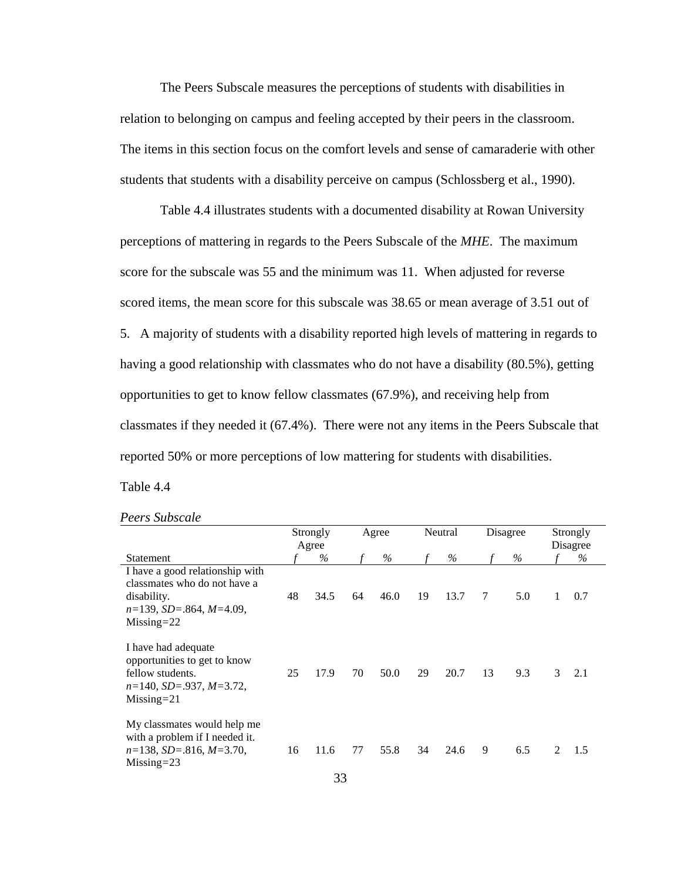The Peers Subscale measures the perceptions of students with disabilities in relation to belonging on campus and feeling accepted by their peers in the classroom. The items in this section focus on the comfort levels and sense of camaraderie with other students that students with a disability perceive on campus (Schlossberg et al., 1990).

Table 4.4 illustrates students with a documented disability at Rowan University perceptions of mattering in regards to the Peers Subscale of the *MHE*. The maximum score for the subscale was 55 and the minimum was 11. When adjusted for reverse scored items, the mean score for this subscale was 38.65 or mean average of 3.51 out of 5. A majority of students with a disability reported high levels of mattering in regards to having a good relationship with classmates who do not have a disability (80.5%), getting opportunities to get to know fellow classmates (67.9%), and receiving help from classmates if they needed it (67.4%). There were not any items in the Peers Subscale that reported 50% or more perceptions of low mattering for students with disabilities.

Table 4.4

*Peers Subscale*

| | Strongly Agree | | Agree | | Neutral | | Disagree | | Strongly Disagree | |
|---|---|---|---|---|---|---|---|---|---|---|
| Statement | *f* | % | *f* | % | *f* | % | *f* | % | *f* | % |
| I have a good relationship with classmates who do not have a disability. *n*=139, *SD*=.864, *M*=4.09, Missing=22 | 48 | 34.5 | 64 | 46.0 | 19 | 13.7 | 7 | 5.0 | 1 | 0.7 |
| I have had adequate opportunities to get to know fellow students. *n*=140, *SD*=.937, *M*=3.72, Missing=21 | 25 | 17.9 | 70 | 50.0 | 29 | 20.7 | 13 | 9.3 | 3 | 2.1 |
| My classmates would help me with a problem if I needed it. *n*=138, *SD*=.816, *M*=3.70, Missing=23 | 16 | 11.6 | 77 | 55.8 | 34 | 24.6 | 9 | 6.5 | 2 | 1.5 |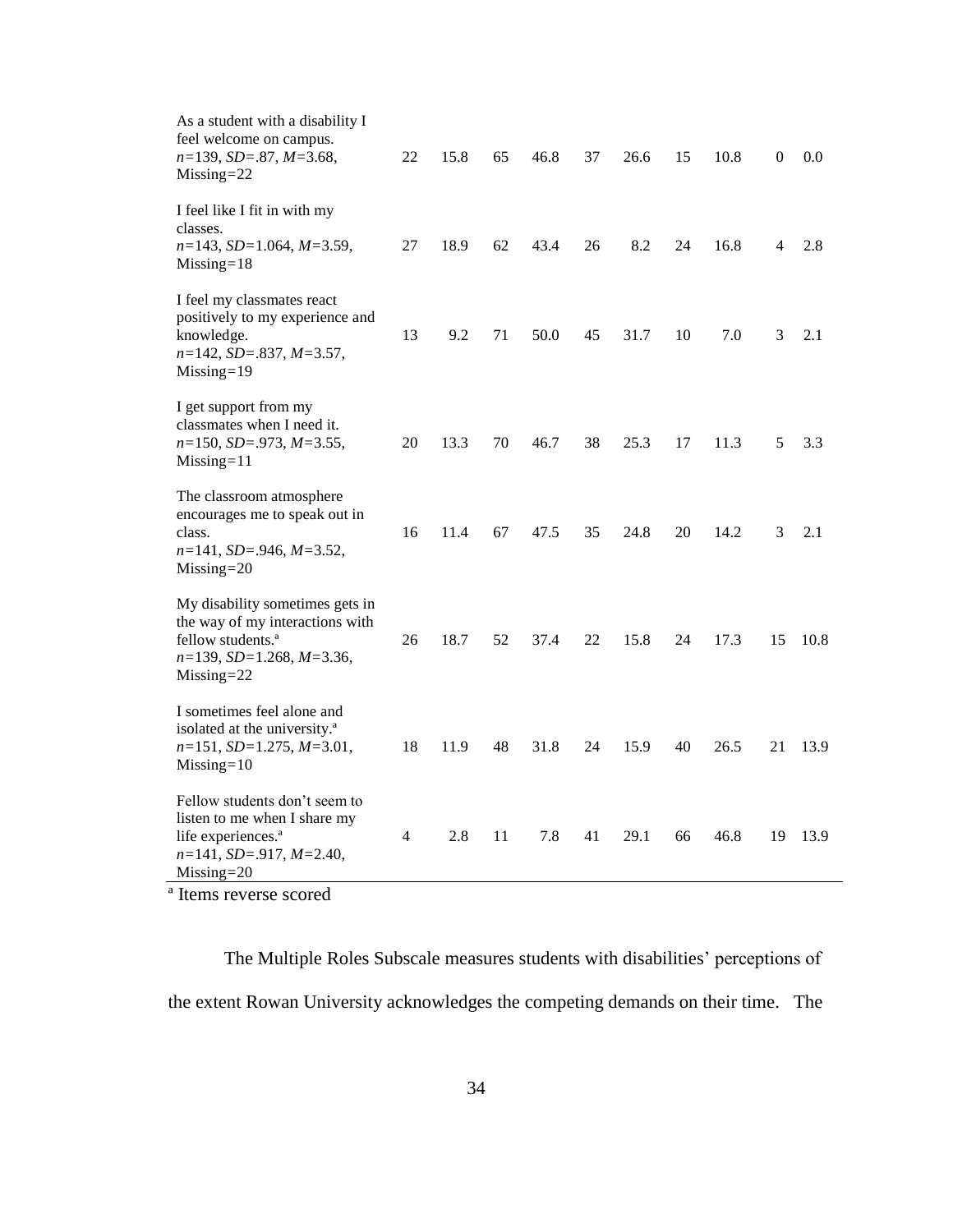| | | | | | | | | | | |
|---|---|---|---|---|---|---|---|---|---|---|
| As a student with a disability I feel welcome on campus. *n*=139, *SD*=.87, *M*=3.68, Missing=22 | 22 | 15.8 | 65 | 46.8 | 37 | 26.6 | 15 | 10.8 | 0 | 0.0 |
| I feel like I fit in with my classes. *n*=143, *SD*=1.064, *M*=3.59, Missing=18 | 27 | 18.9 | 62 | 43.4 | 26 | 8.2 | 24 | 16.8 | 4 | 2.8 |
| I feel my classmates react positively to my experience and knowledge. *n*=142, *SD*=.837, *M*=3.57, Missing=19 | 13 | 9.2 | 71 | 50.0 | 45 | 31.7 | 10 | 7.0 | 3 | 2.1 |
| I get support from my classmates when I need it. *n*=150, *SD*=.973, *M*=3.55, Missing=11 | 20 | 13.3 | 70 | 46.7 | 38 | 25.3 | 17 | 11.3 | 5 | 3.3 |
| The classroom atmosphere encourages me to speak out in class. *n*=141, *SD*=.946, *M*=3.52, Missing=20 | 16 | 11.4 | 67 | 47.5 | 35 | 24.8 | 20 | 14.2 | 3 | 2.1 |
| My disability sometimes gets in the way of my interactions with fellow students.[a] *n*=139, *SD*=1.268, *M*=3.36, Missing=22 | 26 | 18.7 | 52 | 37.4 | 22 | 15.8 | 24 | 17.3 | 15 | 10.8 |
| I sometimes feel alone and isolated at the university.[a] *n*=151, *SD*=1.275, *M*=3.01, Missing=10 | 18 | 11.9 | 48 | 31.8 | 24 | 15.9 | 40 | 26.5 | 21 | 13.9 |
| Fellow students don't seem to listen to me when I share my life experiences.[a] *n*=141, *SD*=.917, *M*=2.40, Missing=20 | 4 | 2.8 | 11 | 7.8 | 41 | 29.1 | 66 | 46.8 | 19 | 13.9 |

[a] Items reverse scored

The Multiple Roles Subscale measures students with disabilities' perceptions of the extent Rowan University acknowledges the competing demands on their time. The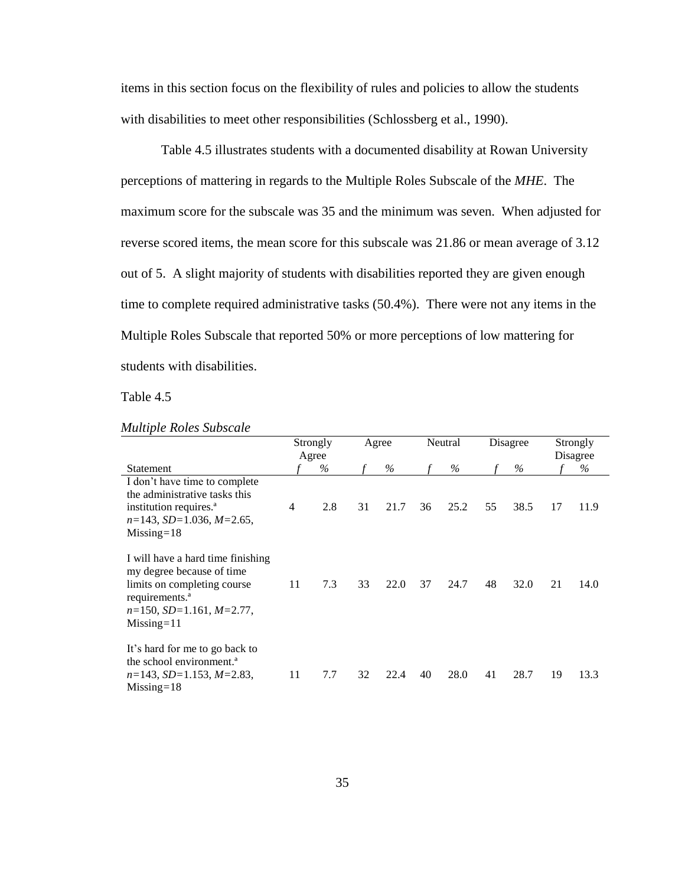items in this section focus on the flexibility of rules and policies to allow the students with disabilities to meet other responsibilities (Schlossberg et al., 1990).

Table 4.5 illustrates students with a documented disability at Rowan University perceptions of mattering in regards to the Multiple Roles Subscale of the *MHE*. The maximum score for the subscale was 35 and the minimum was seven. When adjusted for reverse scored items, the mean score for this subscale was 21.86 or mean average of 3.12 out of 5. A slight majority of students with disabilities reported they are given enough time to complete required administrative tasks (50.4%). There were not any items in the Multiple Roles Subscale that reported 50% or more perceptions of low mattering for students with disabilities.

Table 4.5

*Multiple Roles Subscale*

| | Strongly Agree | | Agree | | Neutral | | Disagree | | Strongly Disagree | |
|---|---|---|---|---|---|---|---|---|---|---|
| Statement | *f* | % | *f* | % | *f* | % | *f* | % | *f* | % |
| I don't have time to complete the administrative tasks this institution requires.[a] *n*=143, *SD*=1.036, *M*=2.65, Missing=18 | 4 | 2.8 | 31 | 21.7 | 36 | 25.2 | 55 | 38.5 | 17 | 11.9 |
| I will have a hard time finishing my degree because of time limits on completing course requirements.[a] *n*=150, *SD*=1.161, *M*=2.77, Missing=11 | 11 | 7.3 | 33 | 22.0 | 37 | 24.7 | 48 | 32.0 | 21 | 14.0 |
| It's hard for me to go back to the school environment.[a] *n*=143, *SD*=1.153, *M*=2.83, Missing=18 | 11 | 7.7 | 32 | 22.4 | 40 | 28.0 | 41 | 28.7 | 19 | 13.3 |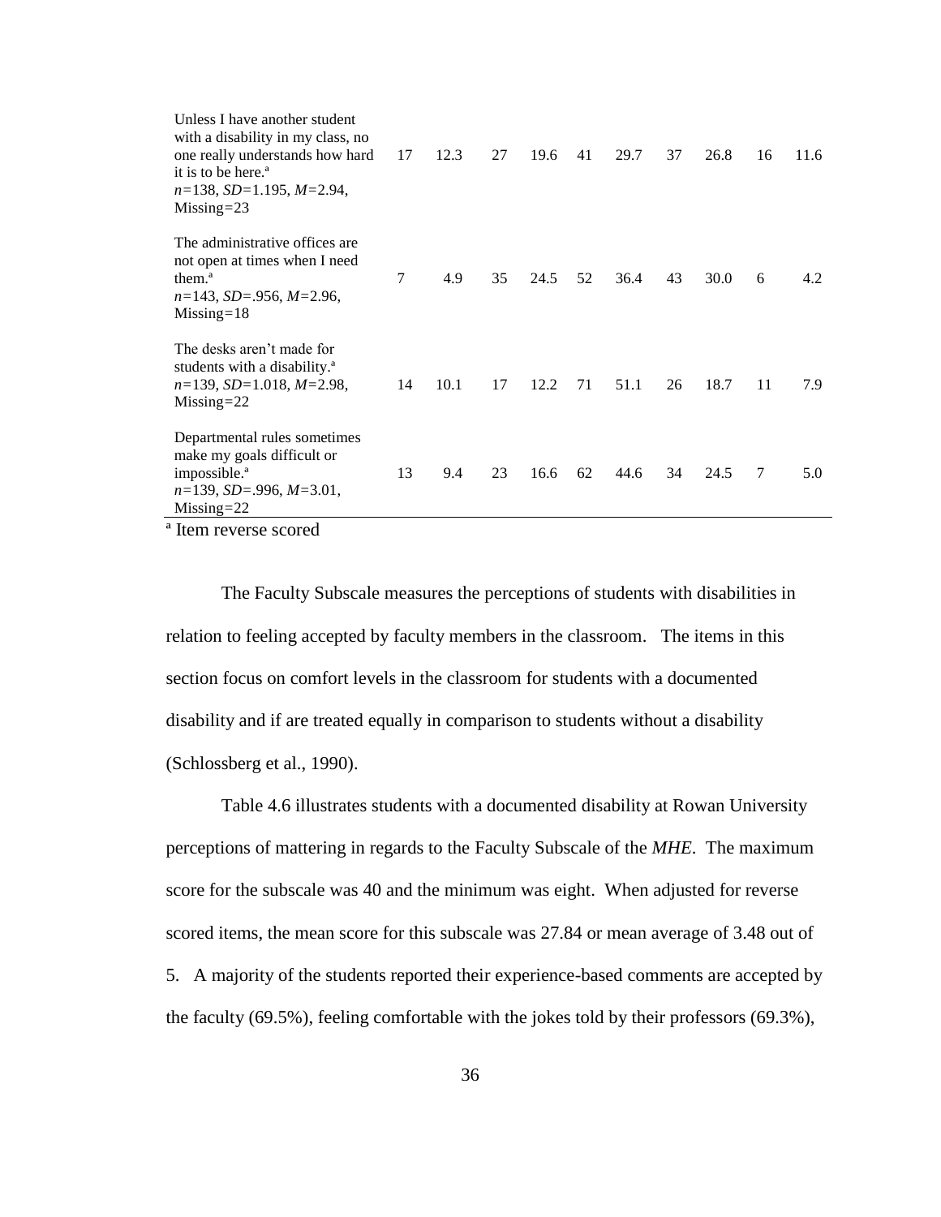| | | | | | | | | | | |
|---|---|---|---|---|---|---|---|---|---|---|
| Unless I have another student with a disability in my class, no one really understands how hard it is to be here.[a] *n*=138, *SD*=1.195, *M*=2.94, Missing=23 | 17 | 12.3 | 27 | 19.6 | 41 | 29.7 | 37 | 26.8 | 16 | 11.6 |
| The administrative offices are not open at times when I need them.[a] *n*=143, *SD*=.956, *M*=2.96, Missing=18 | 7 | 4.9 | 35 | 24.5 | 52 | 36.4 | 43 | 30.0 | 6 | 4.2 |
| The desks aren't made for students with a disability.[a] *n*=139, *SD*=1.018, *M*=2.98, Missing=22 | 14 | 10.1 | 17 | 12.2 | 71 | 51.1 | 26 | 18.7 | 11 | 7.9 |
| Departmental rules sometimes make my goals difficult or impossible.[a] *n*=139, *SD*=.996, *M*=3.01, Missing=22 | 13 | 9.4 | 23 | 16.6 | 62 | 44.6 | 34 | 24.5 | 7 | 5.0 |

[a] Item reverse scored

The Faculty Subscale measures the perceptions of students with disabilities in relation to feeling accepted by faculty members in the classroom. The items in this section focus on comfort levels in the classroom for students with a documented disability and if are treated equally in comparison to students without a disability (Schlossberg et al., 1990).

Table 4.6 illustrates students with a documented disability at Rowan University perceptions of mattering in regards to the Faculty Subscale of the *MHE*. The maximum score for the subscale was 40 and the minimum was eight. When adjusted for reverse scored items, the mean score for this subscale was 27.84 or mean average of 3.48 out of 5. A majority of the students reported their experience-based comments are accepted by the faculty (69.5%), feeling comfortable with the jokes told by their professors (69.3%),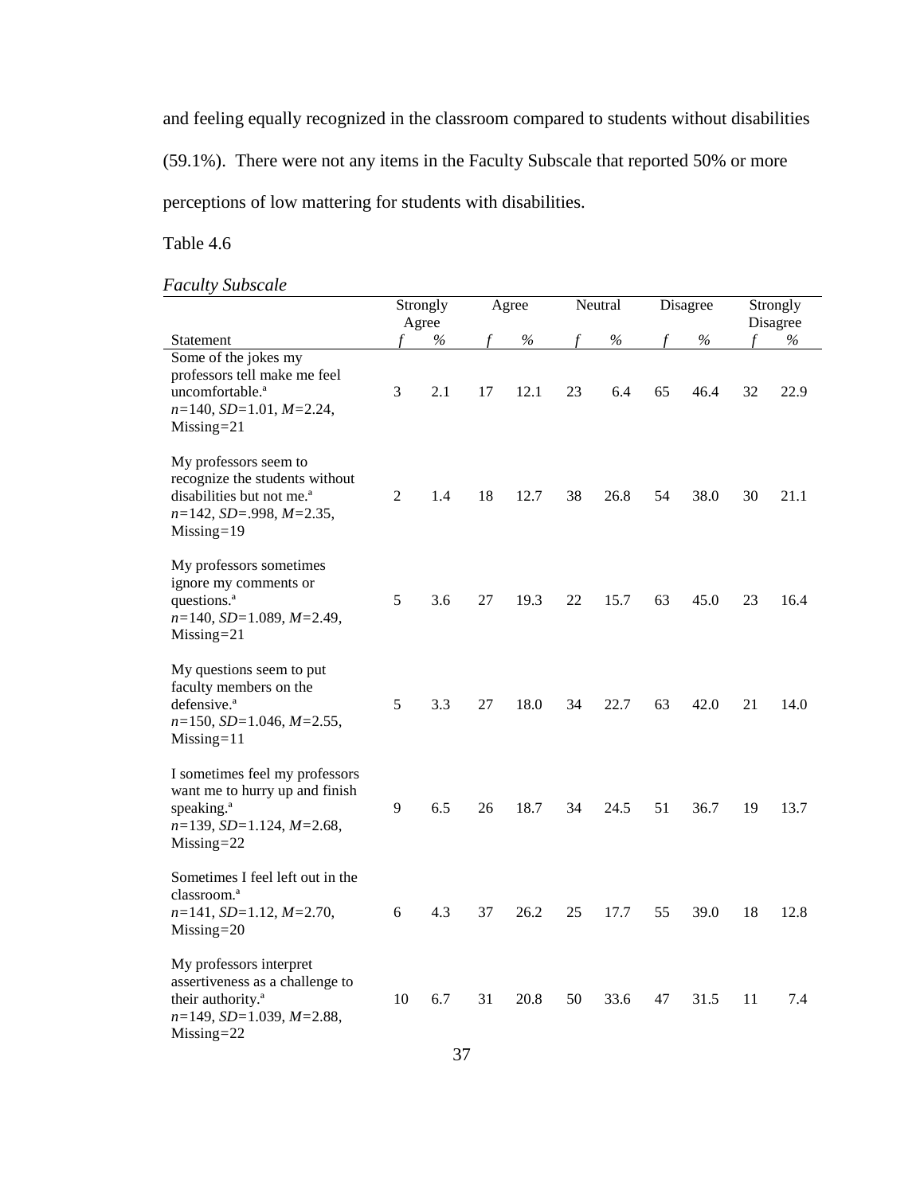and feeling equally recognized in the classroom compared to students without disabilities (59.1%). There were not any items in the Faculty Subscale that reported 50% or more perceptions of low mattering for students with disabilities.

Table 4.6

*Faculty Subscale*

| Statement | Strongly Agree | | Agree | | Neutral | | Disagree | | Strongly Disagree | |
|---|---|---|---|---|---|---|---|---|---|---|
| | *f* | % | *f* | % | *f* | % | *f* | % | *f* | % |
| Some of the jokes my professors tell make me feel uncomfortable.[a] *n*=140, *SD*=1.01, *M*=2.24, Missing=21 | 3 | 2.1 | 17 | 12.1 | 23 | 6.4 | 65 | 46.4 | 32 | 22.9 |
| My professors seem to recognize the students without disabilities but not me.[a] *n*=142, *SD*=.998, *M*=2.35, Missing=19 | 2 | 1.4 | 18 | 12.7 | 38 | 26.8 | 54 | 38.0 | 30 | 21.1 |
| My professors sometimes ignore my comments or questions.[a] *n*=140, *SD*=1.089, *M*=2.49, Missing=21 | 5 | 3.6 | 27 | 19.3 | 22 | 15.7 | 63 | 45.0 | 23 | 16.4 |
| My questions seem to put faculty members on the defensive.[a] *n*=150, *SD*=1.046, *M*=2.55, Missing=11 | 5 | 3.3 | 27 | 18.0 | 34 | 22.7 | 63 | 42.0 | 21 | 14.0 |
| I sometimes feel my professors want me to hurry up and finish speaking.[a] *n*=139, *SD*=1.124, *M*=2.68, Missing=22 | 9 | 6.5 | 26 | 18.7 | 34 | 24.5 | 51 | 36.7 | 19 | 13.7 |
| Sometimes I feel left out in the classroom.[a] *n*=141, *SD*=1.12, *M*=2.70, Missing=20 | 6 | 4.3 | 37 | 26.2 | 25 | 17.7 | 55 | 39.0 | 18 | 12.8 |
| My professors interpret assertiveness as a challenge to their authority.[a] *n*=149, *SD*=1.039, *M*=2.88, Missing=22 | 10 | 6.7 | 31 | 20.8 | 50 | 33.6 | 47 | 31.5 | 11 | 7.4 |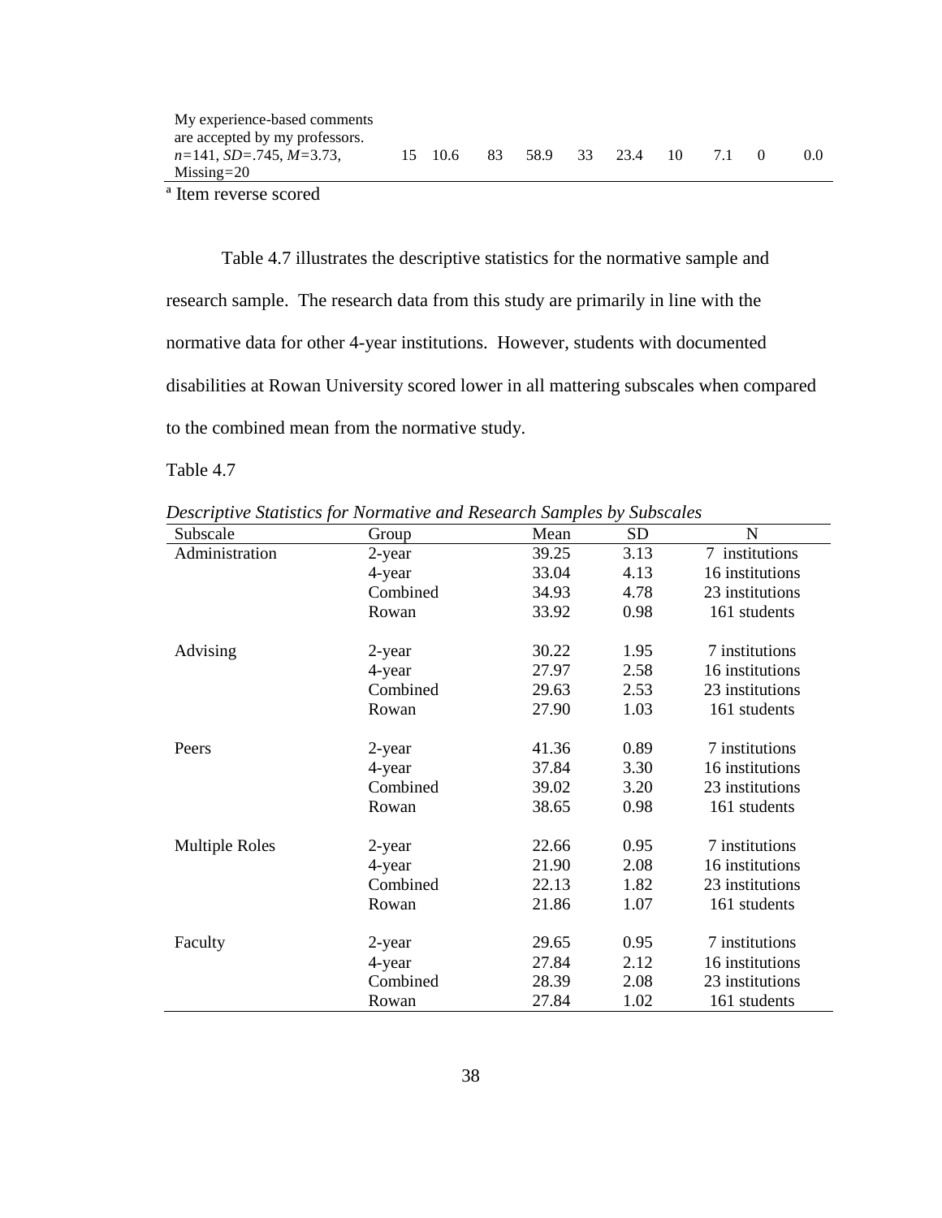| | | | | | | | | | | |
|---|---|---|---|---|---|---|---|---|---|---|
| My experience-based comments are accepted by my professors. *n*=141, *SD*=.745, *M*=3.73, Missing=20 | 15 | 10.6 | 83 | 58.9 | 33 | 23.4 | 10 | 7.1 | 0 | 0.0 |

[a] Item reverse scored

Table 4.7 illustrates the descriptive statistics for the normative sample and research sample. The research data from this study are primarily in line with the normative data for other 4-year institutions. However, students with documented disabilities at Rowan University scored lower in all mattering subscales when compared to the combined mean from the normative study.

Table 4.7

*Descriptive Statistics for Normative and Research Samples by Subscales*

| Subscale | Group | Mean | SD | N |
|---|---|---|---|---|
| Administration | 2-year | 39.25 | 3.13 | 7 institutions |
| | 4-year | 33.04 | 4.13 | 16 institutions |
| | Combined | 34.93 | 4.78 | 23 institutions |
| | Rowan | 33.92 | 0.98 | 161 students |
| Advising | 2-year | 30.22 | 1.95 | 7 institutions |
| | 4-year | 27.97 | 2.58 | 16 institutions |
| | Combined | 29.63 | 2.53 | 23 institutions |
| | Rowan | 27.90 | 1.03 | 161 students |
| Peers | 2-year | 41.36 | 0.89 | 7 institutions |
| | 4-year | 37.84 | 3.30 | 16 institutions |
| | Combined | 39.02 | 3.20 | 23 institutions |
| | Rowan | 38.65 | 0.98 | 161 students |
| Multiple Roles | 2-year | 22.66 | 0.95 | 7 institutions |
| | 4-year | 21.90 | 2.08 | 16 institutions |
| | Combined | 22.13 | 1.82 | 23 institutions |
| | Rowan | 21.86 | 1.07 | 161 students |
| Faculty | 2-year | 29.65 | 0.95 | 7 institutions |
| | 4-year | 27.84 | 2.12 | 16 institutions |
| | Combined | 28.39 | 2.08 | 23 institutions |
| | Rowan | 27.84 | 1.02 | 161 students |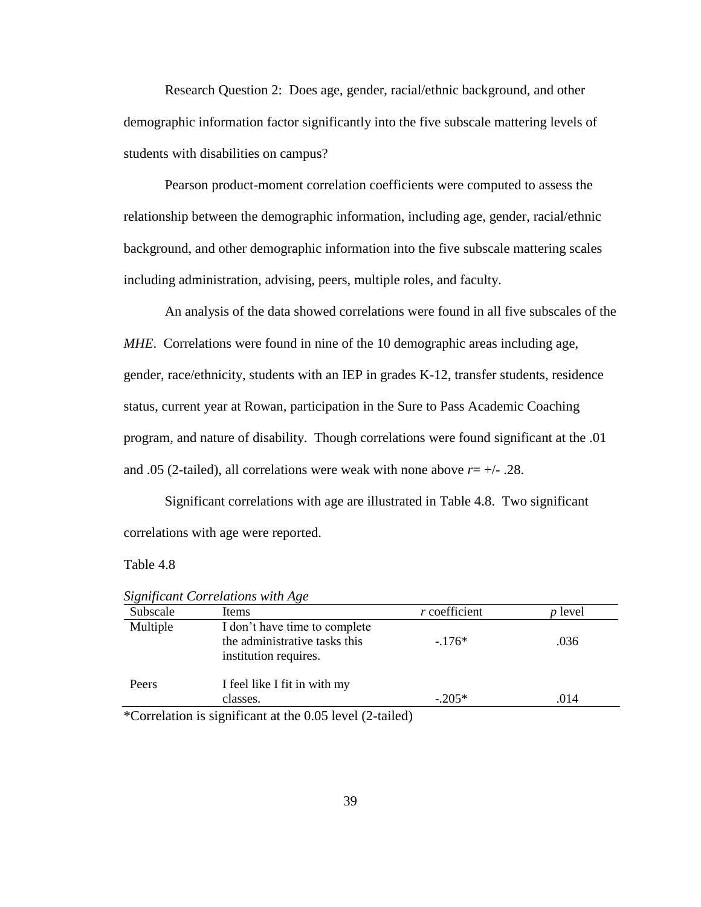Research Question 2: Does age, gender, racial/ethnic background, and other demographic information factor significantly into the five subscale mattering levels of students with disabilities on campus?

Pearson product-moment correlation coefficients were computed to assess the relationship between the demographic information, including age, gender, racial/ethnic background, and other demographic information into the five subscale mattering scales including administration, advising, peers, multiple roles, and faculty.

An analysis of the data showed correlations were found in all five subscales of the *MHE*. Correlations were found in nine of the 10 demographic areas including age, gender, race/ethnicity, students with an IEP in grades K-12, transfer students, residence status, current year at Rowan, participation in the Sure to Pass Academic Coaching program, and nature of disability. Though correlations were found significant at the .01 and .05 (2-tailed), all correlations were weak with none above $r$= +/- .28.

Significant correlations with age are illustrated in Table 4.8. Two significant correlations with age were reported.

Table 4.8

*Significant Correlations with Age*

| Subscale | Items | *r* coefficient | *p* level |
|---|---|---|---|
| Multiple | I don't have time to complete the administrative tasks this institution requires. | -.176* | .036 |
| Peers | I feel like I fit in with my classes. | -.205* | .014 |

*Correlation is significant at the 0.05 level (2-tailed)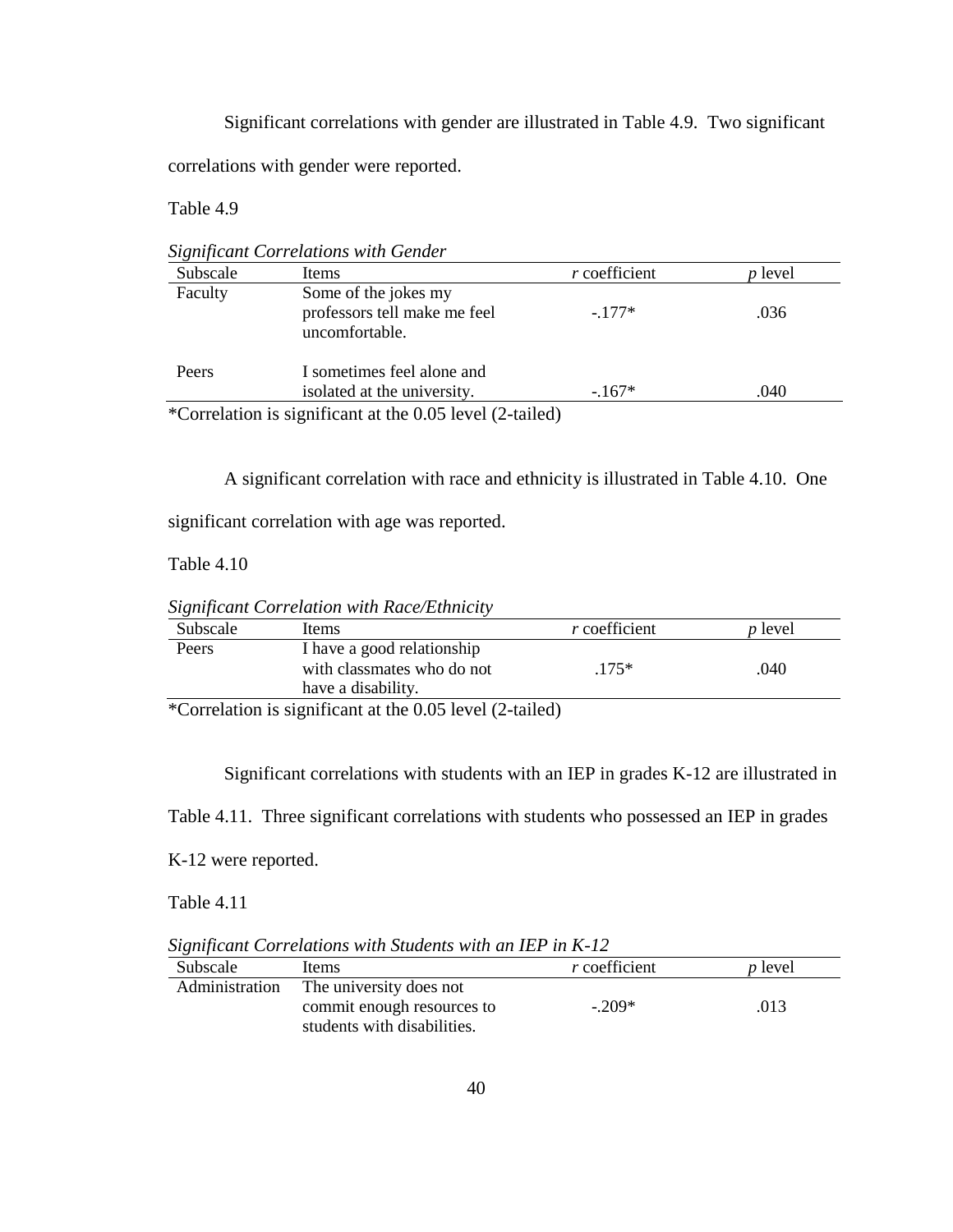Significant correlations with gender are illustrated in Table 4.9. Two significant correlations with gender were reported.

Table 4.9

*Significant Correlations with Gender*

| Subscale | Items | *r* coefficient | *p* level |
|---|---|---|---|
| Faculty | Some of the jokes my professors tell make me feel uncomfortable. | -.177* | .036 |
| Peers | I sometimes feel alone and isolated at the university. | -.167* | .040 |

*Correlation is significant at the 0.05 level (2-tailed)

A significant correlation with race and ethnicity is illustrated in Table 4.10. One significant correlation with age was reported.

Table 4.10

*Significant Correlation with Race/Ethnicity*

| Subscale | Items | *r* coefficient | *p* level |
|---|---|---|---|
| Peers | I have a good relationship with classmates who do not have a disability. | .175* | .040 |

*Correlation is significant at the 0.05 level (2-tailed)

Significant correlations with students with an IEP in grades K-12 are illustrated in Table 4.11. Three significant correlations with students who possessed an IEP in grades K-12 were reported.

Table 4.11

*Significant Correlations with Students with an IEP in K-12*

| Subscale | Items | *r* coefficient | *p* level |
|---|---|---|---|
| Administration | The university does not commit enough resources to students with disabilities. | -.209* | .013 |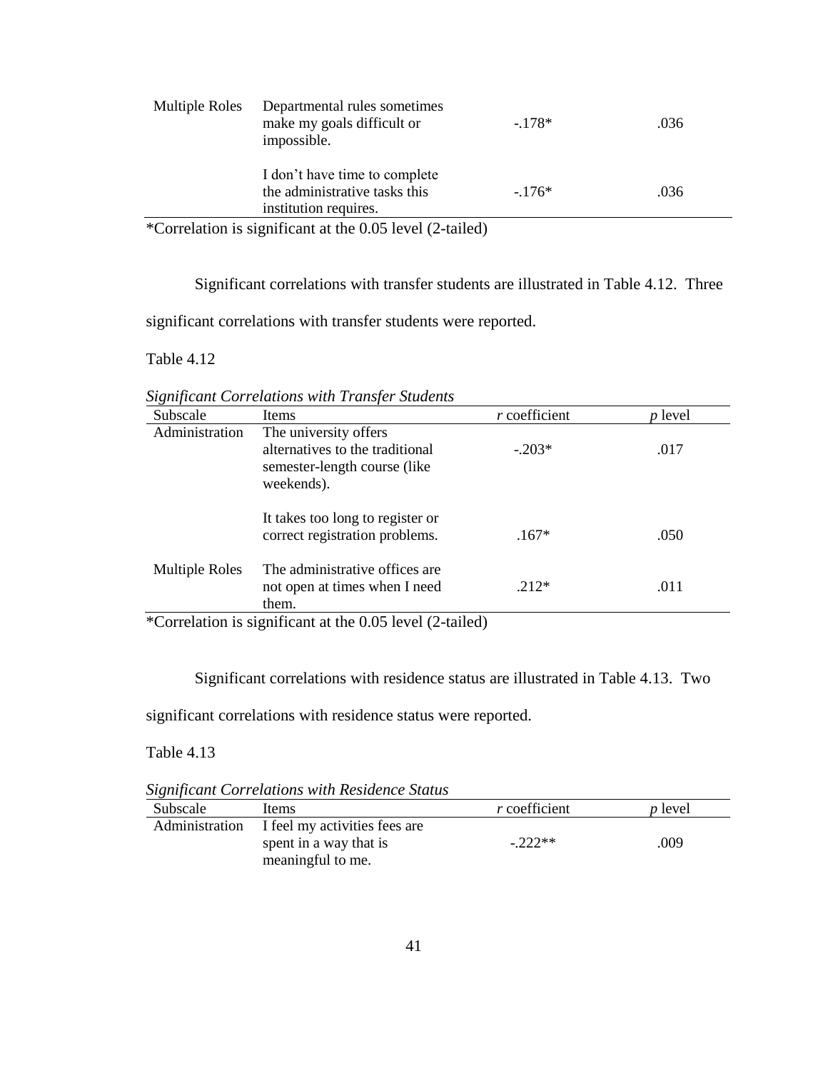| Multiple Roles | Departmental rules sometimes make my goals difficult or impossible. | -.178* | .036 |
|---|---|---|---|
| | I don't have time to complete the administrative tasks this institution requires. | -.176* | .036 |

*Correlation is significant at the 0.05 level (2-tailed)

Significant correlations with transfer students are illustrated in Table 4.12. Three significant correlations with transfer students were reported.

Table 4.12

*Significant Correlations with Transfer Students*

| Subscale | Items | *r* coefficient | *p* level |
|---|---|---|---|
| Administration | The university offers alternatives to the traditional semester-length course (like weekends). | -.203* | .017 |
| | It takes too long to register or correct registration problems. | .167* | .050 |
| Multiple Roles | The administrative offices are not open at times when I need them. | .212* | .011 |

*Correlation is significant at the 0.05 level (2-tailed)

Significant correlations with residence status are illustrated in Table 4.13. Two significant correlations with residence status were reported.

Table 4.13

*Significant Correlations with Residence Status*

| Subscale | Items | *r* coefficient | *p* level |
|---|---|---|---|
| Administration | I feel my activities fees are spent in a way that is meaningful to me. | -.222** | .009 |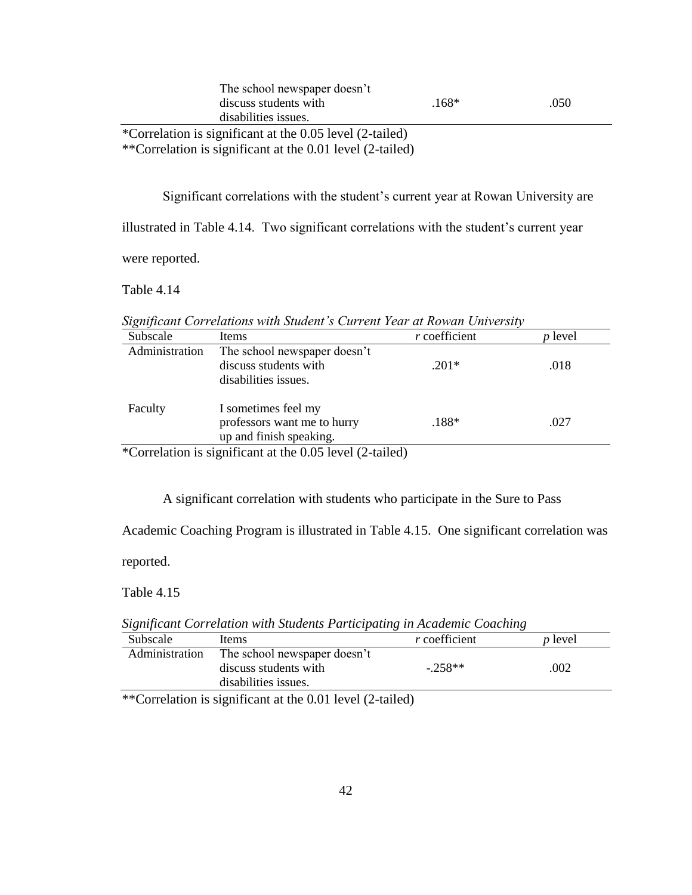| | The school newspaper doesn't discuss students with disabilities issues. | .168* | .050 |
|---|---|---|---|

\*Correlation is significant at the 0.05 level (2-tailed)
\*\*Correlation is significant at the 0.01 level (2-tailed)

Significant correlations with the student's current year at Rowan University are illustrated in Table 4.14. Two significant correlations with the student's current year were reported.

Table 4.14

*Significant Correlations with Student's Current Year at Rowan University*

| Subscale | Items | *r* coefficient | *p* level |
|---|---|---|---|
| Administration | The school newspaper doesn't discuss students with disabilities issues. | .201* | .018 |
| Faculty | I sometimes feel my professors want me to hurry up and finish speaking. | .188* | .027 |

\*Correlation is significant at the 0.05 level (2-tailed)

A significant correlation with students who participate in the Sure to Pass Academic Coaching Program is illustrated in Table 4.15. One significant correlation was reported.

Table 4.15

*Significant Correlation with Students Participating in Academic Coaching*

| Subscale | Items | *r* coefficient | *p* level |
|---|---|---|---|
| Administration | The school newspaper doesn't discuss students with disabilities issues. | -.258** | .002 |

\*\*Correlation is significant at the 0.01 level (2-tailed)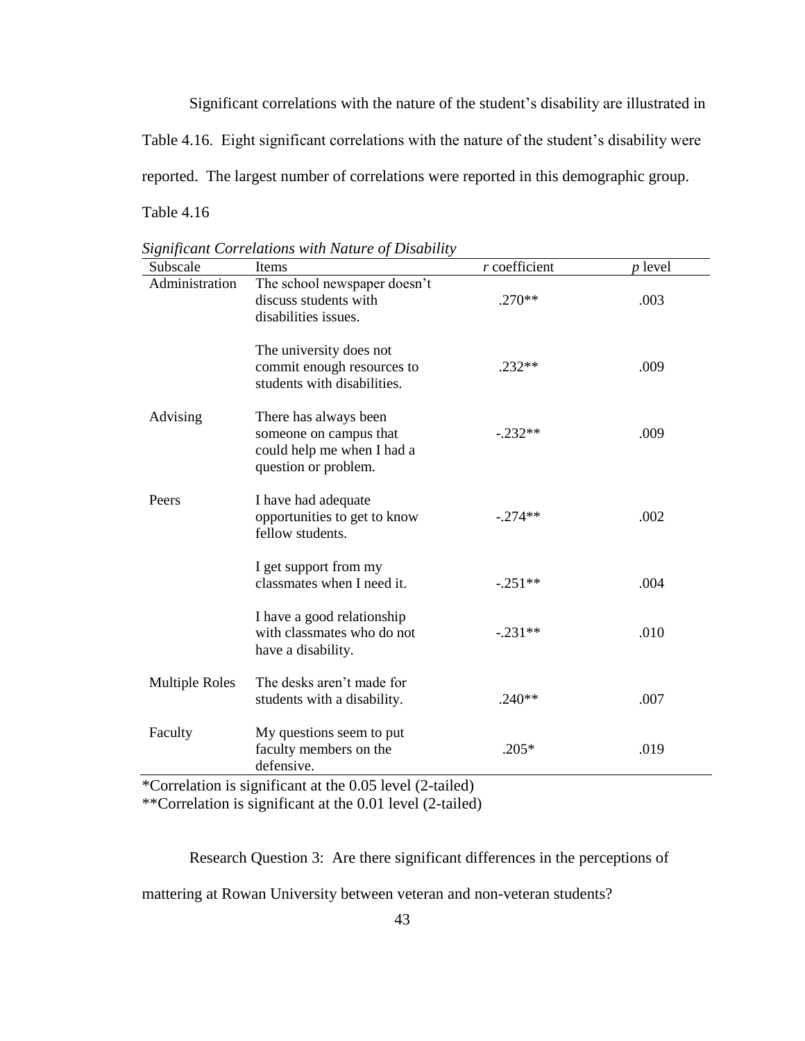Significant correlations with the nature of the student's disability are illustrated in Table 4.16. Eight significant correlations with the nature of the student's disability were reported. The largest number of correlations were reported in this demographic group.

Table 4.16

*Significant Correlations with Nature of Disability*

| Subscale | Items | *r* coefficient | *p* level |
|---|---|---|---|
| Administration | The school newspaper doesn't discuss students with disabilities issues. | .270** | .003 |
| | The university does not commit enough resources to students with disabilities. | .232** | .009 |
| Advising | There has always been someone on campus that could help me when I had a question or problem. | -.232** | .009 |
| Peers | I have had adequate opportunities to get to know fellow students. | -.274** | .002 |
| | I get support from my classmates when I need it. | -.251** | .004 |
| | I have a good relationship with classmates who do not have a disability. | -.231** | .010 |
| Multiple Roles | The desks aren't made for students with a disability. | .240** | .007 |
| Faculty | My questions seem to put faculty members on the defensive. | .205* | .019 |

*Correlation is significant at the 0.05 level (2-tailed)
**Correlation is significant at the 0.01 level (2-tailed)

Research Question 3: Are there significant differences in the perceptions of mattering at Rowan University between veteran and non-veteran students?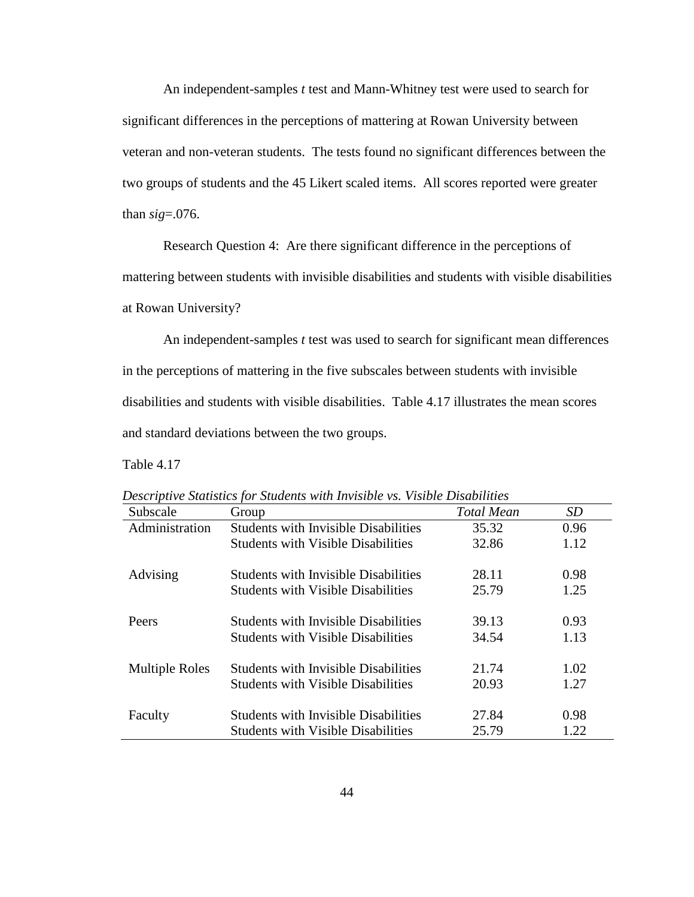An independent-samples *t* test and Mann-Whitney test were used to search for significant differences in the perceptions of mattering at Rowan University between veteran and non-veteran students. The tests found no significant differences between the two groups of students and the 45 Likert scaled items. All scores reported were greater than *sig*=.076.

Research Question 4: Are there significant difference in the perceptions of mattering between students with invisible disabilities and students with visible disabilities at Rowan University?

An independent-samples *t* test was used to search for significant mean differences in the perceptions of mattering in the five subscales between students with invisible disabilities and students with visible disabilities. Table 4.17 illustrates the mean scores and standard deviations between the two groups.

Table 4.17

*Descriptive Statistics for Students with Invisible vs. Visible Disabilities*

| Subscale | Group | *Total Mean* | *SD* |
|---|---|---|---|
| Administration | Students with Invisible Disabilities | 35.32 | 0.96 |
| | Students with Visible Disabilities | 32.86 | 1.12 |
| Advising | Students with Invisible Disabilities | 28.11 | 0.98 |
| | Students with Visible Disabilities | 25.79 | 1.25 |
| Peers | Students with Invisible Disabilities | 39.13 | 0.93 |
| | Students with Visible Disabilities | 34.54 | 1.13 |
| Multiple Roles | Students with Invisible Disabilities | 21.74 | 1.02 |
| | Students with Visible Disabilities | 20.93 | 1.27 |
| Faculty | Students with Invisible Disabilities | 27.84 | 0.98 |
| | Students with Visible Disabilities | 25.79 | 1.22 |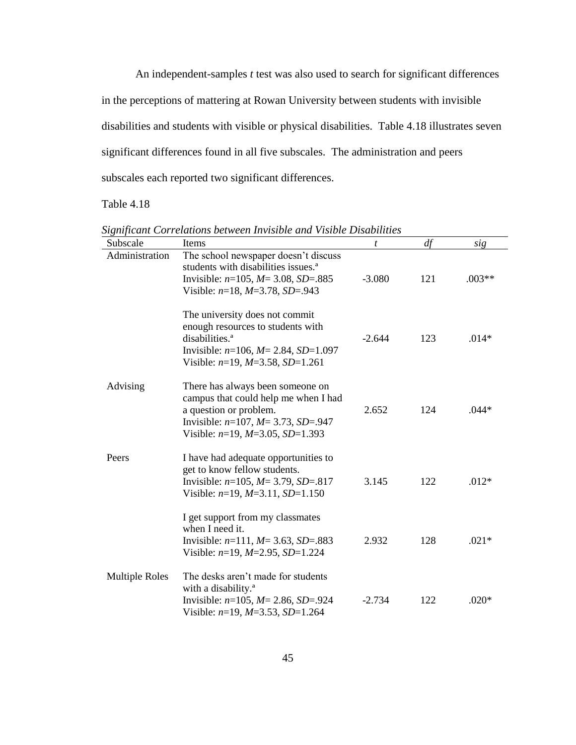An independent-samples *t* test was also used to search for significant differences in the perceptions of mattering at Rowan University between students with invisible disabilities and students with visible or physical disabilities. Table 4.18 illustrates seven significant differences found in all five subscales. The administration and peers subscales each reported two significant differences.

Table 4.18

*Significant Correlations between Invisible and Visible Disabilities*

| Subscale | Items | *t* | *df* | *sig* |
|---|---|---|---|---|
| Administration | The school newspaper doesn't discuss students with disabilities issues.[a] Invisible: $n$=105, $M$= 3.08, $SD$=.885 Visible: $n$=18, $M$=3.78, $SD$=.943 | -3.080 | 121 | .003** |
| | The university does not commit enough resources to students with disabilities.[a] Invisible: $n$=106, $M$= 2.84, $SD$=1.097 Visible: $n$=19, $M$=3.58, $SD$=1.261 | -2.644 | 123 | .014* |
| Advising | There has always been someone on campus that could help me when I had a question or problem. Invisible: $n$=107, $M$= 3.73, $SD$=.947 Visible: $n$=19, $M$=3.05, $SD$=1.393 | 2.652 | 124 | .044* |
| Peers | I have had adequate opportunities to get to know fellow students. Invisible: $n$=105, $M$= 3.79, $SD$=.817 Visible: $n$=19, $M$=3.11, $SD$=1.150 | 3.145 | 122 | .012* |
| | I get support from my classmates when I need it. Invisible: $n$=111, $M$= 3.63, $SD$=.883 Visible: $n$=19, $M$=2.95, $SD$=1.224 | 2.932 | 128 | .021* |
| Multiple Roles | The desks aren't made for students with a disability.[a] Invisible: $n$=105, $M$= 2.86, $SD$=.924 Visible: $n$=19, $M$=3.53, $SD$=1.264 | -2.734 | 122 | .020* |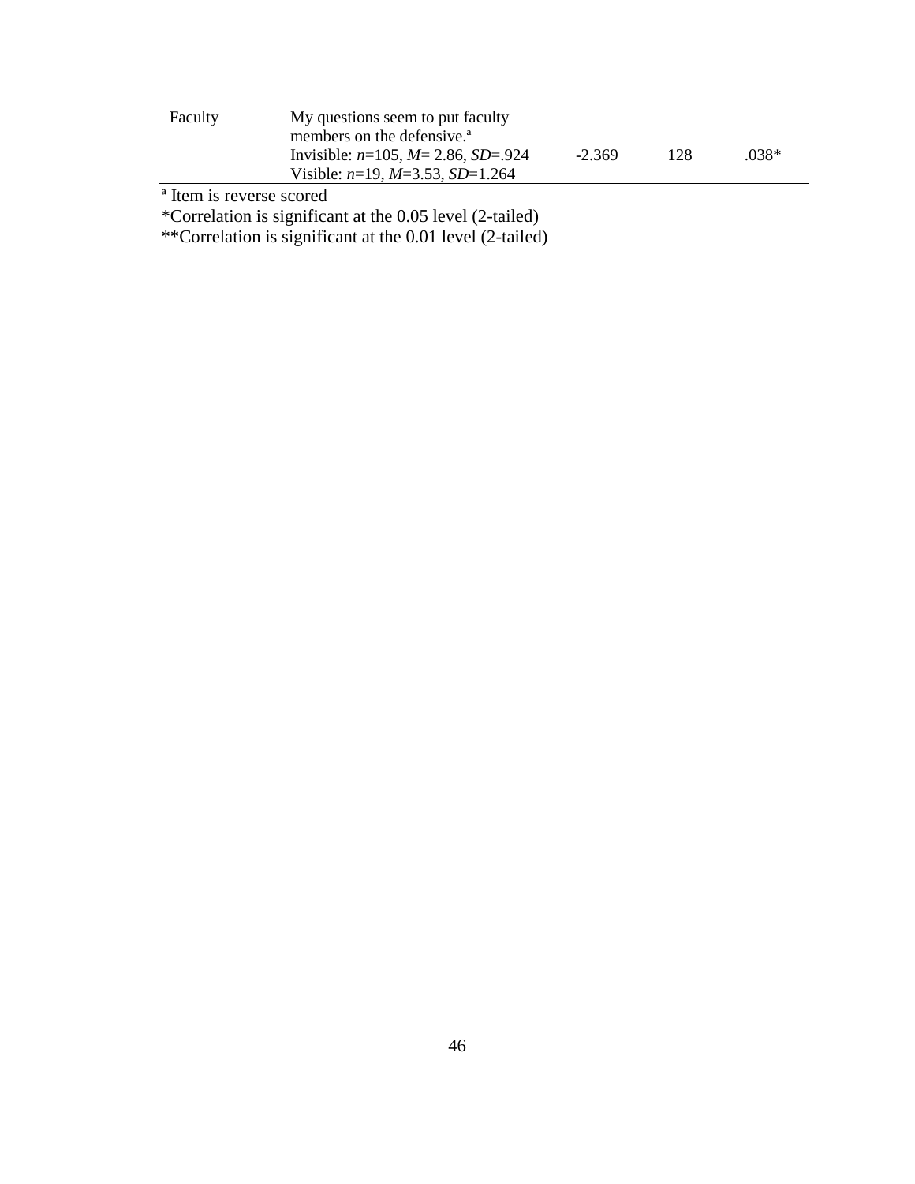| | | | | |
|---|---|---|---|---|
| Faculty | My questions seem to put faculty members on the defensive.[a] Invisible: *n*=105, *M*= 2.86, *SD*=.924 Visible: *n*=19, *M*=3.53, *SD*=1.264 | -2.369 | 128 | .038* |

[a] Item is reverse scored

*Correlation is significant at the 0.05 level (2-tailed)

**Correlation is significant at the 0.01 level (2-tailed)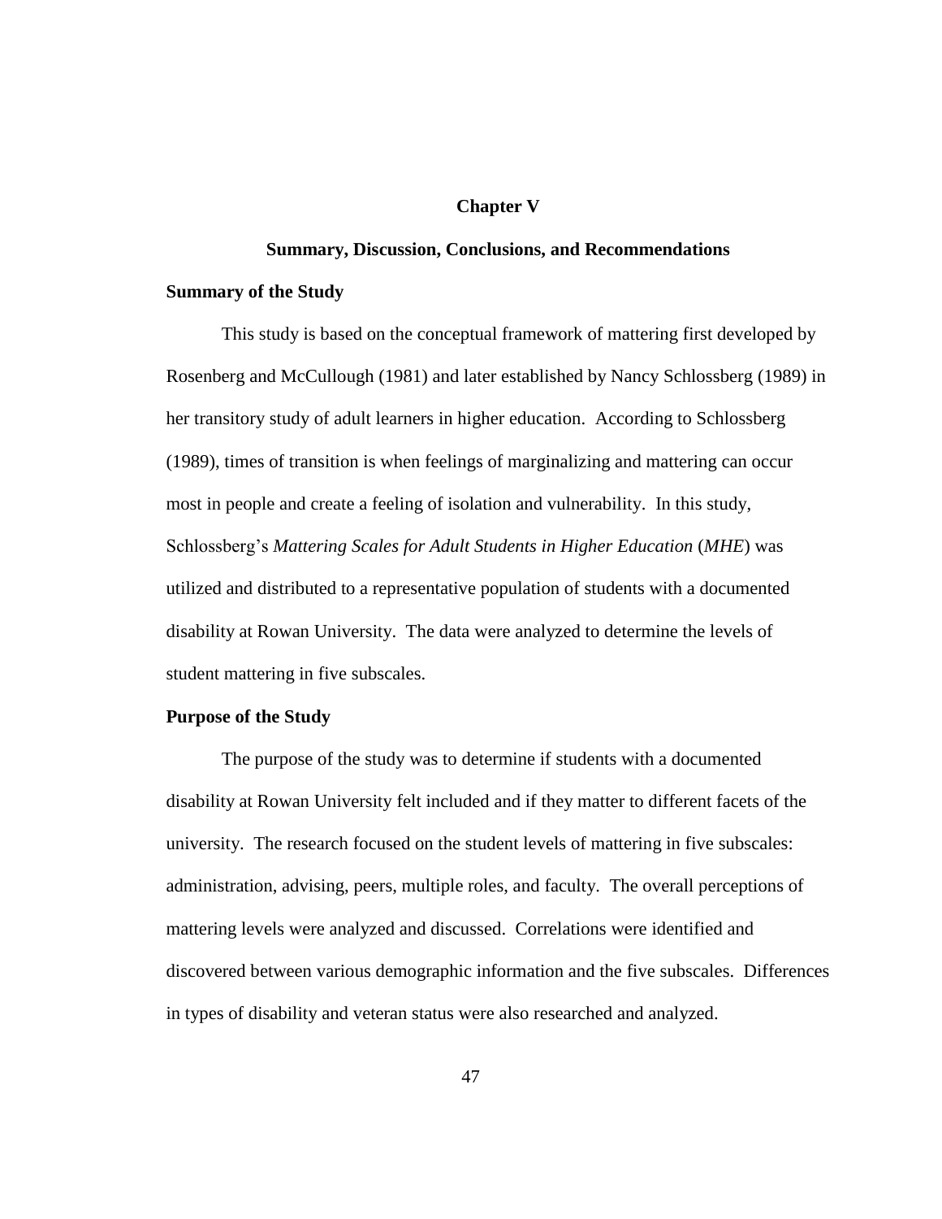# Chapter V

## Summary, Discussion, Conclusions, and Recommendations

### Summary of the Study

This study is based on the conceptual framework of mattering first developed by Rosenberg and McCullough (1981) and later established by Nancy Schlossberg (1989) in her transitory study of adult learners in higher education. According to Schlossberg (1989), times of transition is when feelings of marginalizing and mattering can occur most in people and create a feeling of isolation and vulnerability. In this study, Schlossberg's *Mattering Scales for Adult Students in Higher Education* (*MHE*) was utilized and distributed to a representative population of students with a documented disability at Rowan University. The data were analyzed to determine the levels of student mattering in five subscales.

### Purpose of the Study

The purpose of the study was to determine if students with a documented disability at Rowan University felt included and if they matter to different facets of the university. The research focused on the student levels of mattering in five subscales: administration, advising, peers, multiple roles, and faculty. The overall perceptions of mattering levels were analyzed and discussed. Correlations were identified and discovered between various demographic information and the five subscales. Differences in types of disability and veteran status were also researched and analyzed.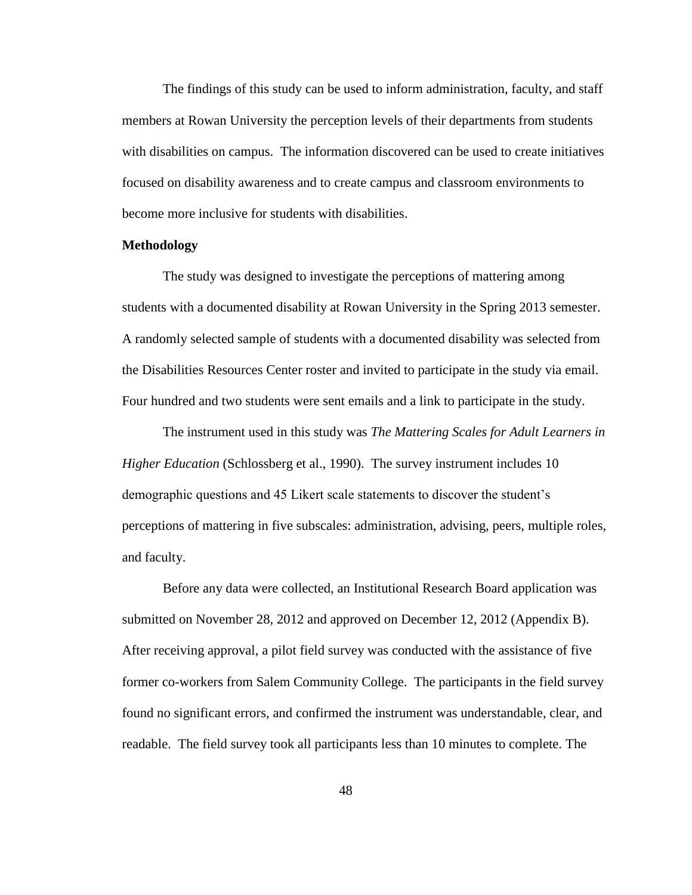The findings of this study can be used to inform administration, faculty, and staff members at Rowan University the perception levels of their departments from students with disabilities on campus. The information discovered can be used to create initiatives focused on disability awareness and to create campus and classroom environments to become more inclusive for students with disabilities.

**Methodology**

The study was designed to investigate the perceptions of mattering among students with a documented disability at Rowan University in the Spring 2013 semester. A randomly selected sample of students with a documented disability was selected from the Disabilities Resources Center roster and invited to participate in the study via email. Four hundred and two students were sent emails and a link to participate in the study.

The instrument used in this study was *The Mattering Scales for Adult Learners in Higher Education* (Schlossberg et al., 1990). The survey instrument includes 10 demographic questions and 45 Likert scale statements to discover the student's perceptions of mattering in five subscales: administration, advising, peers, multiple roles, and faculty.

Before any data were collected, an Institutional Research Board application was submitted on November 28, 2012 and approved on December 12, 2012 (Appendix B). After receiving approval, a pilot field survey was conducted with the assistance of five former co-workers from Salem Community College. The participants in the field survey found no significant errors, and confirmed the instrument was understandable, clear, and readable. The field survey took all participants less than 10 minutes to complete. The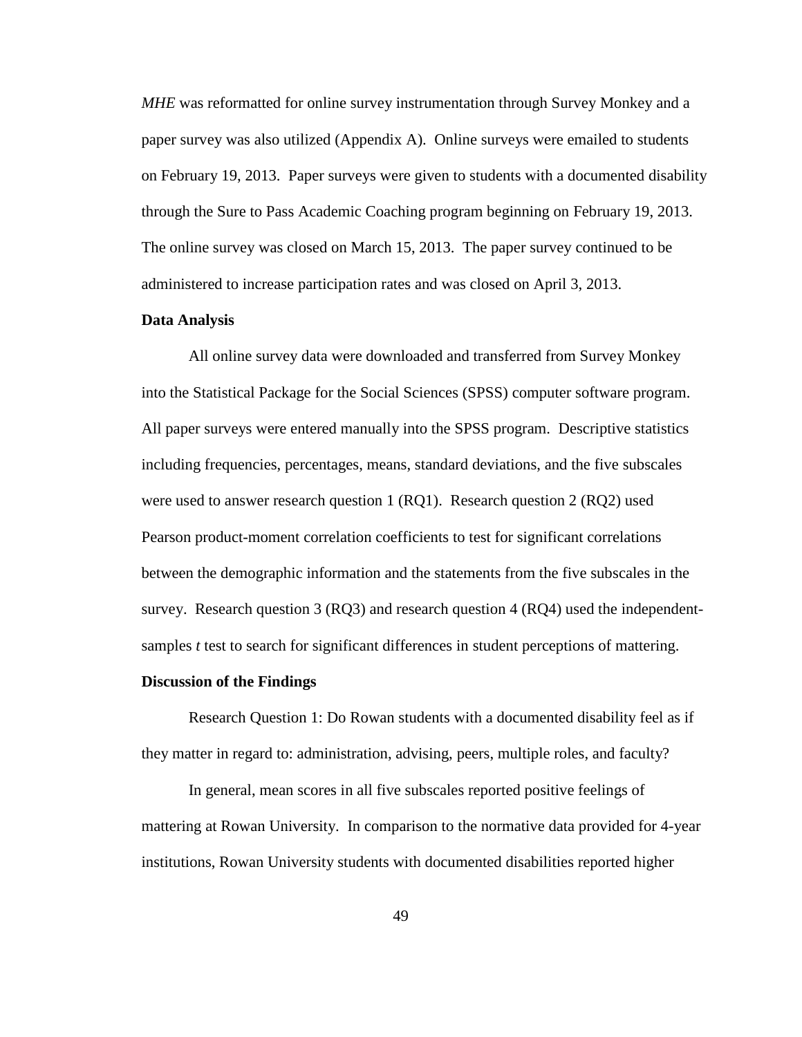*MHE* was reformatted for online survey instrumentation through Survey Monkey and a paper survey was also utilized (Appendix A). Online surveys were emailed to students on February 19, 2013. Paper surveys were given to students with a documented disability through the Sure to Pass Academic Coaching program beginning on February 19, 2013. The online survey was closed on March 15, 2013. The paper survey continued to be administered to increase participation rates and was closed on April 3, 2013.

**Data Analysis**

All online survey data were downloaded and transferred from Survey Monkey into the Statistical Package for the Social Sciences (SPSS) computer software program. All paper surveys were entered manually into the SPSS program. Descriptive statistics including frequencies, percentages, means, standard deviations, and the five subscales were used to answer research question 1 (RQ1). Research question 2 (RQ2) used Pearson product-moment correlation coefficients to test for significant correlations between the demographic information and the statements from the five subscales in the survey. Research question 3 (RQ3) and research question 4 (RQ4) used the independent-samples *t* test to search for significant differences in student perceptions of mattering.

**Discussion of the Findings**

Research Question 1: Do Rowan students with a documented disability feel as if they matter in regard to: administration, advising, peers, multiple roles, and faculty?

In general, mean scores in all five subscales reported positive feelings of mattering at Rowan University. In comparison to the normative data provided for 4-year institutions, Rowan University students with documented disabilities reported higher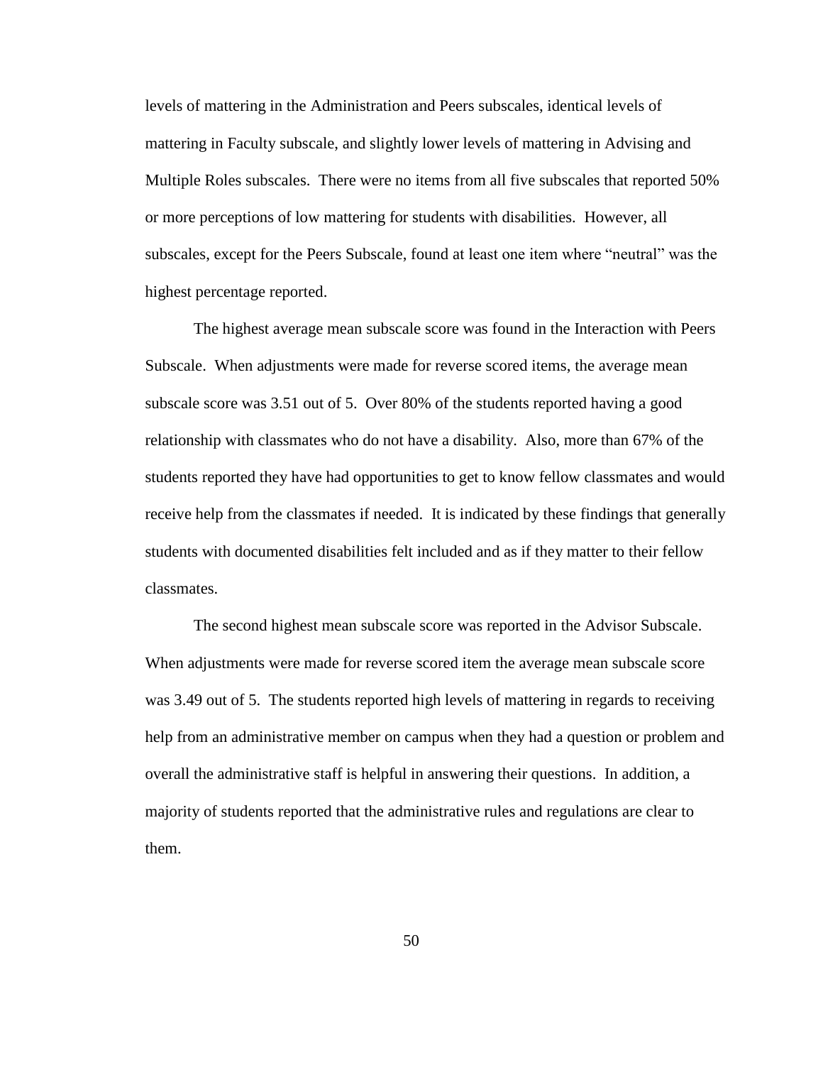levels of mattering in the Administration and Peers subscales, identical levels of mattering in Faculty subscale, and slightly lower levels of mattering in Advising and Multiple Roles subscales. There were no items from all five subscales that reported 50% or more perceptions of low mattering for students with disabilities. However, all subscales, except for the Peers Subscale, found at least one item where "neutral" was the highest percentage reported.

The highest average mean subscale score was found in the Interaction with Peers Subscale. When adjustments were made for reverse scored items, the average mean subscale score was 3.51 out of 5. Over 80% of the students reported having a good relationship with classmates who do not have a disability. Also, more than 67% of the students reported they have had opportunities to get to know fellow classmates and would receive help from the classmates if needed. It is indicated by these findings that generally students with documented disabilities felt included and as if they matter to their fellow classmates.

The second highest mean subscale score was reported in the Advisor Subscale. When adjustments were made for reverse scored item the average mean subscale score was 3.49 out of 5. The students reported high levels of mattering in regards to receiving help from an administrative member on campus when they had a question or problem and overall the administrative staff is helpful in answering their questions. In addition, a majority of students reported that the administrative rules and regulations are clear to them.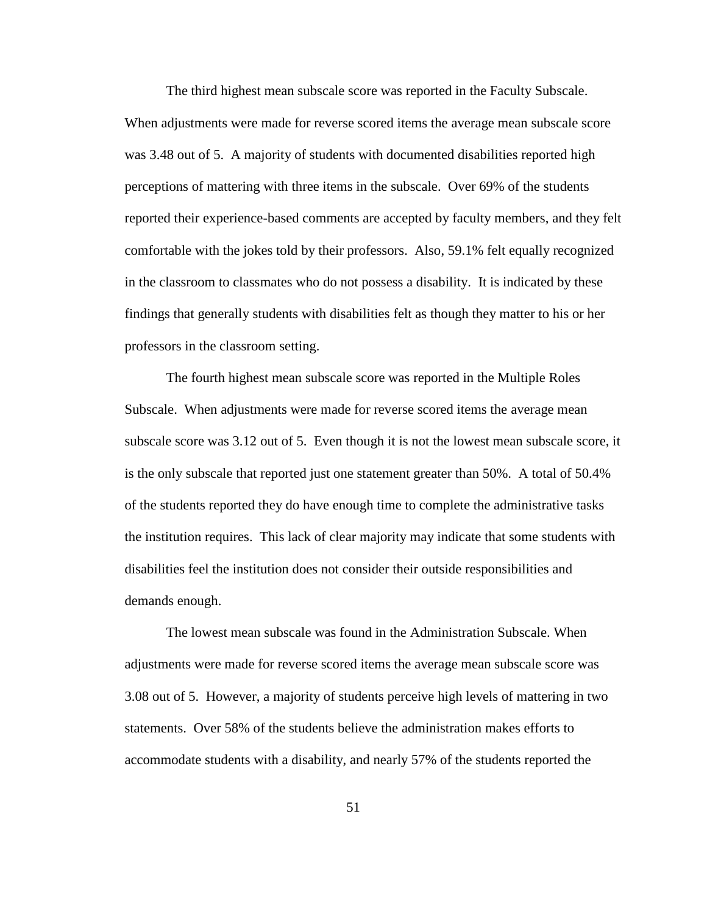The third highest mean subscale score was reported in the Faculty Subscale. When adjustments were made for reverse scored items the average mean subscale score was 3.48 out of 5. A majority of students with documented disabilities reported high perceptions of mattering with three items in the subscale. Over 69% of the students reported their experience-based comments are accepted by faculty members, and they felt comfortable with the jokes told by their professors. Also, 59.1% felt equally recognized in the classroom to classmates who do not possess a disability. It is indicated by these findings that generally students with disabilities felt as though they matter to his or her professors in the classroom setting.

The fourth highest mean subscale score was reported in the Multiple Roles Subscale. When adjustments were made for reverse scored items the average mean subscale score was 3.12 out of 5. Even though it is not the lowest mean subscale score, it is the only subscale that reported just one statement greater than 50%. A total of 50.4% of the students reported they do have enough time to complete the administrative tasks the institution requires. This lack of clear majority may indicate that some students with disabilities feel the institution does not consider their outside responsibilities and demands enough.

The lowest mean subscale was found in the Administration Subscale. When adjustments were made for reverse scored items the average mean subscale score was 3.08 out of 5. However, a majority of students perceive high levels of mattering in two statements. Over 58% of the students believe the administration makes efforts to accommodate students with a disability, and nearly 57% of the students reported the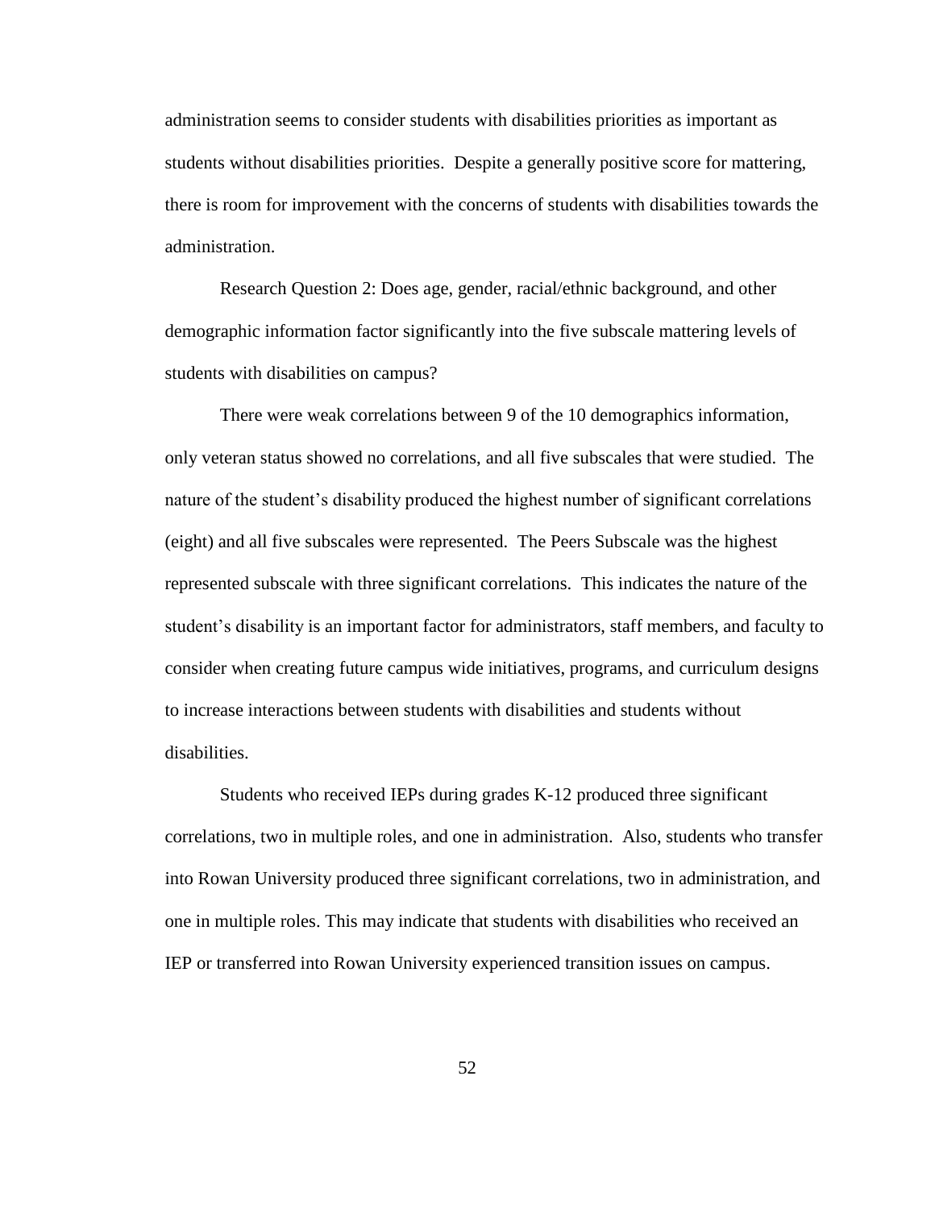administration seems to consider students with disabilities priorities as important as students without disabilities priorities. Despite a generally positive score for mattering, there is room for improvement with the concerns of students with disabilities towards the administration.

Research Question 2: Does age, gender, racial/ethnic background, and other demographic information factor significantly into the five subscale mattering levels of students with disabilities on campus?

There were weak correlations between 9 of the 10 demographics information, only veteran status showed no correlations, and all five subscales that were studied. The nature of the student's disability produced the highest number of significant correlations (eight) and all five subscales were represented. The Peers Subscale was the highest represented subscale with three significant correlations. This indicates the nature of the student's disability is an important factor for administrators, staff members, and faculty to consider when creating future campus wide initiatives, programs, and curriculum designs to increase interactions between students with disabilities and students without disabilities.

Students who received IEPs during grades K-12 produced three significant correlations, two in multiple roles, and one in administration. Also, students who transfer into Rowan University produced three significant correlations, two in administration, and one in multiple roles. This may indicate that students with disabilities who received an IEP or transferred into Rowan University experienced transition issues on campus.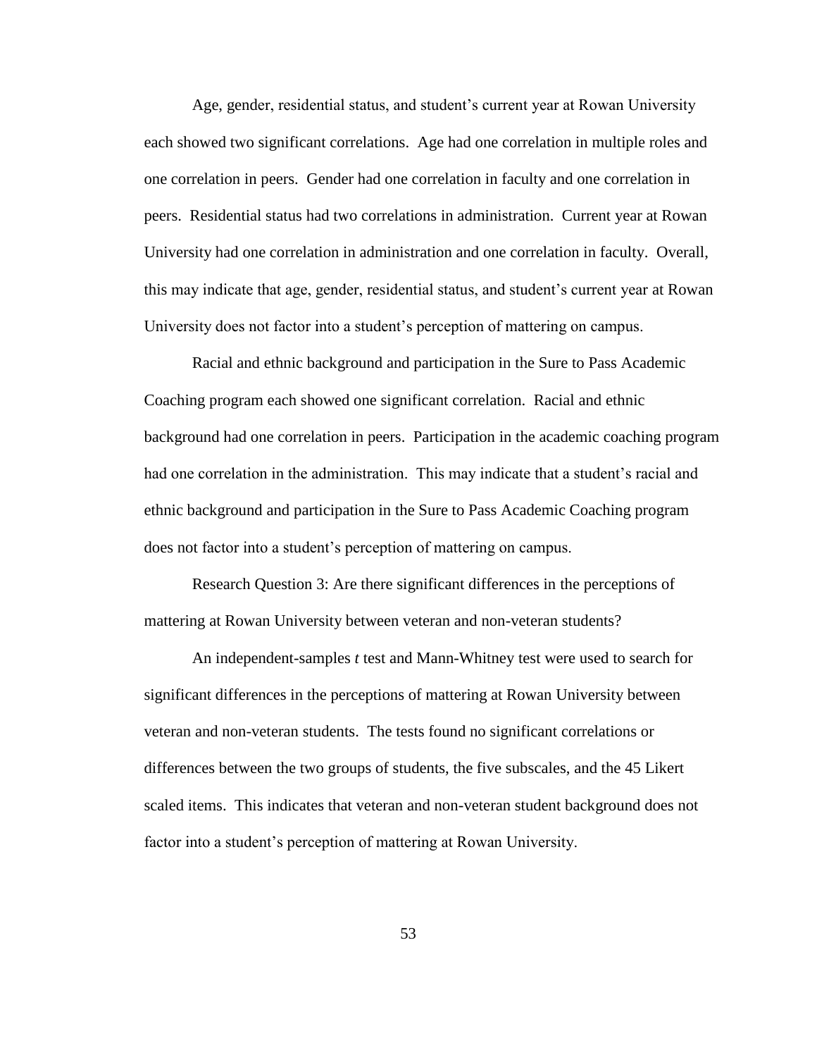Age, gender, residential status, and student's current year at Rowan University each showed two significant correlations. Age had one correlation in multiple roles and one correlation in peers. Gender had one correlation in faculty and one correlation in peers. Residential status had two correlations in administration. Current year at Rowan University had one correlation in administration and one correlation in faculty. Overall, this may indicate that age, gender, residential status, and student's current year at Rowan University does not factor into a student's perception of mattering on campus.

Racial and ethnic background and participation in the Sure to Pass Academic Coaching program each showed one significant correlation. Racial and ethnic background had one correlation in peers. Participation in the academic coaching program had one correlation in the administration. This may indicate that a student's racial and ethnic background and participation in the Sure to Pass Academic Coaching program does not factor into a student's perception of mattering on campus.

Research Question 3: Are there significant differences in the perceptions of mattering at Rowan University between veteran and non-veteran students?

An independent-samples *t* test and Mann-Whitney test were used to search for significant differences in the perceptions of mattering at Rowan University between veteran and non-veteran students. The tests found no significant correlations or differences between the two groups of students, the five subscales, and the 45 Likert scaled items. This indicates that veteran and non-veteran student background does not factor into a student's perception of mattering at Rowan University.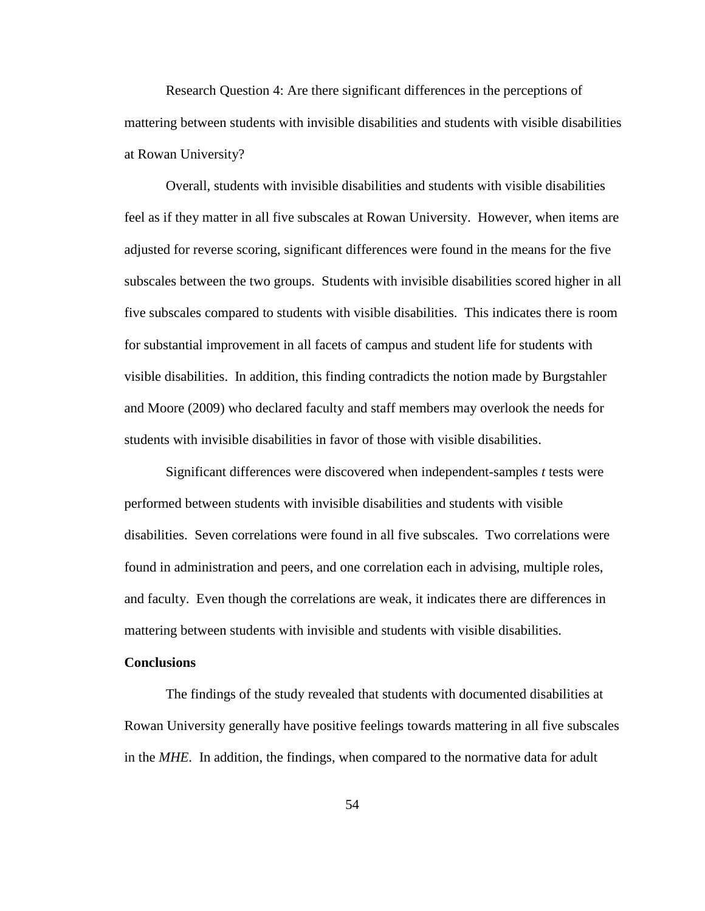Research Question 4: Are there significant differences in the perceptions of mattering between students with invisible disabilities and students with visible disabilities at Rowan University?

Overall, students with invisible disabilities and students with visible disabilities feel as if they matter in all five subscales at Rowan University. However, when items are adjusted for reverse scoring, significant differences were found in the means for the five subscales between the two groups. Students with invisible disabilities scored higher in all five subscales compared to students with visible disabilities. This indicates there is room for substantial improvement in all facets of campus and student life for students with visible disabilities. In addition, this finding contradicts the notion made by Burgstahler and Moore (2009) who declared faculty and staff members may overlook the needs for students with invisible disabilities in favor of those with visible disabilities.

Significant differences were discovered when independent-samples *t* tests were performed between students with invisible disabilities and students with visible disabilities. Seven correlations were found in all five subscales. Two correlations were found in administration and peers, and one correlation each in advising, multiple roles, and faculty. Even though the correlations are weak, it indicates there are differences in mattering between students with invisible and students with visible disabilities.

**Conclusions**

The findings of the study revealed that students with documented disabilities at Rowan University generally have positive feelings towards mattering in all five subscales in the *MHE*. In addition, the findings, when compared to the normative data for adult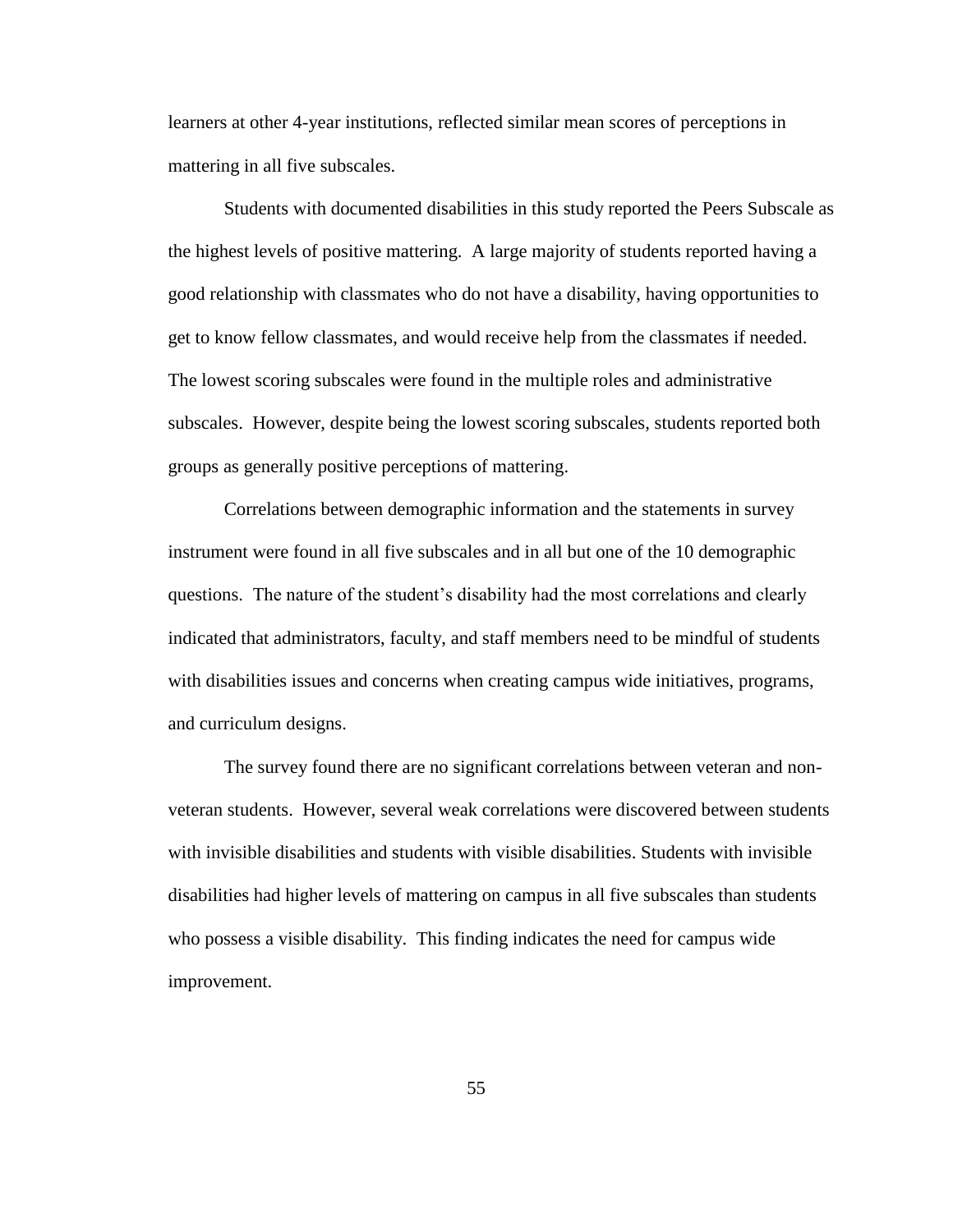learners at other 4-year institutions, reflected similar mean scores of perceptions in mattering in all five subscales.

Students with documented disabilities in this study reported the Peers Subscale as the highest levels of positive mattering. A large majority of students reported having a good relationship with classmates who do not have a disability, having opportunities to get to know fellow classmates, and would receive help from the classmates if needed. The lowest scoring subscales were found in the multiple roles and administrative subscales. However, despite being the lowest scoring subscales, students reported both groups as generally positive perceptions of mattering.

Correlations between demographic information and the statements in survey instrument were found in all five subscales and in all but one of the 10 demographic questions. The nature of the student's disability had the most correlations and clearly indicated that administrators, faculty, and staff members need to be mindful of students with disabilities issues and concerns when creating campus wide initiatives, programs, and curriculum designs.

The survey found there are no significant correlations between veteran and non-veteran students. However, several weak correlations were discovered between students with invisible disabilities and students with visible disabilities. Students with invisible disabilities had higher levels of mattering on campus in all five subscales than students who possess a visible disability. This finding indicates the need for campus wide improvement.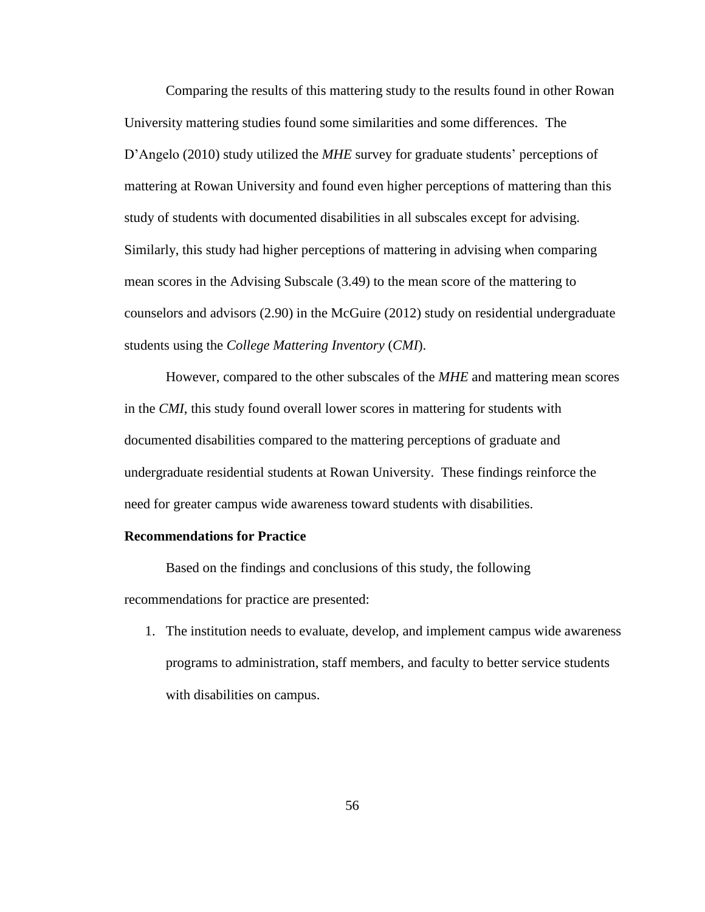Comparing the results of this mattering study to the results found in other Rowan University mattering studies found some similarities and some differences. The D'Angelo (2010) study utilized the *MHE* survey for graduate students' perceptions of mattering at Rowan University and found even higher perceptions of mattering than this study of students with documented disabilities in all subscales except for advising. Similarly, this study had higher perceptions of mattering in advising when comparing mean scores in the Advising Subscale (3.49) to the mean score of the mattering to counselors and advisors (2.90) in the McGuire (2012) study on residential undergraduate students using the *College Mattering Inventory* (*CMI*).

However, compared to the other subscales of the *MHE* and mattering mean scores in the *CMI*, this study found overall lower scores in mattering for students with documented disabilities compared to the mattering perceptions of graduate and undergraduate residential students at Rowan University. These findings reinforce the need for greater campus wide awareness toward students with disabilities.

**Recommendations for Practice**

Based on the findings and conclusions of this study, the following recommendations for practice are presented:

1. The institution needs to evaluate, develop, and implement campus wide awareness programs to administration, staff members, and faculty to better service students with disabilities on campus.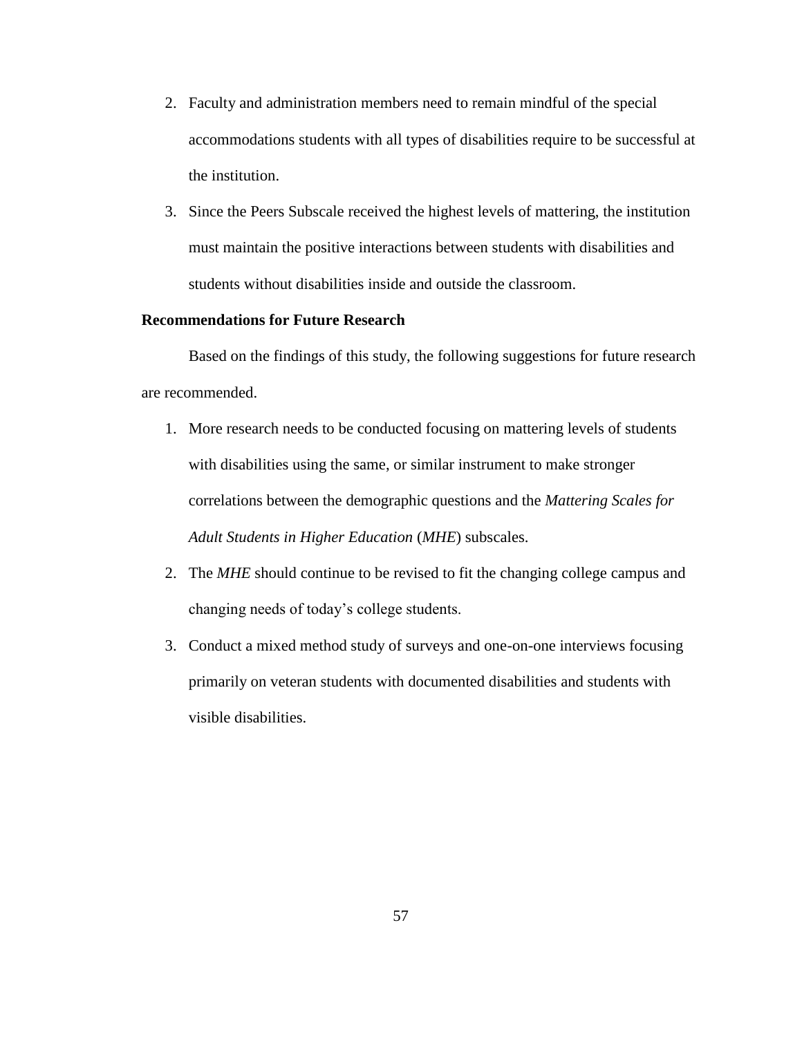2. Faculty and administration members need to remain mindful of the special accommodations students with all types of disabilities require to be successful at the institution.
3. Since the Peers Subscale received the highest levels of mattering, the institution must maintain the positive interactions between students with disabilities and students without disabilities inside and outside the classroom.

**Recommendations for Future Research**

Based on the findings of this study, the following suggestions for future research are recommended.

1. More research needs to be conducted focusing on mattering levels of students with disabilities using the same, or similar instrument to make stronger correlations between the demographic questions and the *Mattering Scales for Adult Students in Higher Education* (*MHE*) subscales.
2. The *MHE* should continue to be revised to fit the changing college campus and changing needs of today's college students.
3. Conduct a mixed method study of surveys and one-on-one interviews focusing primarily on veteran students with documented disabilities and students with visible disabilities.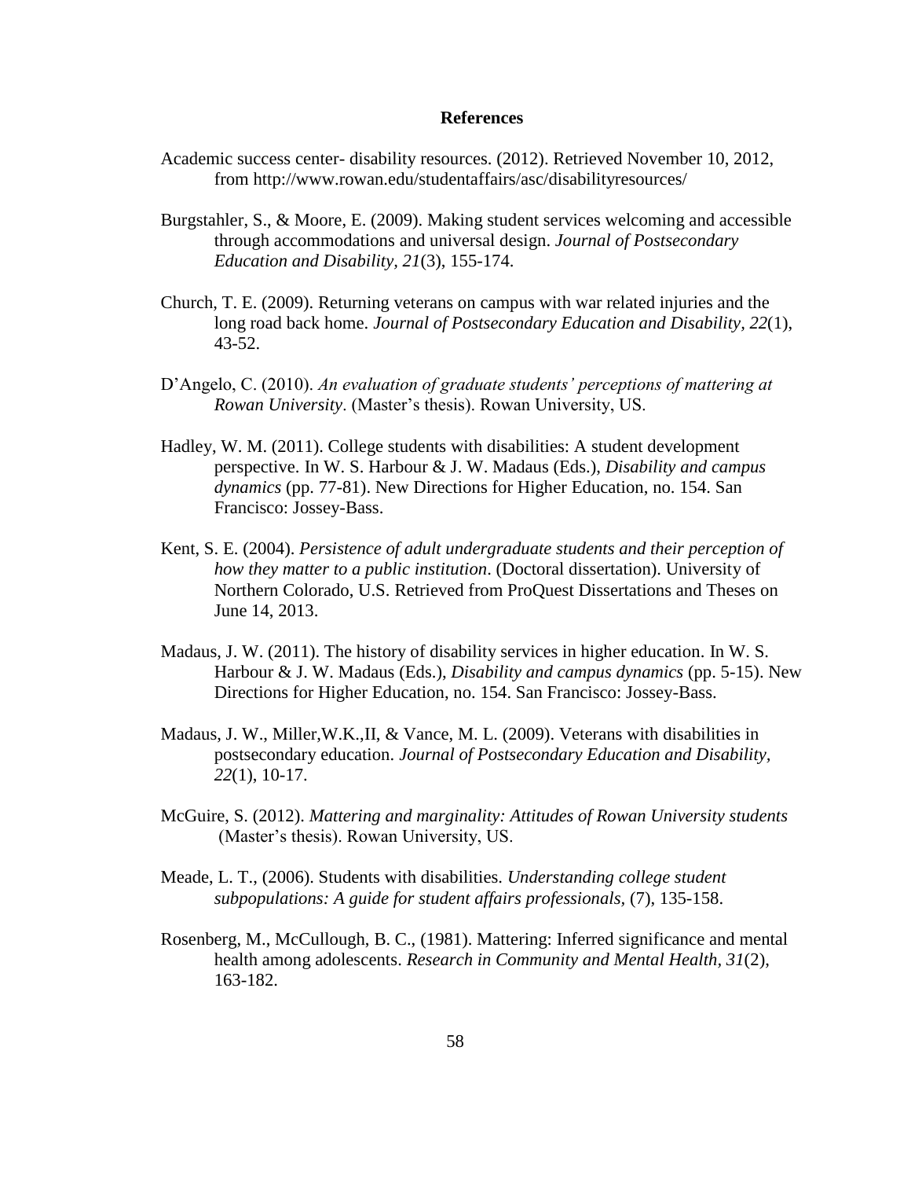## References

Academic success center- disability resources. (2012). Retrieved November 10, 2012, from http://www.rowan.edu/studentaffairs/asc/disabilityresources/

Burgstahler, S., & Moore, E. (2009). Making student services welcoming and accessible through accommodations and universal design. *Journal of Postsecondary Education and Disability, 21*(3), 155-174.

Church, T. E. (2009). Returning veterans on campus with war related injuries and the long road back home. *Journal of Postsecondary Education and Disability, 22*(1), 43-52.

D'Angelo, C. (2010). *An evaluation of graduate students' perceptions of mattering at Rowan University*. (Master's thesis). Rowan University, US.

Hadley, W. M. (2011). College students with disabilities: A student development perspective. In W. S. Harbour & J. W. Madaus (Eds.), *Disability and campus dynamics* (pp. 77-81). New Directions for Higher Education, no. 154. San Francisco: Jossey-Bass.

Kent, S. E. (2004). *Persistence of adult undergraduate students and their perception of how they matter to a public institution*. (Doctoral dissertation). University of Northern Colorado, U.S. Retrieved from ProQuest Dissertations and Theses on June 14, 2013.

Madaus, J. W. (2011). The history of disability services in higher education. In W. S. Harbour & J. W. Madaus (Eds.), *Disability and campus dynamics* (pp. 5-15). New Directions for Higher Education, no. 154. San Francisco: Jossey-Bass.

Madaus, J. W., Miller,W.K.,II, & Vance, M. L. (2009). Veterans with disabilities in postsecondary education. *Journal of Postsecondary Education and Disability, 22*(1), 10-17.

McGuire, S. (2012). *Mattering and marginality: Attitudes of Rowan University students* (Master's thesis). Rowan University, US.

Meade, L. T., (2006). Students with disabilities. *Understanding college student subpopulations: A guide for student affairs professionals,* (7), 135-158.

Rosenberg, M., McCullough, B. C., (1981). Mattering: Inferred significance and mental health among adolescents. *Research in Community and Mental Health, 31*(2), 163-182.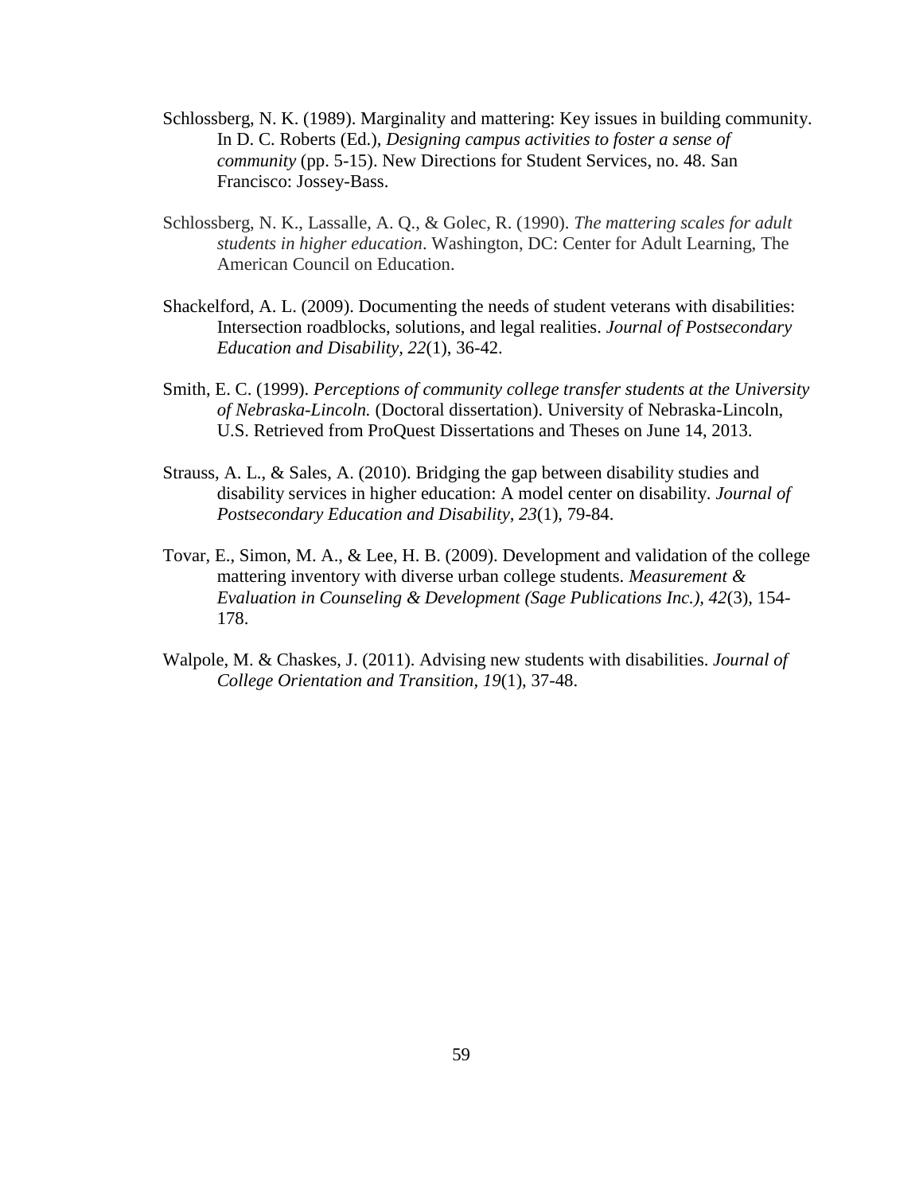Schlossberg, N. K. (1989). Marginality and mattering: Key issues in building community. In D. C. Roberts (Ed.), *Designing campus activities to foster a sense of community* (pp. 5-15). New Directions for Student Services, no. 48. San Francisco: Jossey-Bass.

Schlossberg, N. K., Lassalle, A. Q., & Golec, R. (1990). *The mattering scales for adult students in higher education*. Washington, DC: Center for Adult Learning, The American Council on Education.

Shackelford, A. L. (2009). Documenting the needs of student veterans with disabilities: Intersection roadblocks, solutions, and legal realities. *Journal of Postsecondary Education and Disability, 22*(1), 36-42.

Smith, E. C. (1999). *Perceptions of community college transfer students at the University of Nebraska-Lincoln.* (Doctoral dissertation). University of Nebraska-Lincoln, U.S. Retrieved from ProQuest Dissertations and Theses on June 14, 2013.

Strauss, A. L., & Sales, A. (2010). Bridging the gap between disability studies and disability services in higher education: A model center on disability. *Journal of Postsecondary Education and Disability, 23*(1), 79-84.

Tovar, E., Simon, M. A., & Lee, H. B. (2009). Development and validation of the college mattering inventory with diverse urban college students. *Measurement & Evaluation in Counseling & Development (Sage Publications Inc.), 42*(3), 154-178.

Walpole, M. & Chaskes, J. (2011). Advising new students with disabilities. *Journal of College Orientation and Transition, 19*(1), 37-48.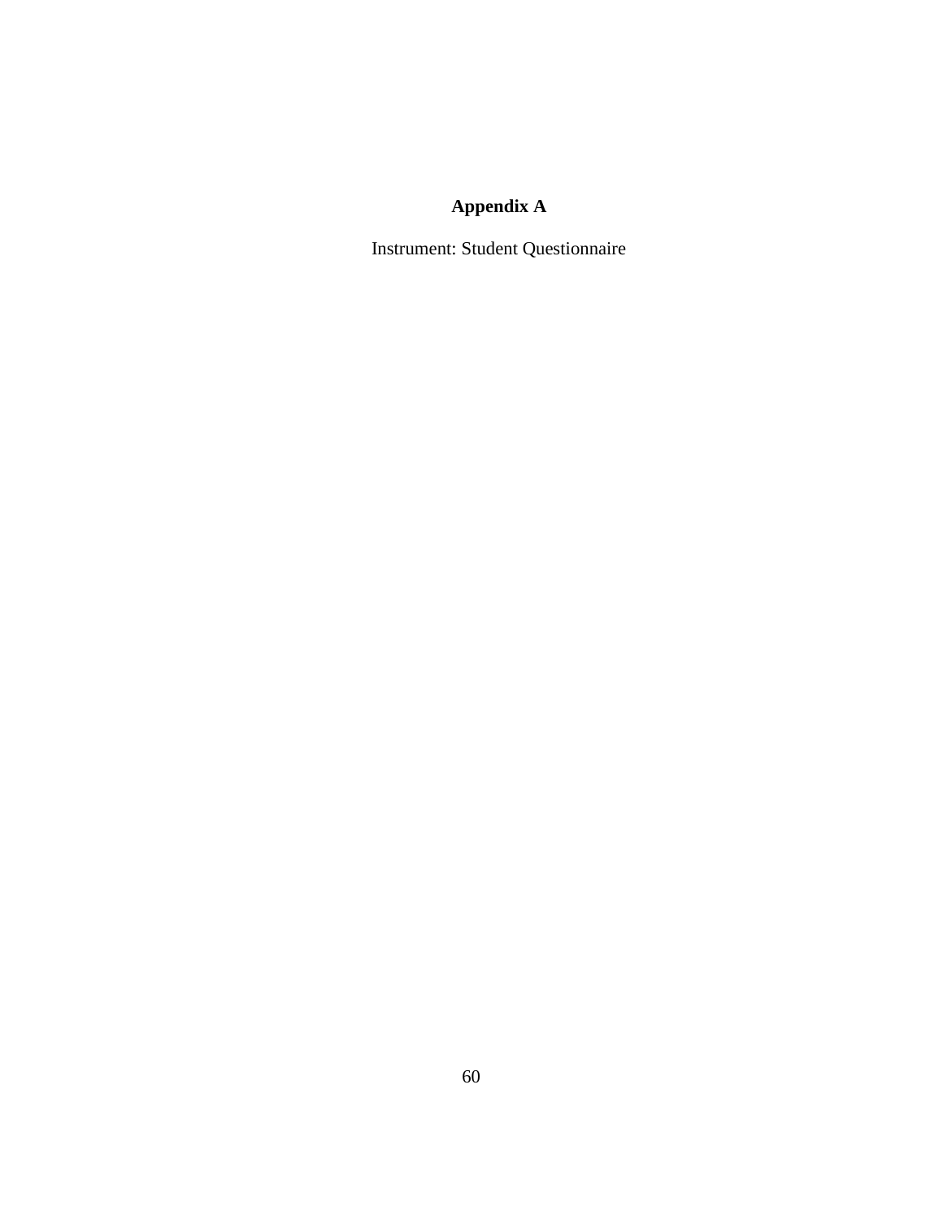# Appendix A

Instrument: Student Questionnaire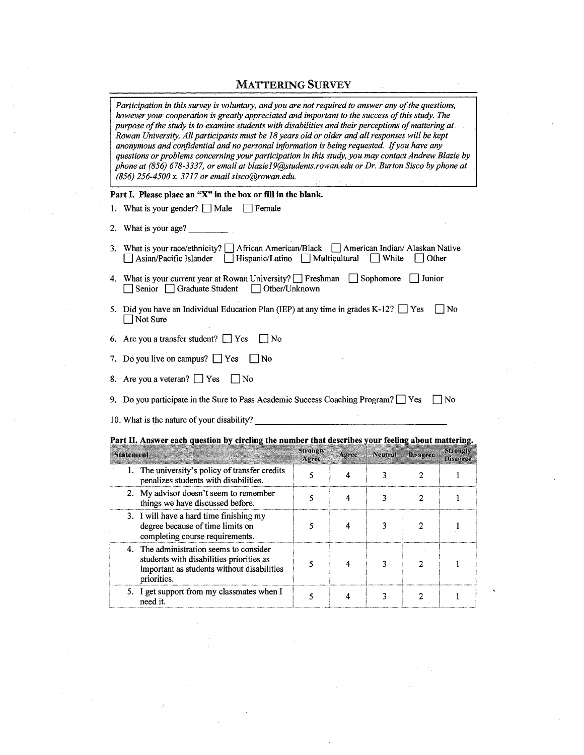# MATTERING SURVEY

*Participation in this survey is voluntary, and you are not required to answer any of the questions, however your cooperation is greatly appreciated and important to the success of this study. The purpose of the study is to examine students with disabilities and their perceptions of mattering at Rowan University. All participants must be 18 years old or older and all responses will be kept anonymous and confidential and no personal information is being requested. If you have any questions or problems concerning your participation in this study, you may contact Andrew Blazie by phone at (856) 678-3337, or email at blazie19@students.rowan.edu or Dr. Burton Sisco by phone at (856) 256-4500 x. 3717 or email sisco@rowan.edu.*

**Part I. Please place an "X" in the box or fill in the blank.**

1. What is your gender? ☐ Male ☐ Female
2. What is your age? _________
3. What is your race/ethnicity? ☐ African American/Black ☐ American Indian/ Alaskan Native ☐ Asian/Pacific Islander ☐ Hispanic/Latino ☐ Multicultural ☐ White ☐ Other
4. What is your current year at Rowan University? ☐ Freshman ☐ Sophomore ☐ Junior ☐ Senior ☐ Graduate Student ☐ Other/Unknown
5. Did you have an Individual Education Plan (IEP) at any time in grades K-12? ☐ Yes ☐ No ☐ Not Sure
6. Are you a transfer student? ☐ Yes ☐ No
7. Do you live on campus? ☐ Yes ☐ No
8. Are you a veteran? ☐ Yes ☐ No
9. Do you participate in the Sure to Pass Academic Success Coaching Program? ☐ Yes ☐ No
10. What is the nature of your disability? ___________________________________________

**Part II. Answer each question by circling the number that describes your feeling about mattering.**

| Statement | Strongly Agree | Agree | Neutral | Disagree | Strongly Disagree |
|---|---|---|---|---|---|
| 1. The university's policy of transfer credits penalizes students with disabilities. | 5 | 4 | 3 | 2 | 1 |
| 2. My advisor doesn't seem to remember things we have discussed before. | 5 | 4 | 3 | 2 | 1 |
| 3. I will have a hard time finishing my degree because of time limits on completing course requirements. | 5 | 4 | 3 | 2 | 1 |
| 4. The administration seems to consider students with disabilities priorities as important as students without disabilities priorities. | 5 | 4 | 3 | 2 | 1 |
| 5. I get support from my classmates when I need it. | 5 | 4 | 3 | 2 | 1 |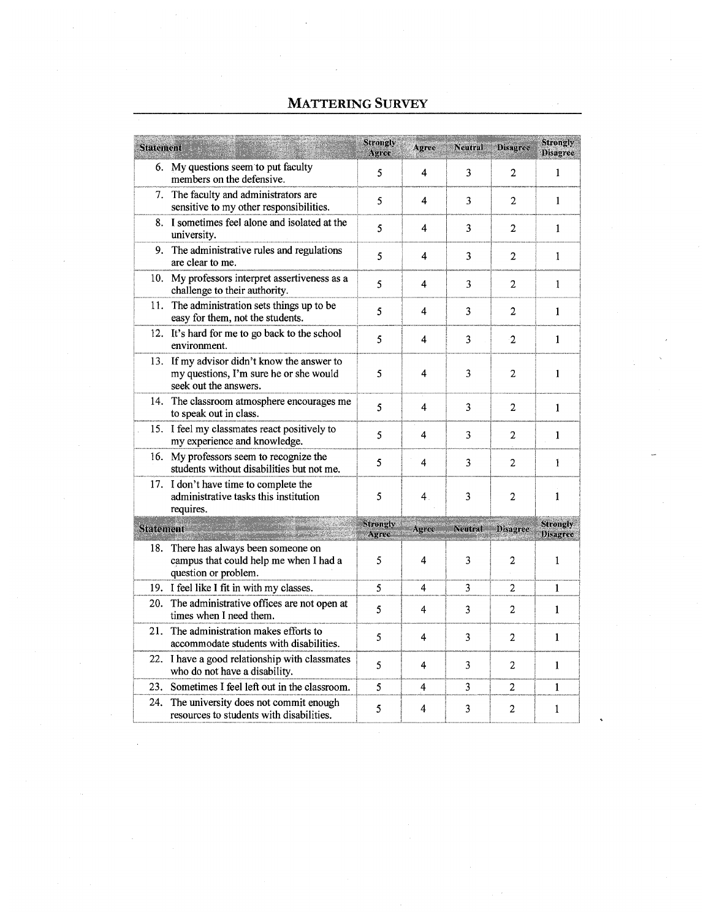## MATTERING SURVEY

| Statement | Strongly Agree | Agree | Neutral | Disagree | Strongly Disagree |
|---|---|---|---|---|---|
| 6. My questions seem to put faculty members on the defensive. | 5 | 4 | 3 | 2 | 1 |
| 7. The faculty and administrators are sensitive to my other responsibilities. | 5 | 4 | 3 | 2 | 1 |
| 8. I sometimes feel alone and isolated at the university. | 5 | 4 | 3 | 2 | 1 |
| 9. The administrative rules and regulations are clear to me. | 5 | 4 | 3 | 2 | 1 |
| 10. My professors interpret assertiveness as a challenge to their authority. | 5 | 4 | 3 | 2 | 1 |
| 11. The administration sets things up to be easy for them, not the students. | 5 | 4 | 3 | 2 | 1 |
| 12. It's hard for me to go back to the school environment. | 5 | 4 | 3 | 2 | 1 |
| 13. If my advisor didn't know the answer to my questions, I'm sure he or she would seek out the answers. | 5 | 4 | 3 | 2 | 1 |
| 14. The classroom atmosphere encourages me to speak out in class. | 5 | 4 | 3 | 2 | 1 |
| 15. I feel my classmates react positively to my experience and knowledge. | 5 | 4 | 3 | 2 | 1 |
| 16. My professors seem to recognize the students without disabilities but not me. | 5 | 4 | 3 | 2 | 1 |
| 17. I don't have time to complete the administrative tasks this institution requires. | 5 | 4 | 3 | 2 | 1 |
| **Statement** | **Strongly Agree** | **Agree** | **Neutral** | **Disagree** | **Strongly Disagree** |
| 18. There has always been someone on campus that could help me when I had a question or problem. | 5 | 4 | 3 | 2 | 1 |
| 19. I feel like I fit in with my classes. | 5 | 4 | 3 | 2 | 1 |
| 20. The administrative offices are not open at times when I need them. | 5 | 4 | 3 | 2 | 1 |
| 21. The administration makes efforts to accommodate students with disabilities. | 5 | 4 | 3 | 2 | 1 |
| 22. I have a good relationship with classmates who do not have a disability. | 5 | 4 | 3 | 2 | 1 |
| 23. Sometimes I feel left out in the classroom. | 5 | 4 | 3 | 2 | 1 |
| 24. The university does not commit enough resources to students with disabilities. | 5 | 4 | 3 | 2 | 1 |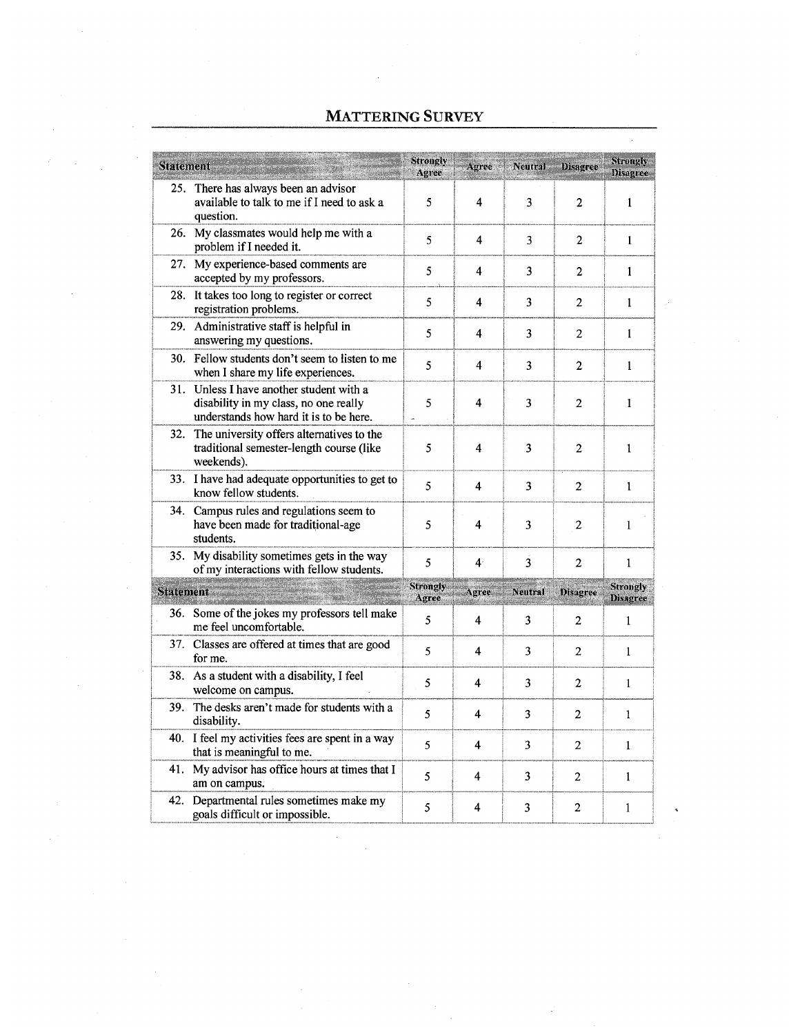## MATTERING SURVEY

| Statement | Strongly Agree | Agree | Neutral | Disagree | Strongly Disagree |
|---|---|---|---|---|---|
| 25. There has always been an advisor available to talk to me if I need to ask a question. | 5 | 4 | 3 | 2 | 1 |
| 26. My classmates would help me with a problem if I needed it. | 5 | 4 | 3 | 2 | 1 |
| 27. My experience-based comments are accepted by my professors. | 5 | 4 | 3 | 2 | 1 |
| 28. It takes too long to register or correct registration problems. | 5 | 4 | 3 | 2 | 1 |
| 29. Administrative staff is helpful in answering my questions. | 5 | 4 | 3 | 2 | 1 |
| 30. Fellow students don't seem to listen to me when I share my life experiences. | 5 | 4 | 3 | 2 | 1 |
| 31. Unless I have another student with a disability in my class, no one really understands how hard it is to be here. | 5 | 4 | 3 | 2 | 1 |
| 32. The university offers alternatives to the traditional semester-length course (like weekends). | 5 | 4 | 3 | 2 | 1 |
| 33. I have had adequate opportunities to get to know fellow students. | 5 | 4 | 3 | 2 | 1 |
| 34. Campus rules and regulations seem to have been made for traditional-age students. | 5 | 4 | 3 | 2 | 1 |
| 35. My disability sometimes gets in the way of my interactions with fellow students. | 5 | 4 | 3 | 2 | 1 |
| **Statement** | **Strongly Agree** | **Agree** | **Neutral** | **Disagree** | **Strongly Disagree** |
| 36. Some of the jokes my professors tell make me feel uncomfortable. | 5 | 4 | 3 | 2 | 1 |
| 37. Classes are offered at times that are good for me. | 5 | 4 | 3 | 2 | 1 |
| 38. As a student with a disability, I feel welcome on campus. | 5 | 4 | 3 | 2 | 1 |
| 39. The desks aren't made for students with a disability. | 5 | 4 | 3 | 2 | 1 |
| 40. I feel my activities fees are spent in a way that is meaningful to me. | 5 | 4 | 3 | 2 | 1 |
| 41. My advisor has office hours at times that I am on campus. | 5 | 4 | 3 | 2 | 1 |
| 42. Departmental rules sometimes make my goals difficult or impossible. | 5 | 4 | 3 | 2 | 1 |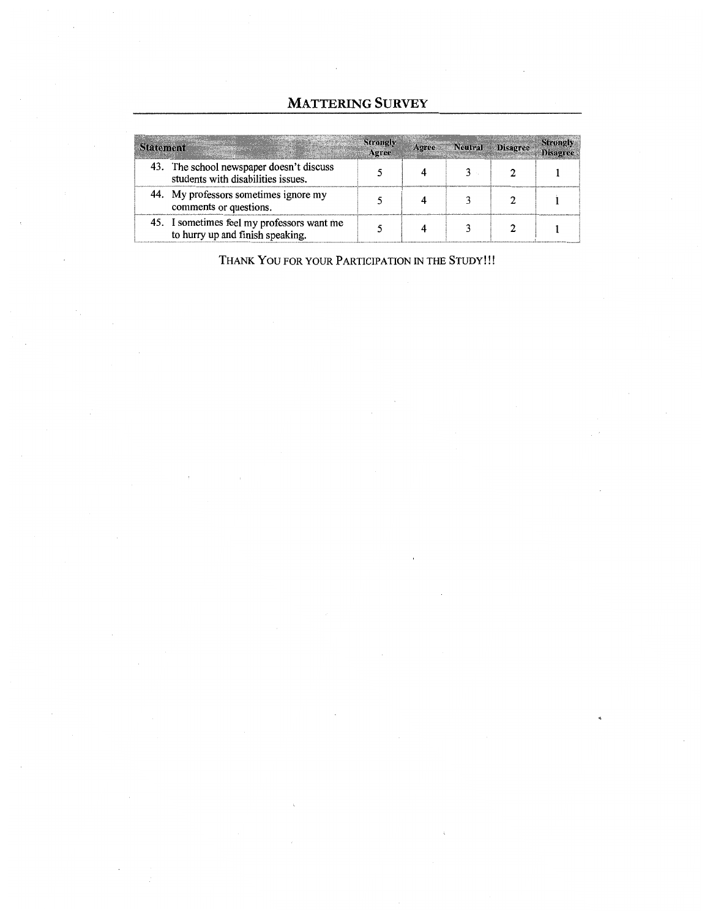## MATTERING SURVEY

| Statement | Strongly Agree | Agree | Neutral | Disagree | Strongly Disagree |
|---|---|---|---|---|---|
| 43. The school newspaper doesn't discuss students with disabilities issues. | 5 | 4 | 3 | 2 | 1 |
| 44. My professors sometimes ignore my comments or questions. | 5 | 4 | 3 | 2 | 1 |
| 45. I sometimes feel my professors want me to hurry up and finish speaking. | 5 | 4 | 3 | 2 | 1 |

THANK YOU FOR YOUR PARTICIPATION IN THE STUDY!!!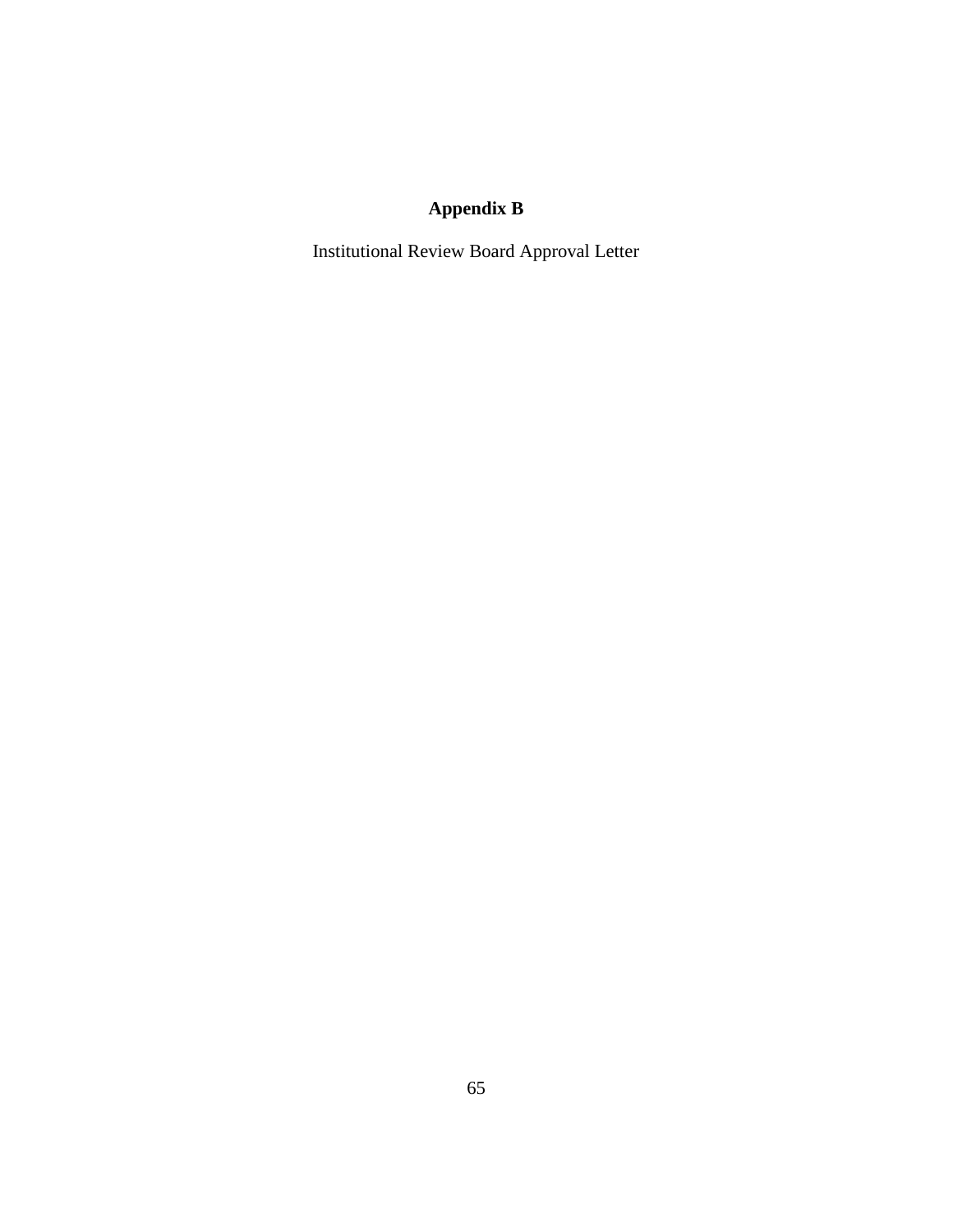# Appendix B

Institutional Review Board Approval Letter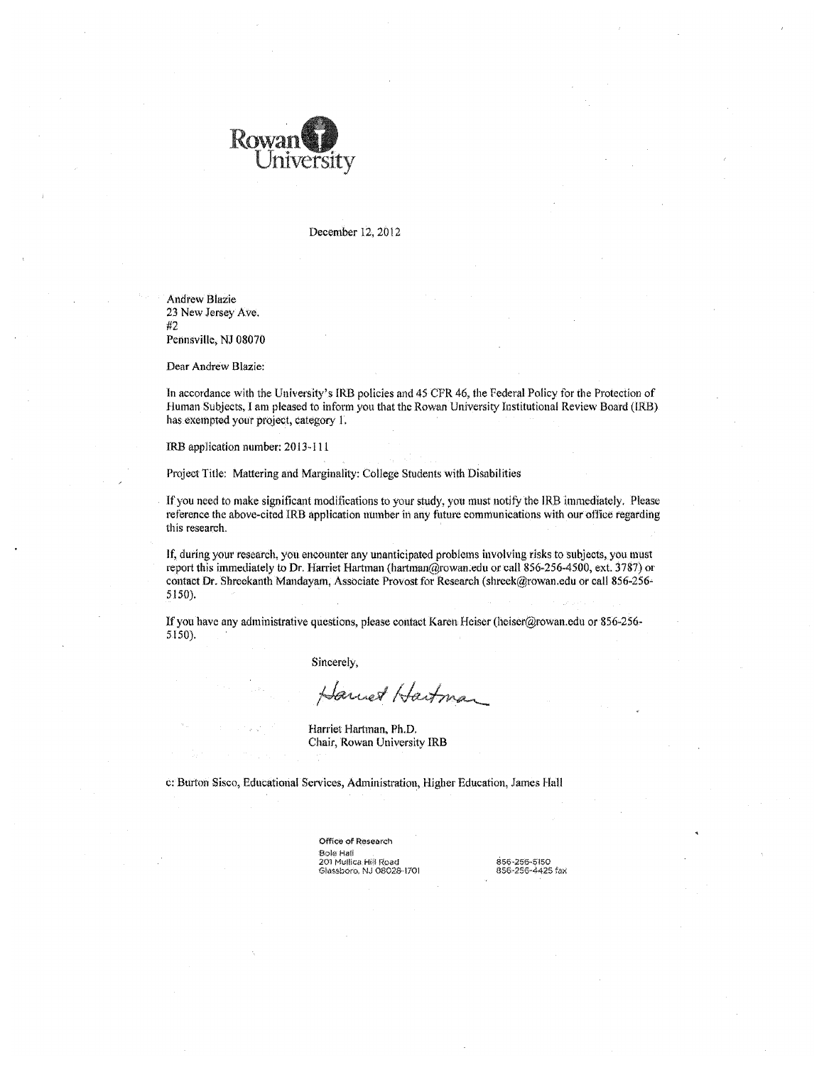Rowan University

December 12, 2012

Andrew Blazie
23 New Jersey Ave.
#2
Pennsville, NJ 08070

Dear Andrew Blazie:

In accordance with the University's IRB policies and 45 CFR 46, the Federal Policy for the Protection of Human Subjects, I am pleased to inform you that the Rowan University Institutional Review Board (IRB) has exempted your project, category 1.

IRB application number: 2013-111

Project Title: Mattering and Marginality: College Students with Disabilities

If you need to make significant modifications to your study, you must notify the IRB immediately. Please reference the above-cited IRB application number in any future communications with our office regarding this research.

If, during your research, you encounter any unanticipated problems involving risks to subjects, you must report this immediately to Dr. Harriet Hartman (hartman@rowan.edu or call 856-256-4500, ext. 3787) or contact Dr. Shreekanth Mandayam, Associate Provost for Research (shreek@rowan.edu or call 856-256-5150).

If you have any administrative questions, please contact Karen Heiser (heiser@rowan.edu or 856-256-5150).

Sincerely,

Harriet Hartman

Harriet Hartman, Ph.D.
Chair, Rowan University IRB

c: Burton Sisco, Educational Services, Administration, Higher Education, James Hall

Office of Research
Bole Hall
201 Mullica Hill Road
Glassboro, NJ 08028-1701

856-256-5150
856-256-4425 fax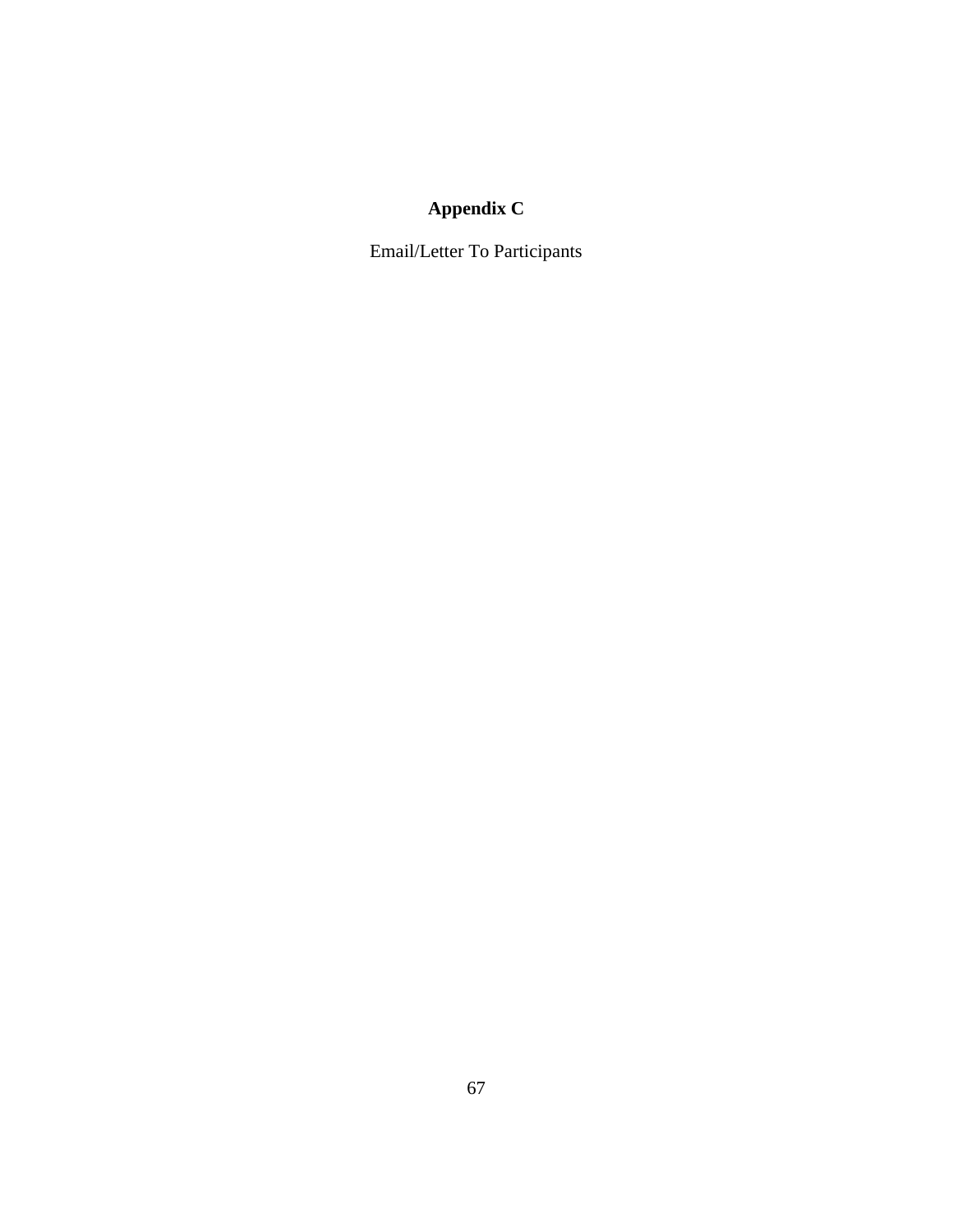# Appendix C

Email/Letter To Participants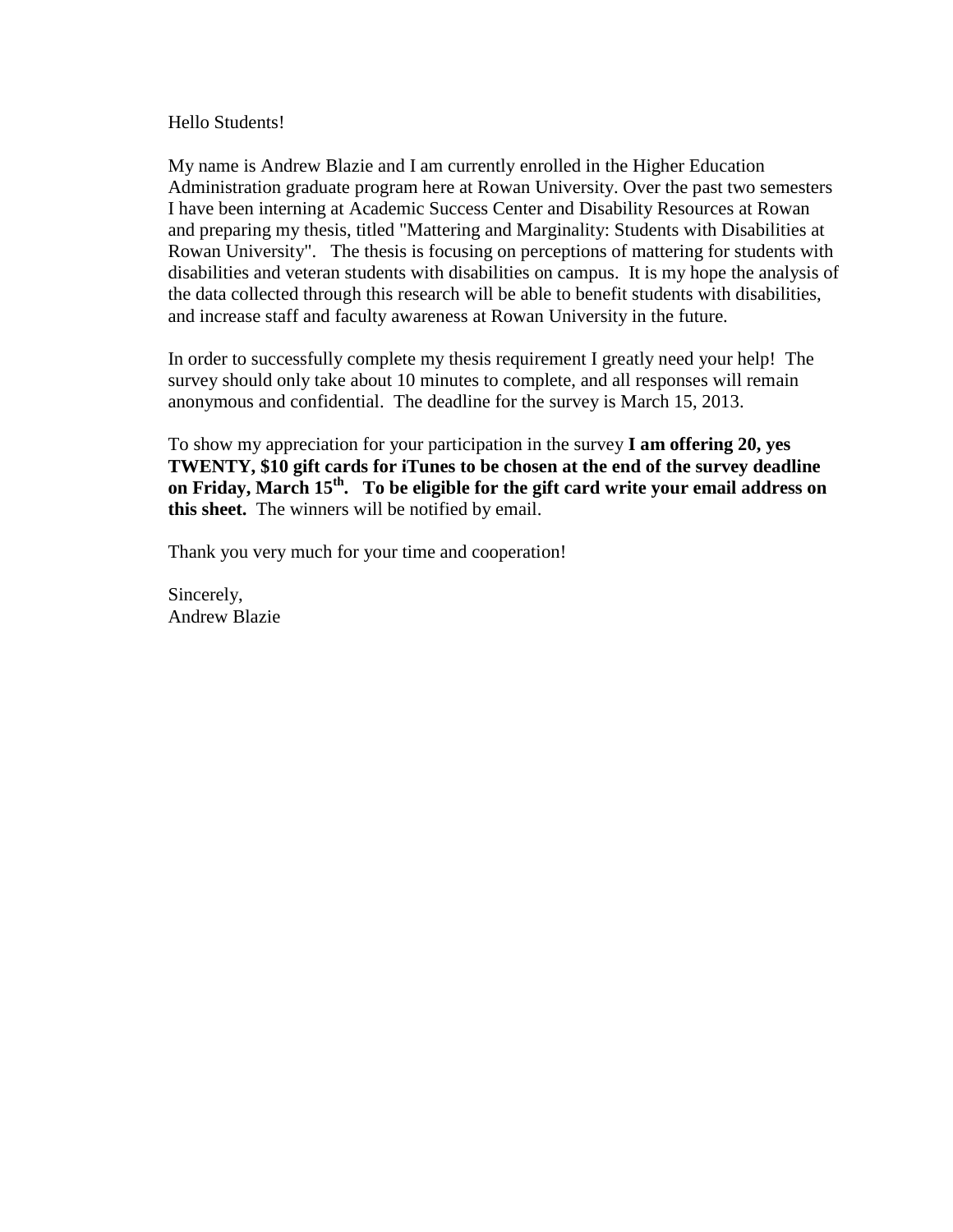Hello Students!

My name is Andrew Blazie and I am currently enrolled in the Higher Education Administration graduate program here at Rowan University. Over the past two semesters I have been interning at Academic Success Center and Disability Resources at Rowan and preparing my thesis, titled "Mattering and Marginality: Students with Disabilities at Rowan University". The thesis is focusing on perceptions of mattering for students with disabilities and veteran students with disabilities on campus. It is my hope the analysis of the data collected through this research will be able to benefit students with disabilities, and increase staff and faculty awareness at Rowan University in the future.

In order to successfully complete my thesis requirement I greatly need your help! The survey should only take about 10 minutes to complete, and all responses will remain anonymous and confidential. The deadline for the survey is March 15, 2013.

To show my appreciation for your participation in the survey **I am offering 20, yes TWENTY, $10 gift cards for iTunes to be chosen at the end of the survey deadline on Friday, March 15th. To be eligible for the gift card write your email address on this sheet.** The winners will be notified by email.

Thank you very much for your time and cooperation!

Sincerely,
Andrew Blazie